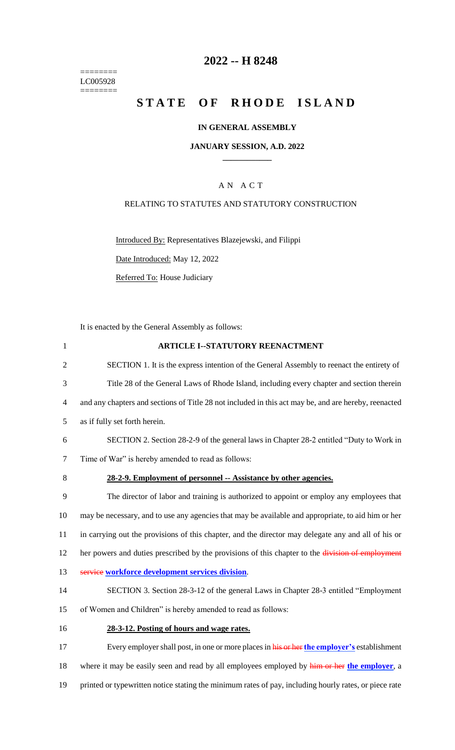========
LC005928
========

# 2022 -- H 8248

# STATE OF RHODE ISLAND

**IN GENERAL ASSEMBLY**

**JANUARY SESSION, A.D. 2022**

A N A C T

RELATING TO STATUTES AND STATUTORY CONSTRUCTION

Introduced By: Representatives Blazejewski, and Filippi

Date Introduced: May 12, 2022

Referred To: House Judiciary

It is enacted by the General Assembly as follows:

**ARTICLE I--STATUTORY REENACTMENT**

SECTION 1. It is the express intention of the General Assembly to reenact the entirety of Title 28 of the General Laws of Rhode Island, including every chapter and section therein and any chapters and sections of Title 28 not included in this act may be, and are hereby, reenacted as if fully set forth herein.

SECTION 2. Section 28-2-9 of the general laws in Chapter 28-2 entitled "Duty to Work in Time of War" is hereby amended to read as follows:

**28-2-9. Employment of personnel -- Assistance by other agencies.**

The director of labor and training is authorized to appoint or employ any employees that may be necessary, and to use any agencies that may be available and appropriate, to aid him or her in carrying out the provisions of this chapter, and the director may delegate any and all of his or her powers and duties prescribed by the provisions of this chapter to the ~~division of employment service~~ **workforce development services division**.

SECTION 3. Section 28-3-12 of the general Laws in Chapter 28-3 entitled "Employment of Women and Children" is hereby amended to read as follows:

**28-3-12. Posting of hours and wage rates.**

Every employer shall post, in one or more places in ~~his or her~~ **the employer's** establishment where it may be easily seen and read by all employees employed by ~~him or her~~ **the employer**, a printed or typewritten notice stating the minimum rates of pay, including hourly rates, or piece rate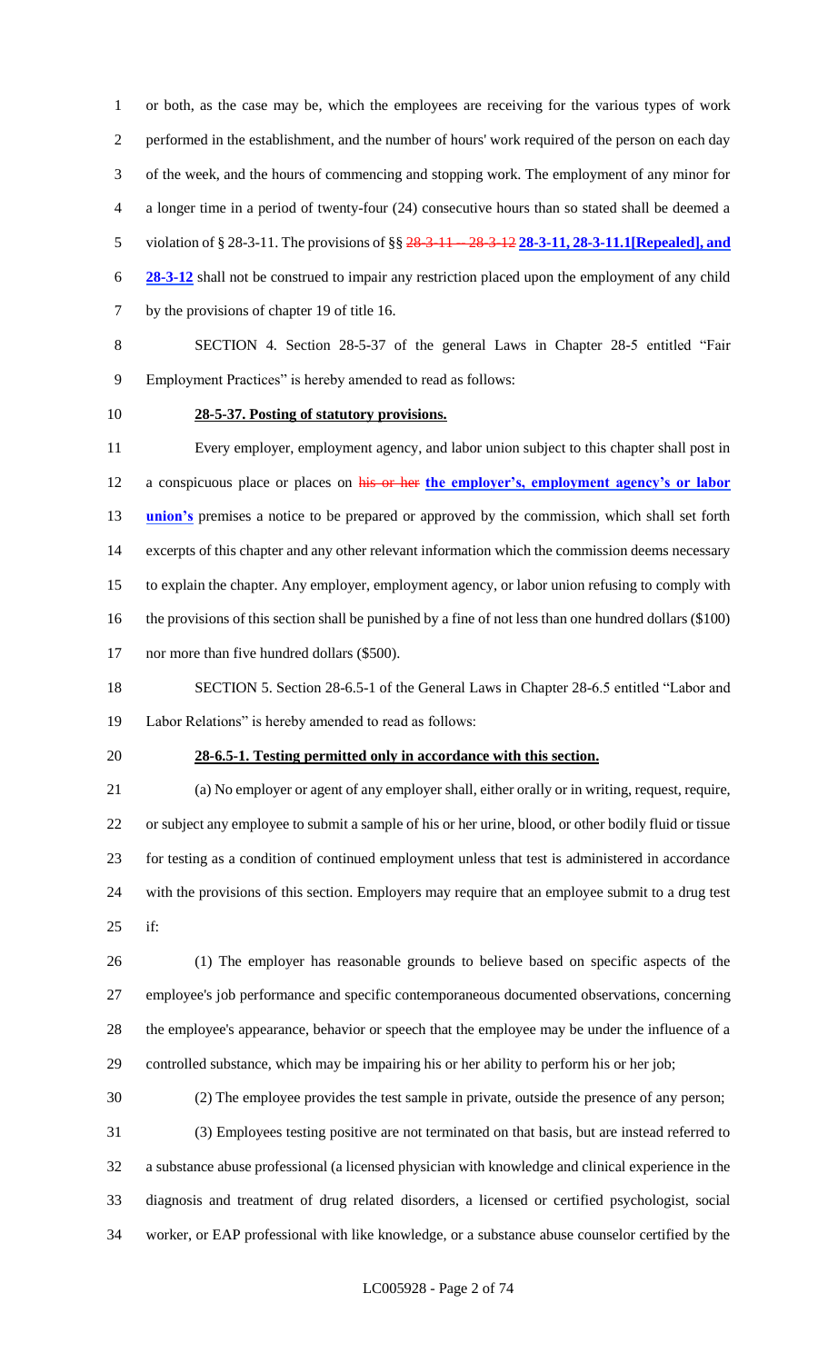or both, as the case may be, which the employees are receiving for the various types of work performed in the establishment, and the number of hours' work required of the person on each day of the week, and the hours of commencing and stopping work. The employment of any minor for a longer time in a period of twenty-four (24) consecutive hours than so stated shall be deemed a violation of § 28-3-11. The provisions of §§ ~~28-3-11 -- 28-3-12~~ **28-3-11, 28-3-11.1[Repealed], and 28-3-12** shall not be construed to impair any restriction placed upon the employment of any child by the provisions of chapter 19 of title 16.

SECTION 4. Section 28-5-37 of the general Laws in Chapter 28-5 entitled "Fair Employment Practices" is hereby amended to read as follows:

**28-5-37. Posting of statutory provisions.**

Every employer, employment agency, and labor union subject to this chapter shall post in a conspicuous place or places on ~~his or her~~ **the employer's, employment agency's or labor union's** premises a notice to be prepared or approved by the commission, which shall set forth excerpts of this chapter and any other relevant information which the commission deems necessary to explain the chapter. Any employer, employment agency, or labor union refusing to comply with the provisions of this section shall be punished by a fine of not less than one hundred dollars ($100) nor more than five hundred dollars ($500).

SECTION 5. Section 28-6.5-1 of the General Laws in Chapter 28-6.5 entitled "Labor and Labor Relations" is hereby amended to read as follows:

**28-6.5-1. Testing permitted only in accordance with this section.**

(a) No employer or agent of any employer shall, either orally or in writing, request, require, or subject any employee to submit a sample of his or her urine, blood, or other bodily fluid or tissue for testing as a condition of continued employment unless that test is administered in accordance with the provisions of this section. Employers may require that an employee submit to a drug test if:

(1) The employer has reasonable grounds to believe based on specific aspects of the employee's job performance and specific contemporaneous documented observations, concerning the employee's appearance, behavior or speech that the employee may be under the influence of a controlled substance, which may be impairing his or her ability to perform his or her job;

(2) The employee provides the test sample in private, outside the presence of any person;

(3) Employees testing positive are not terminated on that basis, but are instead referred to a substance abuse professional (a licensed physician with knowledge and clinical experience in the diagnosis and treatment of drug related disorders, a licensed or certified psychologist, social worker, or EAP professional with like knowledge, or a substance abuse counselor certified by the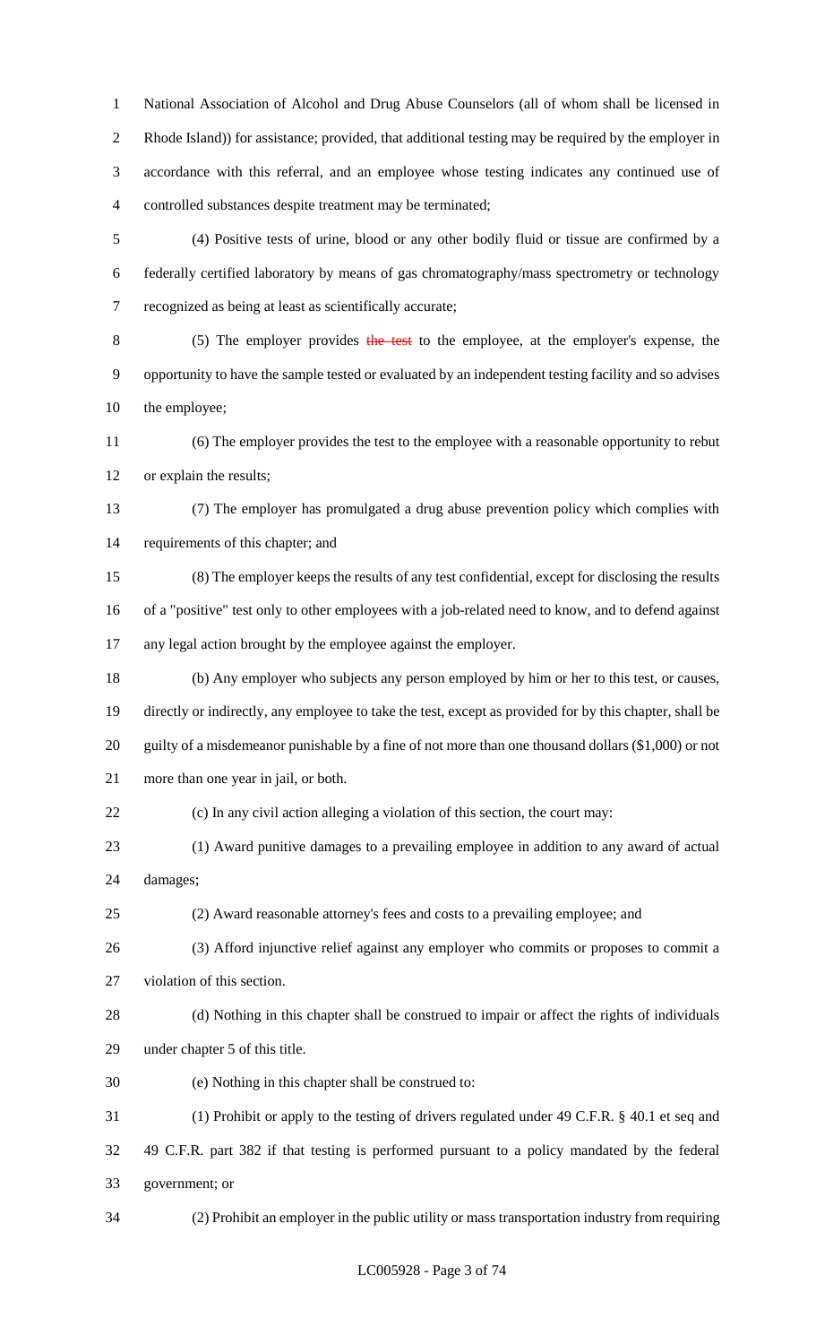National Association of Alcohol and Drug Abuse Counselors (all of whom shall be licensed in Rhode Island)) for assistance; provided, that additional testing may be required by the employer in accordance with this referral, and an employee whose testing indicates any continued use of controlled substances despite treatment may be terminated;

(4) Positive tests of urine, blood or any other bodily fluid or tissue are confirmed by a federally certified laboratory by means of gas chromatography/mass spectrometry or technology recognized as being at least as scientifically accurate;

(5) The employer provides ~~the test~~ to the employee, at the employer's expense, the opportunity to have the sample tested or evaluated by an independent testing facility and so advises the employee;

(6) The employer provides the test to the employee with a reasonable opportunity to rebut or explain the results;

(7) The employer has promulgated a drug abuse prevention policy which complies with requirements of this chapter; and

(8) The employer keeps the results of any test confidential, except for disclosing the results of a "positive" test only to other employees with a job-related need to know, and to defend against any legal action brought by the employee against the employer.

(b) Any employer who subjects any person employed by him or her to this test, or causes, directly or indirectly, any employee to take the test, except as provided for by this chapter, shall be guilty of a misdemeanor punishable by a fine of not more than one thousand dollars ($1,000) or not more than one year in jail, or both.

(c) In any civil action alleging a violation of this section, the court may:

(1) Award punitive damages to a prevailing employee in addition to any award of actual damages;

(2) Award reasonable attorney's fees and costs to a prevailing employee; and

(3) Afford injunctive relief against any employer who commits or proposes to commit a violation of this section.

(d) Nothing in this chapter shall be construed to impair or affect the rights of individuals under chapter 5 of this title.

(e) Nothing in this chapter shall be construed to:

(1) Prohibit or apply to the testing of drivers regulated under 49 C.F.R. § 40.1 et seq and 49 C.F.R. part 382 if that testing is performed pursuant to a policy mandated by the federal government; or

(2) Prohibit an employer in the public utility or mass transportation industry from requiring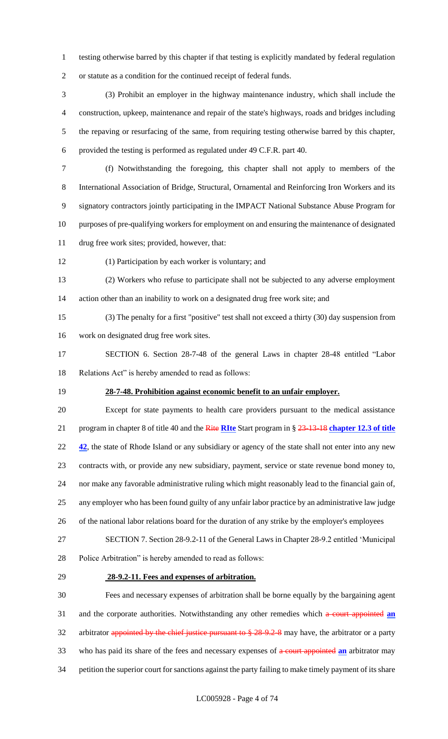testing otherwise barred by this chapter if that testing is explicitly mandated by federal regulation or statute as a condition for the continued receipt of federal funds.

(3) Prohibit an employer in the highway maintenance industry, which shall include the construction, upkeep, maintenance and repair of the state's highways, roads and bridges including the repaving or resurfacing of the same, from requiring testing otherwise barred by this chapter, provided the testing is performed as regulated under 49 C.F.R. part 40.

(f) Notwithstanding the foregoing, this chapter shall not apply to members of the International Association of Bridge, Structural, Ornamental and Reinforcing Iron Workers and its signatory contractors jointly participating in the IMPACT National Substance Abuse Program for purposes of pre-qualifying workers for employment on and ensuring the maintenance of designated drug free work sites; provided, however, that:

(1) Participation by each worker is voluntary; and

(2) Workers who refuse to participate shall not be subjected to any adverse employment action other than an inability to work on a designated drug free work site; and

(3) The penalty for a first "positive" test shall not exceed a thirty (30) day suspension from work on designated drug free work sites.

SECTION 6. Section 28-7-48 of the general Laws in chapter 28-48 entitled "Labor Relations Act" is hereby amended to read as follows:

**28-7-48. Prohibition against economic benefit to an unfair employer.**

Except for state payments to health care providers pursuant to the medical assistance program in chapter 8 of title 40 and the ~~Rite~~ **RIte** Start program in § ~~23-13-18~~ **chapter 12.3 of title 42**, the state of Rhode Island or any subsidiary or agency of the state shall not enter into any new contracts with, or provide any new subsidiary, payment, service or state revenue bond money to, nor make any favorable administrative ruling which might reasonably lead to the financial gain of, any employer who has been found guilty of any unfair labor practice by an administrative law judge of the national labor relations board for the duration of any strike by the employer's employees

SECTION 7. Section 28-9.2-11 of the General Laws in Chapter 28-9.2 entitled 'Municipal Police Arbitration" is hereby amended to read as follows:

**28-9.2-11. Fees and expenses of arbitration.**

Fees and necessary expenses of arbitration shall be borne equally by the bargaining agent and the corporate authorities. Notwithstanding any other remedies which ~~a court appointed~~ **an** arbitrator ~~appointed by the chief justice pursuant to § 28-9.2-8~~ may have, the arbitrator or a party who has paid its share of the fees and necessary expenses of ~~a court appointed~~ **an** arbitrator may petition the superior court for sanctions against the party failing to make timely payment of its share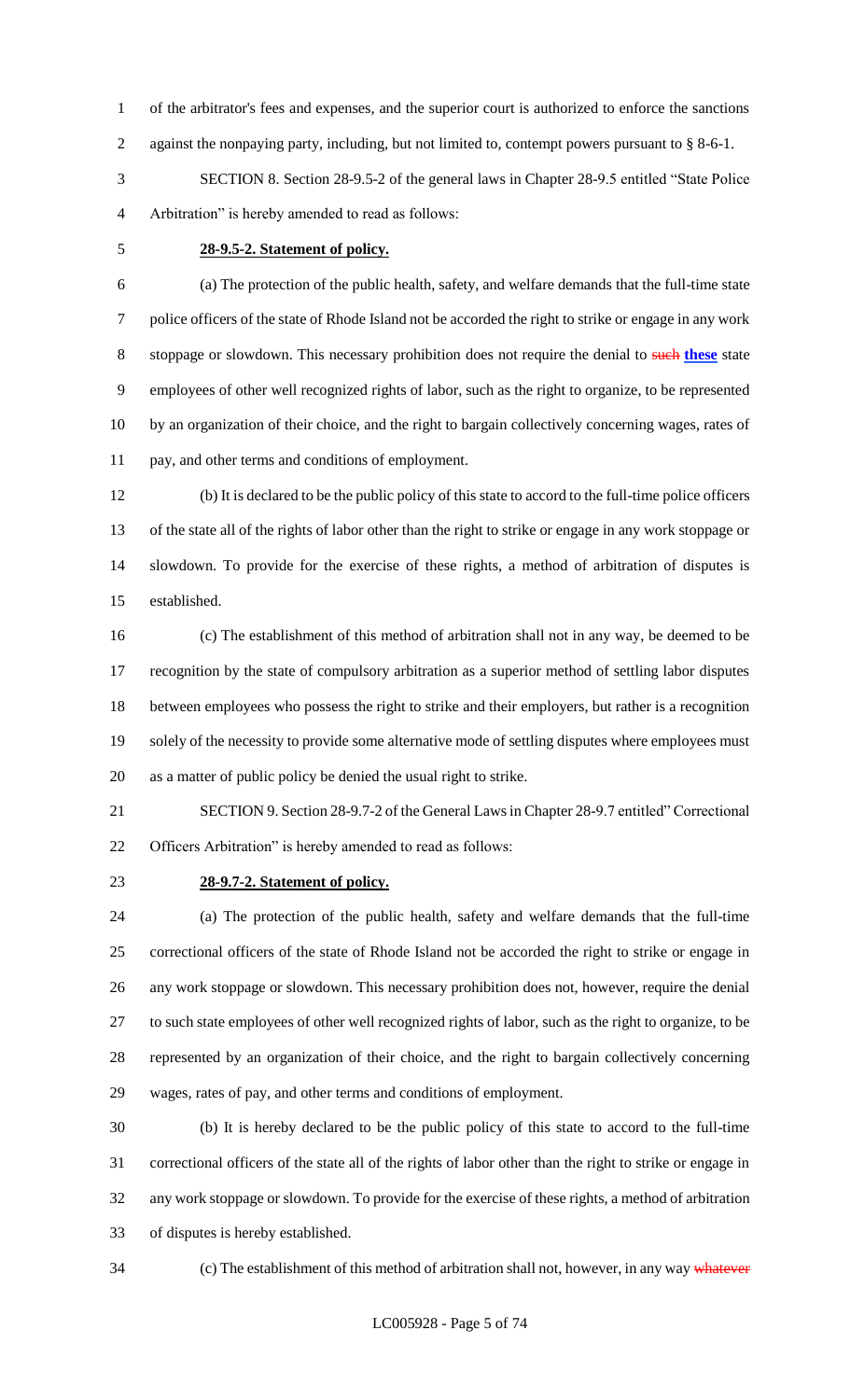of the arbitrator's fees and expenses, and the superior court is authorized to enforce the sanctions against the nonpaying party, including, but not limited to, contempt powers pursuant to § 8-6-1.

SECTION 8. Section 28-9.5-2 of the general laws in Chapter 28-9.5 entitled "State Police Arbitration" is hereby amended to read as follows:

**28-9.5-2. Statement of policy.**

(a) The protection of the public health, safety, and welfare demands that the full-time state police officers of the state of Rhode Island not be accorded the right to strike or engage in any work stoppage or slowdown. This necessary prohibition does not require the denial to ~~such~~ **these** state employees of other well recognized rights of labor, such as the right to organize, to be represented by an organization of their choice, and the right to bargain collectively concerning wages, rates of pay, and other terms and conditions of employment.

(b) It is declared to be the public policy of this state to accord to the full-time police officers of the state all of the rights of labor other than the right to strike or engage in any work stoppage or slowdown. To provide for the exercise of these rights, a method of arbitration of disputes is established.

(c) The establishment of this method of arbitration shall not in any way, be deemed to be recognition by the state of compulsory arbitration as a superior method of settling labor disputes between employees who possess the right to strike and their employers, but rather is a recognition solely of the necessity to provide some alternative mode of settling disputes where employees must as a matter of public policy be denied the usual right to strike.

SECTION 9. Section 28-9.7-2 of the General Laws in Chapter 28-9.7 entitled" Correctional Officers Arbitration" is hereby amended to read as follows:

**28-9.7-2. Statement of policy.**

(a) The protection of the public health, safety and welfare demands that the full-time correctional officers of the state of Rhode Island not be accorded the right to strike or engage in any work stoppage or slowdown. This necessary prohibition does not, however, require the denial to such state employees of other well recognized rights of labor, such as the right to organize, to be represented by an organization of their choice, and the right to bargain collectively concerning wages, rates of pay, and other terms and conditions of employment.

(b) It is hereby declared to be the public policy of this state to accord to the full-time correctional officers of the state all of the rights of labor other than the right to strike or engage in any work stoppage or slowdown. To provide for the exercise of these rights, a method of arbitration of disputes is hereby established.

(c) The establishment of this method of arbitration shall not, however, in any way ~~whatever~~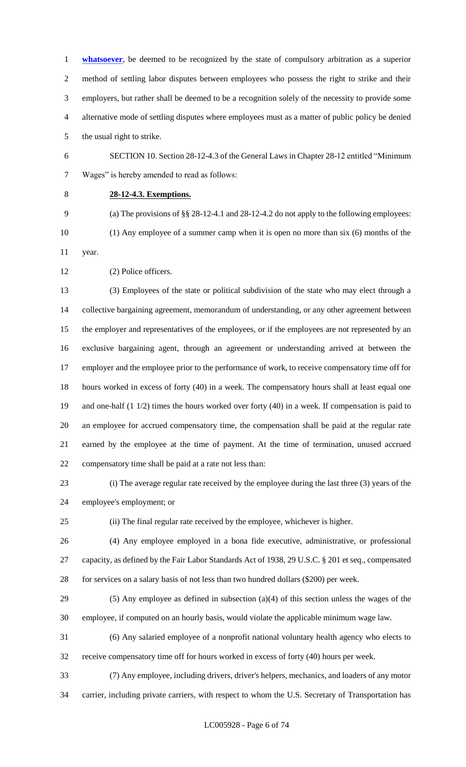**whatsoever**, be deemed to be recognized by the state of compulsory arbitration as a superior method of settling labor disputes between employees who possess the right to strike and their employers, but rather shall be deemed to be a recognition solely of the necessity to provide some alternative mode of settling disputes where employees must as a matter of public policy be denied the usual right to strike.

SECTION 10. Section 28-12-4.3 of the General Laws in Chapter 28-12 entitled "Minimum Wages" is hereby amended to read as follows:

**28-12-4.3. Exemptions.**

(a) The provisions of §§ 28-12-4.1 and 28-12-4.2 do not apply to the following employees:

(1) Any employee of a summer camp when it is open no more than six (6) months of the year.

(2) Police officers.

(3) Employees of the state or political subdivision of the state who may elect through a collective bargaining agreement, memorandum of understanding, or any other agreement between the employer and representatives of the employees, or if the employees are not represented by an exclusive bargaining agent, through an agreement or understanding arrived at between the employer and the employee prior to the performance of work, to receive compensatory time off for hours worked in excess of forty (40) in a week. The compensatory hours shall at least equal one and one-half (1 1/2) times the hours worked over forty (40) in a week. If compensation is paid to an employee for accrued compensatory time, the compensation shall be paid at the regular rate earned by the employee at the time of payment. At the time of termination, unused accrued compensatory time shall be paid at a rate not less than:

(i) The average regular rate received by the employee during the last three (3) years of the employee's employment; or

(ii) The final regular rate received by the employee, whichever is higher.

(4) Any employee employed in a bona fide executive, administrative, or professional capacity, as defined by the Fair Labor Standards Act of 1938, 29 U.S.C. § 201 et seq., compensated for services on a salary basis of not less than two hundred dollars ($200) per week.

(5) Any employee as defined in subsection (a)(4) of this section unless the wages of the employee, if computed on an hourly basis, would violate the applicable minimum wage law.

(6) Any salaried employee of a nonprofit national voluntary health agency who elects to receive compensatory time off for hours worked in excess of forty (40) hours per week.

(7) Any employee, including drivers, driver's helpers, mechanics, and loaders of any motor carrier, including private carriers, with respect to whom the U.S. Secretary of Transportation has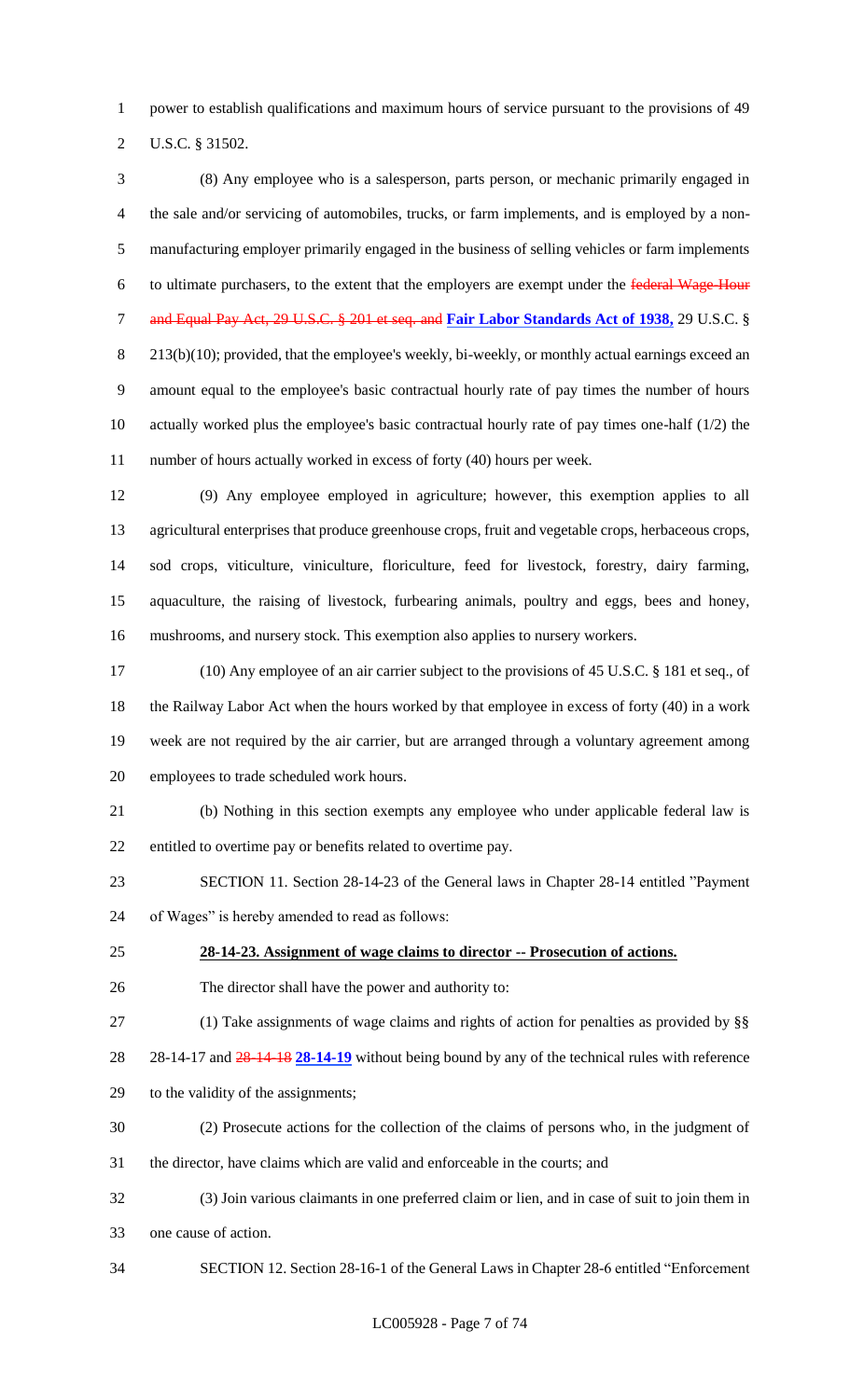power to establish qualifications and maximum hours of service pursuant to the provisions of 49 U.S.C. § 31502.

(8) Any employee who is a salesperson, parts person, or mechanic primarily engaged in the sale and/or servicing of automobiles, trucks, or farm implements, and is employed by a non-manufacturing employer primarily engaged in the business of selling vehicles or farm implements to ultimate purchasers, to the extent that the employers are exempt under the ~~federal Wage-Hour and Equal Pay Act, 29 U.S.C. § 201 et seq. and~~ **Fair Labor Standards Act of 1938,** 29 U.S.C. § 213(b)(10); provided, that the employee's weekly, bi-weekly, or monthly actual earnings exceed an amount equal to the employee's basic contractual hourly rate of pay times the number of hours actually worked plus the employee's basic contractual hourly rate of pay times one-half (1/2) the number of hours actually worked in excess of forty (40) hours per week.

(9) Any employee employed in agriculture; however, this exemption applies to all agricultural enterprises that produce greenhouse crops, fruit and vegetable crops, herbaceous crops, sod crops, viticulture, viniculture, floriculture, feed for livestock, forestry, dairy farming, aquaculture, the raising of livestock, furbearing animals, poultry and eggs, bees and honey, mushrooms, and nursery stock. This exemption also applies to nursery workers.

(10) Any employee of an air carrier subject to the provisions of 45 U.S.C. § 181 et seq., of the Railway Labor Act when the hours worked by that employee in excess of forty (40) in a work week are not required by the air carrier, but are arranged through a voluntary agreement among employees to trade scheduled work hours.

(b) Nothing in this section exempts any employee who under applicable federal law is entitled to overtime pay or benefits related to overtime pay.

SECTION 11. Section 28-14-23 of the General laws in Chapter 28-14 entitled "Payment of Wages" is hereby amended to read as follows:

**28-14-23. Assignment of wage claims to director -- Prosecution of actions.**

The director shall have the power and authority to:

(1) Take assignments of wage claims and rights of action for penalties as provided by §§ 28-14-17 and ~~28-14-18~~ **28-14-19** without being bound by any of the technical rules with reference to the validity of the assignments;

(2) Prosecute actions for the collection of the claims of persons who, in the judgment of the director, have claims which are valid and enforceable in the courts; and

(3) Join various claimants in one preferred claim or lien, and in case of suit to join them in one cause of action.

SECTION 12. Section 28-16-1 of the General Laws in Chapter 28-6 entitled "Enforcement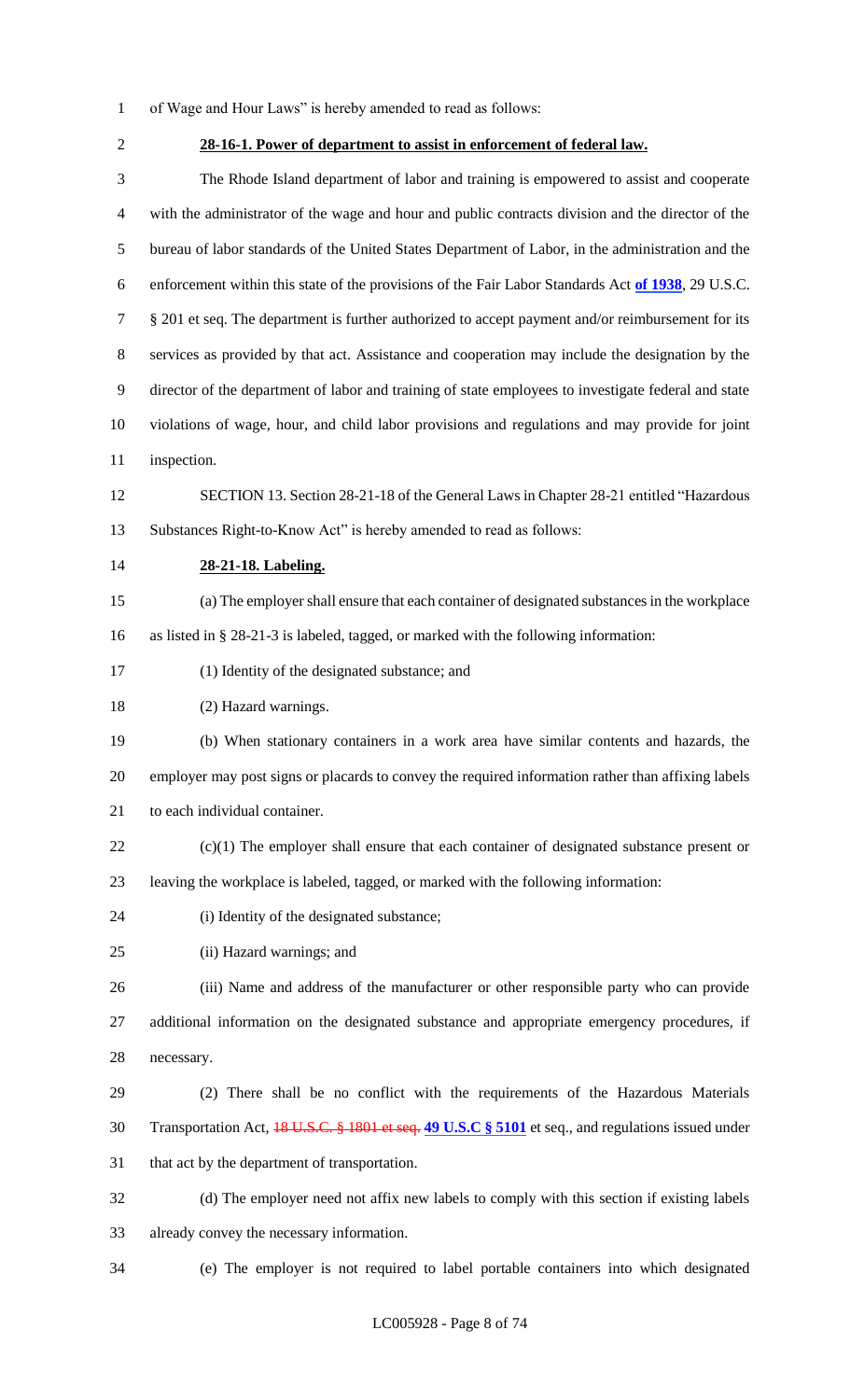of Wage and Hour Laws" is hereby amended to read as follows:

**28-16-1. Power of department to assist in enforcement of federal law.**

The Rhode Island department of labor and training is empowered to assist and cooperate with the administrator of the wage and hour and public contracts division and the director of the bureau of labor standards of the United States Department of Labor, in the administration and the enforcement within this state of the provisions of the Fair Labor Standards Act **of 1938**, 29 U.S.C. § 201 et seq. The department is further authorized to accept payment and/or reimbursement for its services as provided by that act. Assistance and cooperation may include the designation by the director of the department of labor and training of state employees to investigate federal and state violations of wage, hour, and child labor provisions and regulations and may provide for joint inspection.

SECTION 13. Section 28-21-18 of the General Laws in Chapter 28-21 entitled "Hazardous Substances Right-to-Know Act" is hereby amended to read as follows:

**28-21-18. Labeling.**

(a) The employer shall ensure that each container of designated substances in the workplace as listed in § 28-21-3 is labeled, tagged, or marked with the following information:

(1) Identity of the designated substance; and

(2) Hazard warnings.

(b) When stationary containers in a work area have similar contents and hazards, the employer may post signs or placards to convey the required information rather than affixing labels to each individual container.

(c)(1) The employer shall ensure that each container of designated substance present or leaving the workplace is labeled, tagged, or marked with the following information:

(i) Identity of the designated substance;

(ii) Hazard warnings; and

(iii) Name and address of the manufacturer or other responsible party who can provide additional information on the designated substance and appropriate emergency procedures, if necessary.

(2) There shall be no conflict with the requirements of the Hazardous Materials Transportation Act, ~~18 U.S.C. § 1801 et seq.~~ **49 U.S.C § 5101** et seq., and regulations issued under that act by the department of transportation.

(d) The employer need not affix new labels to comply with this section if existing labels already convey the necessary information.

(e) The employer is not required to label portable containers into which designated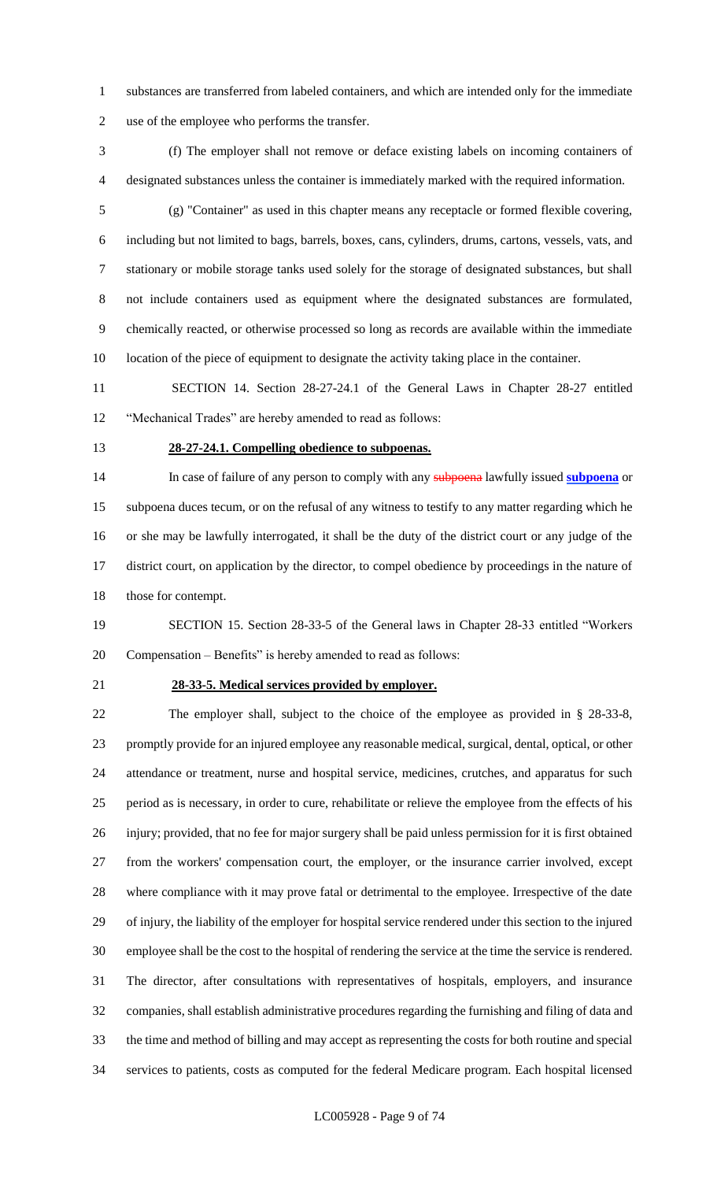substances are transferred from labeled containers, and which are intended only for the immediate use of the employee who performs the transfer.

(f) The employer shall not remove or deface existing labels on incoming containers of designated substances unless the container is immediately marked with the required information.

(g) "Container" as used in this chapter means any receptacle or formed flexible covering, including but not limited to bags, barrels, boxes, cans, cylinders, drums, cartons, vessels, vats, and stationary or mobile storage tanks used solely for the storage of designated substances, but shall not include containers used as equipment where the designated substances are formulated, chemically reacted, or otherwise processed so long as records are available within the immediate location of the piece of equipment to designate the activity taking place in the container.

SECTION 14. Section 28-27-24.1 of the General Laws in Chapter 28-27 entitled "Mechanical Trades" are hereby amended to read as follows:

**28-27-24.1. Compelling obedience to subpoenas.**

In case of failure of any person to comply with any ~~subpoena~~ lawfully issued **subpoena** or subpoena duces tecum, or on the refusal of any witness to testify to any matter regarding which he or she may be lawfully interrogated, it shall be the duty of the district court or any judge of the district court, on application by the director, to compel obedience by proceedings in the nature of those for contempt.

SECTION 15. Section 28-33-5 of the General laws in Chapter 28-33 entitled "Workers Compensation – Benefits" is hereby amended to read as follows:

**28-33-5. Medical services provided by employer.**

The employer shall, subject to the choice of the employee as provided in § 28-33-8, promptly provide for an injured employee any reasonable medical, surgical, dental, optical, or other attendance or treatment, nurse and hospital service, medicines, crutches, and apparatus for such period as is necessary, in order to cure, rehabilitate or relieve the employee from the effects of his injury; provided, that no fee for major surgery shall be paid unless permission for it is first obtained from the workers' compensation court, the employer, or the insurance carrier involved, except where compliance with it may prove fatal or detrimental to the employee. Irrespective of the date of injury, the liability of the employer for hospital service rendered under this section to the injured employee shall be the cost to the hospital of rendering the service at the time the service is rendered. The director, after consultations with representatives of hospitals, employers, and insurance companies, shall establish administrative procedures regarding the furnishing and filing of data and the time and method of billing and may accept as representing the costs for both routine and special services to patients, costs as computed for the federal Medicare program. Each hospital licensed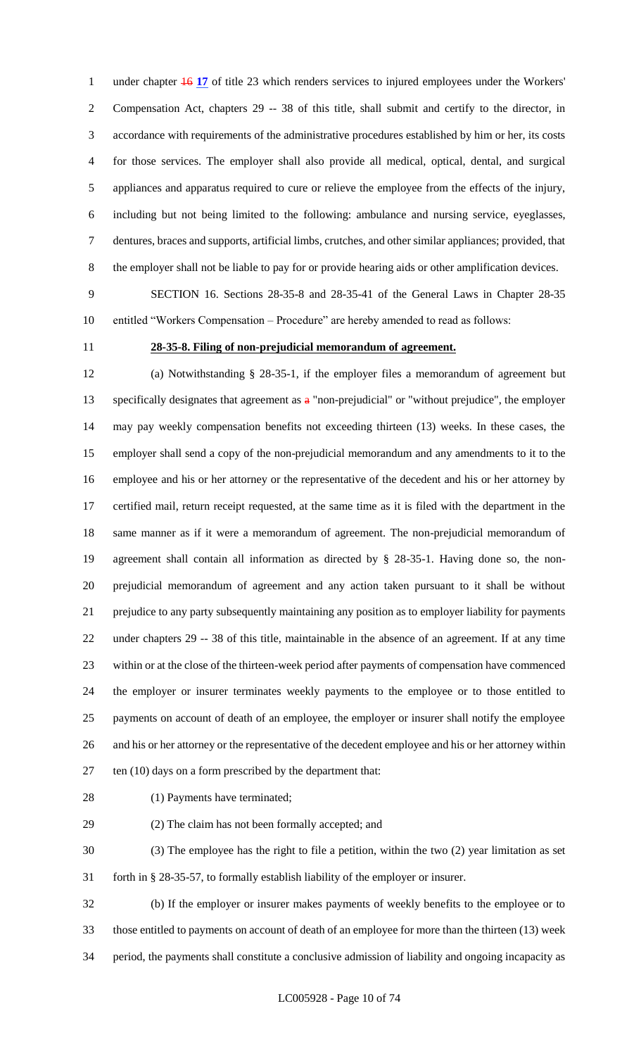under chapter ~~16~~ **17** of title 23 which renders services to injured employees under the Workers' Compensation Act, chapters 29 -- 38 of this title, shall submit and certify to the director, in accordance with requirements of the administrative procedures established by him or her, its costs for those services. The employer shall also provide all medical, optical, dental, and surgical appliances and apparatus required to cure or relieve the employee from the effects of the injury, including but not being limited to the following: ambulance and nursing service, eyeglasses, dentures, braces and supports, artificial limbs, crutches, and other similar appliances; provided, that the employer shall not be liable to pay for or provide hearing aids or other amplification devices.

SECTION 16. Sections 28-35-8 and 28-35-41 of the General Laws in Chapter 28-35 entitled "Workers Compensation – Procedure" are hereby amended to read as follows:

**28-35-8. Filing of non-prejudicial memorandum of agreement.**

(a) Notwithstanding § 28-35-1, if the employer files a memorandum of agreement but specifically designates that agreement as ~~a~~ "non-prejudicial" or "without prejudice", the employer may pay weekly compensation benefits not exceeding thirteen (13) weeks. In these cases, the employer shall send a copy of the non-prejudicial memorandum and any amendments to it to the employee and his or her attorney or the representative of the decedent and his or her attorney by certified mail, return receipt requested, at the same time as it is filed with the department in the same manner as if it were a memorandum of agreement. The non-prejudicial memorandum of agreement shall contain all information as directed by § 28-35-1. Having done so, the non-prejudicial memorandum of agreement and any action taken pursuant to it shall be without prejudice to any party subsequently maintaining any position as to employer liability for payments under chapters 29 -- 38 of this title, maintainable in the absence of an agreement. If at any time within or at the close of the thirteen-week period after payments of compensation have commenced the employer or insurer terminates weekly payments to the employee or to those entitled to payments on account of death of an employee, the employer or insurer shall notify the employee and his or her attorney or the representative of the decedent employee and his or her attorney within ten (10) days on a form prescribed by the department that:

(1) Payments have terminated;

(2) The claim has not been formally accepted; and

(3) The employee has the right to file a petition, within the two (2) year limitation as set forth in § 28-35-57, to formally establish liability of the employer or insurer.

(b) If the employer or insurer makes payments of weekly benefits to the employee or to those entitled to payments on account of death of an employee for more than the thirteen (13) week period, the payments shall constitute a conclusive admission of liability and ongoing incapacity as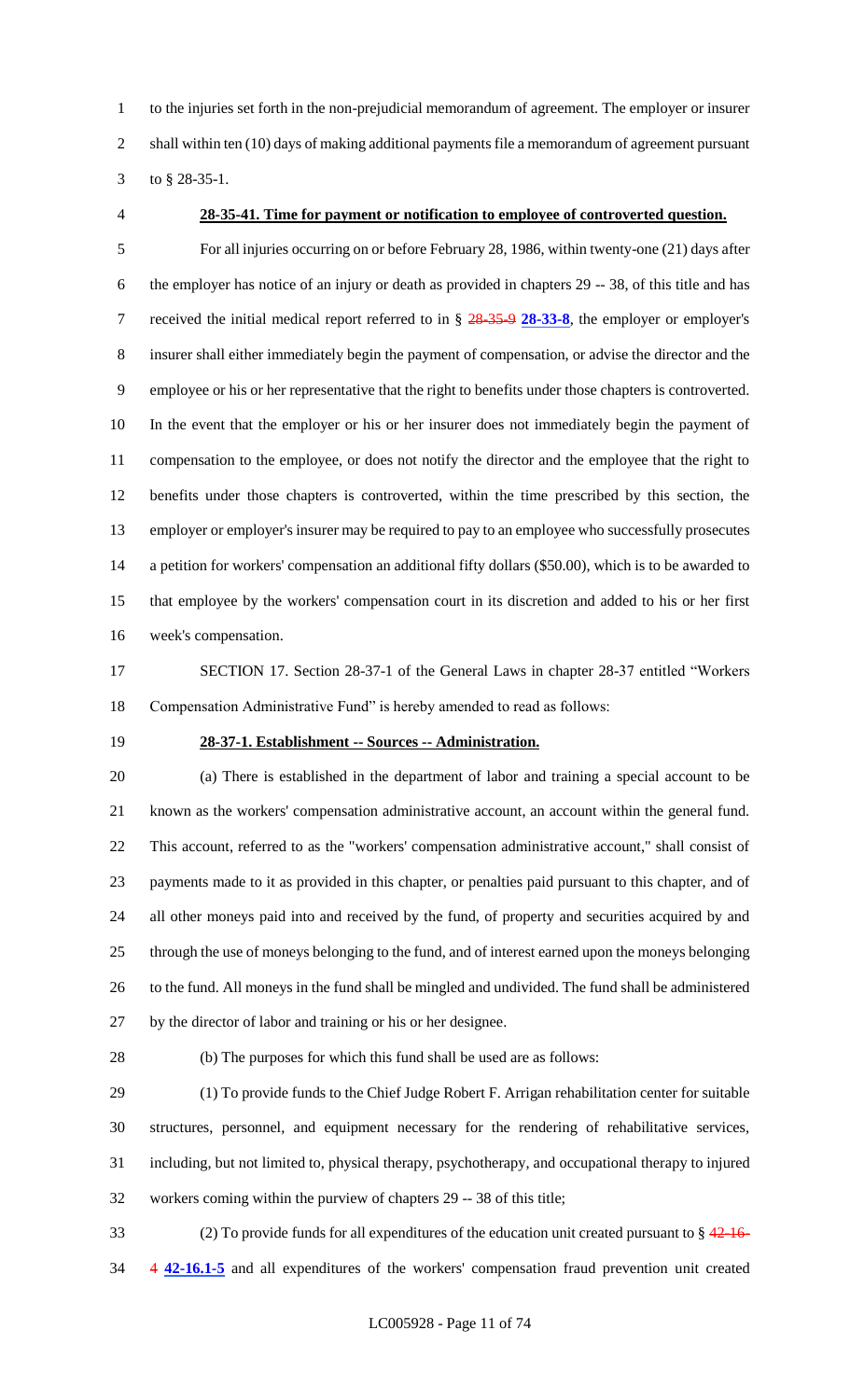to the injuries set forth in the non-prejudicial memorandum of agreement. The employer or insurer shall within ten (10) days of making additional payments file a memorandum of agreement pursuant to § 28-35-1.

**28-35-41. Time for payment or notification to employee of controverted question.**

For all injuries occurring on or before February 28, 1986, within twenty-one (21) days after the employer has notice of an injury or death as provided in chapters 29 -- 38, of this title and has received the initial medical report referred to in § ~~28-35-9~~ **28-33-8**, the employer or employer's insurer shall either immediately begin the payment of compensation, or advise the director and the employee or his or her representative that the right to benefits under those chapters is controverted. In the event that the employer or his or her insurer does not immediately begin the payment of compensation to the employee, or does not notify the director and the employee that the right to benefits under those chapters is controverted, within the time prescribed by this section, the employer or employer's insurer may be required to pay to an employee who successfully prosecutes a petition for workers' compensation an additional fifty dollars ($50.00), which is to be awarded to that employee by the workers' compensation court in its discretion and added to his or her first week's compensation.

SECTION 17. Section 28-37-1 of the General Laws in chapter 28-37 entitled "Workers Compensation Administrative Fund" is hereby amended to read as follows:

**28-37-1. Establishment -- Sources -- Administration.**

(a) There is established in the department of labor and training a special account to be known as the workers' compensation administrative account, an account within the general fund. This account, referred to as the "workers' compensation administrative account," shall consist of payments made to it as provided in this chapter, or penalties paid pursuant to this chapter, and of all other moneys paid into and received by the fund, of property and securities acquired by and through the use of moneys belonging to the fund, and of interest earned upon the moneys belonging to the fund. All moneys in the fund shall be mingled and undivided. The fund shall be administered by the director of labor and training or his or her designee.

(b) The purposes for which this fund shall be used are as follows:

(1) To provide funds to the Chief Judge Robert F. Arrigan rehabilitation center for suitable structures, personnel, and equipment necessary for the rendering of rehabilitative services, including, but not limited to, physical therapy, psychotherapy, and occupational therapy to injured workers coming within the purview of chapters 29 -- 38 of this title;

(2) To provide funds for all expenditures of the education unit created pursuant to § ~~42-16-4~~ **42-16.1-5** and all expenditures of the workers' compensation fraud prevention unit created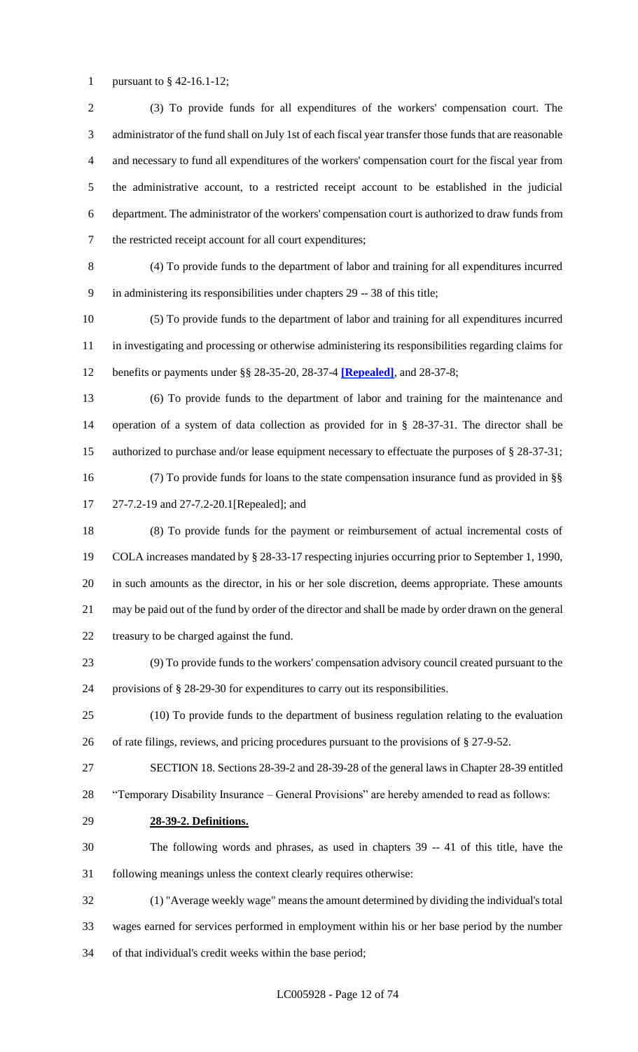pursuant to § 42-16.1-12;

(3) To provide funds for all expenditures of the workers' compensation court. The administrator of the fund shall on July 1st of each fiscal year transfer those funds that are reasonable and necessary to fund all expenditures of the workers' compensation court for the fiscal year from the administrative account, to a restricted receipt account to be established in the judicial department. The administrator of the workers' compensation court is authorized to draw funds from the restricted receipt account for all court expenditures;

(4) To provide funds to the department of labor and training for all expenditures incurred in administering its responsibilities under chapters 29 -- 38 of this title;

(5) To provide funds to the department of labor and training for all expenditures incurred in investigating and processing or otherwise administering its responsibilities regarding claims for benefits or payments under §§ 28-35-20, 28-37-4 **[Repealed]**, and 28-37-8;

(6) To provide funds to the department of labor and training for the maintenance and operation of a system of data collection as provided for in § 28-37-31. The director shall be authorized to purchase and/or lease equipment necessary to effectuate the purposes of § 28-37-31;

(7) To provide funds for loans to the state compensation insurance fund as provided in §§ 27-7.2-19 and 27-7.2-20.1[Repealed]; and

(8) To provide funds for the payment or reimbursement of actual incremental costs of COLA increases mandated by § 28-33-17 respecting injuries occurring prior to September 1, 1990, in such amounts as the director, in his or her sole discretion, deems appropriate. These amounts may be paid out of the fund by order of the director and shall be made by order drawn on the general treasury to be charged against the fund.

(9) To provide funds to the workers' compensation advisory council created pursuant to the provisions of § 28-29-30 for expenditures to carry out its responsibilities.

(10) To provide funds to the department of business regulation relating to the evaluation of rate filings, reviews, and pricing procedures pursuant to the provisions of § 27-9-52.

SECTION 18. Sections 28-39-2 and 28-39-28 of the general laws in Chapter 28-39 entitled "Temporary Disability Insurance – General Provisions" are hereby amended to read as follows:

**28-39-2. Definitions.**

The following words and phrases, as used in chapters 39 -- 41 of this title, have the following meanings unless the context clearly requires otherwise:

(1) "Average weekly wage" means the amount determined by dividing the individual's total wages earned for services performed in employment within his or her base period by the number of that individual's credit weeks within the base period;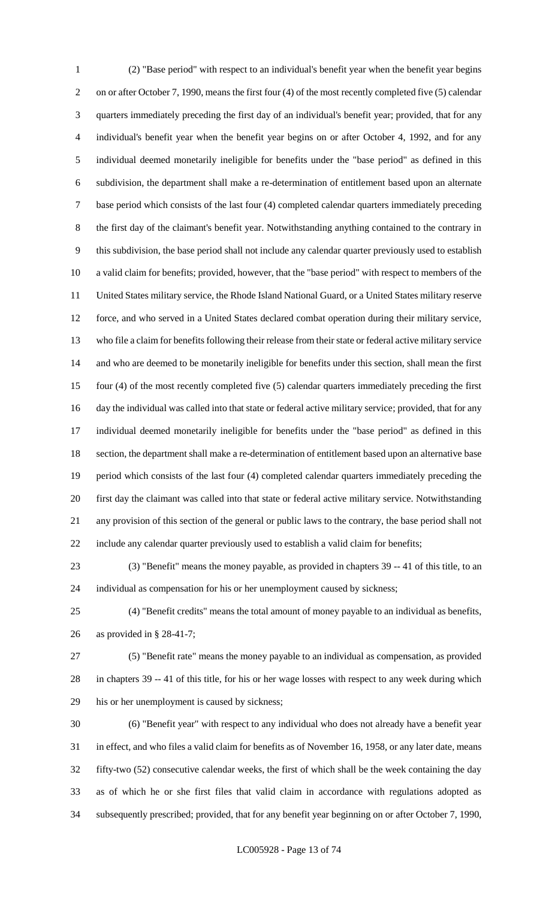(2) "Base period" with respect to an individual's benefit year when the benefit year begins on or after October 7, 1990, means the first four (4) of the most recently completed five (5) calendar quarters immediately preceding the first day of an individual's benefit year; provided, that for any individual's benefit year when the benefit year begins on or after October 4, 1992, and for any individual deemed monetarily ineligible for benefits under the "base period" as defined in this subdivision, the department shall make a re-determination of entitlement based upon an alternate base period which consists of the last four (4) completed calendar quarters immediately preceding the first day of the claimant's benefit year. Notwithstanding anything contained to the contrary in this subdivision, the base period shall not include any calendar quarter previously used to establish a valid claim for benefits; provided, however, that the "base period" with respect to members of the United States military service, the Rhode Island National Guard, or a United States military reserve force, and who served in a United States declared combat operation during their military service, who file a claim for benefits following their release from their state or federal active military service and who are deemed to be monetarily ineligible for benefits under this section, shall mean the first four (4) of the most recently completed five (5) calendar quarters immediately preceding the first day the individual was called into that state or federal active military service; provided, that for any individual deemed monetarily ineligible for benefits under the "base period" as defined in this section, the department shall make a re-determination of entitlement based upon an alternative base period which consists of the last four (4) completed calendar quarters immediately preceding the first day the claimant was called into that state or federal active military service. Notwithstanding any provision of this section of the general or public laws to the contrary, the base period shall not include any calendar quarter previously used to establish a valid claim for benefits;

(3) "Benefit" means the money payable, as provided in chapters 39 -- 41 of this title, to an individual as compensation for his or her unemployment caused by sickness;

(4) "Benefit credits" means the total amount of money payable to an individual as benefits, as provided in § 28-41-7;

(5) "Benefit rate" means the money payable to an individual as compensation, as provided in chapters 39 -- 41 of this title, for his or her wage losses with respect to any week during which his or her unemployment is caused by sickness;

(6) "Benefit year" with respect to any individual who does not already have a benefit year in effect, and who files a valid claim for benefits as of November 16, 1958, or any later date, means fifty-two (52) consecutive calendar weeks, the first of which shall be the week containing the day as of which he or she first files that valid claim in accordance with regulations adopted as subsequently prescribed; provided, that for any benefit year beginning on or after October 7, 1990,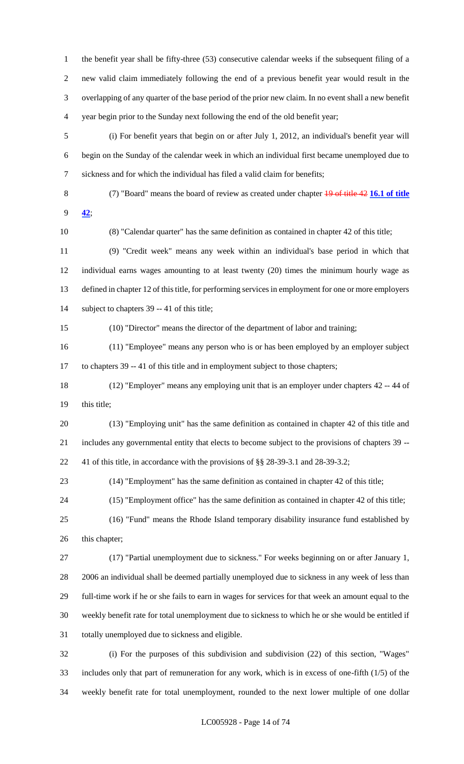the benefit year shall be fifty-three (53) consecutive calendar weeks if the subsequent filing of a new valid claim immediately following the end of a previous benefit year would result in the overlapping of any quarter of the base period of the prior new claim. In no event shall a new benefit year begin prior to the Sunday next following the end of the old benefit year;

(i) For benefit years that begin on or after July 1, 2012, an individual's benefit year will begin on the Sunday of the calendar week in which an individual first became unemployed due to sickness and for which the individual has filed a valid claim for benefits;

(7) "Board" means the board of review as created under chapter ~~19 of title 42~~ **16.1 of title 42**;

(8) "Calendar quarter" has the same definition as contained in chapter 42 of this title;

(9) "Credit week" means any week within an individual's base period in which that individual earns wages amounting to at least twenty (20) times the minimum hourly wage as defined in chapter 12 of this title, for performing services in employment for one or more employers subject to chapters 39 -- 41 of this title;

(10) "Director" means the director of the department of labor and training;

(11) "Employee" means any person who is or has been employed by an employer subject to chapters 39 -- 41 of this title and in employment subject to those chapters;

(12) "Employer" means any employing unit that is an employer under chapters 42 -- 44 of this title;

(13) "Employing unit" has the same definition as contained in chapter 42 of this title and includes any governmental entity that elects to become subject to the provisions of chapters 39 -- 41 of this title, in accordance with the provisions of §§ 28-39-3.1 and 28-39-3.2;

(14) "Employment" has the same definition as contained in chapter 42 of this title;

(15) "Employment office" has the same definition as contained in chapter 42 of this title;

(16) "Fund" means the Rhode Island temporary disability insurance fund established by this chapter;

(17) "Partial unemployment due to sickness." For weeks beginning on or after January 1, 2006 an individual shall be deemed partially unemployed due to sickness in any week of less than full-time work if he or she fails to earn in wages for services for that week an amount equal to the weekly benefit rate for total unemployment due to sickness to which he or she would be entitled if totally unemployed due to sickness and eligible.

(i) For the purposes of this subdivision and subdivision (22) of this section, "Wages" includes only that part of remuneration for any work, which is in excess of one-fifth (1/5) of the weekly benefit rate for total unemployment, rounded to the next lower multiple of one dollar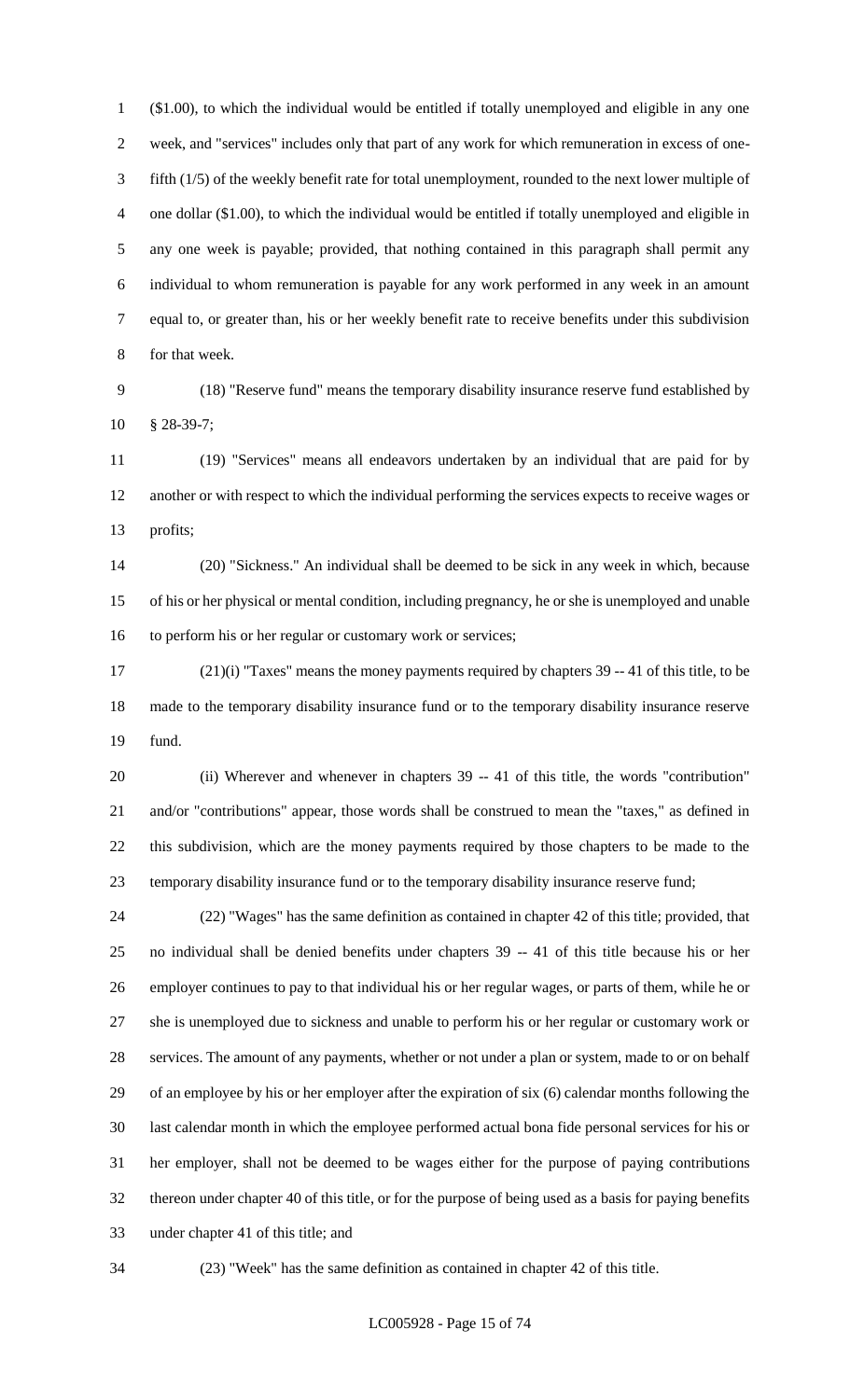($1.00), to which the individual would be entitled if totally unemployed and eligible in any one week, and "services" includes only that part of any work for which remuneration in excess of one-fifth (1/5) of the weekly benefit rate for total unemployment, rounded to the next lower multiple of one dollar ($1.00), to which the individual would be entitled if totally unemployed and eligible in any one week is payable; provided, that nothing contained in this paragraph shall permit any individual to whom remuneration is payable for any work performed in any week in an amount equal to, or greater than, his or her weekly benefit rate to receive benefits under this subdivision for that week.

(18) "Reserve fund" means the temporary disability insurance reserve fund established by § 28-39-7;

(19) "Services" means all endeavors undertaken by an individual that are paid for by another or with respect to which the individual performing the services expects to receive wages or profits;

(20) "Sickness." An individual shall be deemed to be sick in any week in which, because of his or her physical or mental condition, including pregnancy, he or she is unemployed and unable to perform his or her regular or customary work or services;

(21)(i) "Taxes" means the money payments required by chapters 39 -- 41 of this title, to be made to the temporary disability insurance fund or to the temporary disability insurance reserve fund.

(ii) Wherever and whenever in chapters 39 -- 41 of this title, the words "contribution" and/or "contributions" appear, those words shall be construed to mean the "taxes," as defined in this subdivision, which are the money payments required by those chapters to be made to the temporary disability insurance fund or to the temporary disability insurance reserve fund;

(22) "Wages" has the same definition as contained in chapter 42 of this title; provided, that no individual shall be denied benefits under chapters 39 -- 41 of this title because his or her employer continues to pay to that individual his or her regular wages, or parts of them, while he or she is unemployed due to sickness and unable to perform his or her regular or customary work or services. The amount of any payments, whether or not under a plan or system, made to or on behalf of an employee by his or her employer after the expiration of six (6) calendar months following the last calendar month in which the employee performed actual bona fide personal services for his or her employer, shall not be deemed to be wages either for the purpose of paying contributions thereon under chapter 40 of this title, or for the purpose of being used as a basis for paying benefits under chapter 41 of this title; and

(23) "Week" has the same definition as contained in chapter 42 of this title.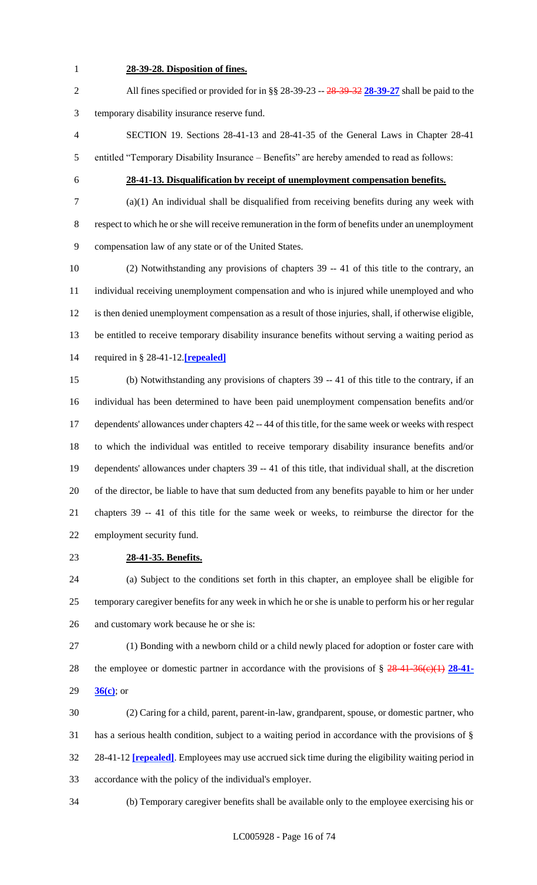**28-39-28. Disposition of fines.**

All fines specified or provided for in §§ 28-39-23 -- ~~28-39-32~~ **28-39-27** shall be paid to the temporary disability insurance reserve fund.

SECTION 19. Sections 28-41-13 and 28-41-35 of the General Laws in Chapter 28-41 entitled "Temporary Disability Insurance – Benefits" are hereby amended to read as follows:

**28-41-13. Disqualification by receipt of unemployment compensation benefits.**

(a)(1) An individual shall be disqualified from receiving benefits during any week with respect to which he or she will receive remuneration in the form of benefits under an unemployment compensation law of any state or of the United States.

(2) Notwithstanding any provisions of chapters 39 -- 41 of this title to the contrary, an individual receiving unemployment compensation and who is injured while unemployed and who is then denied unemployment compensation as a result of those injuries, shall, if otherwise eligible, be entitled to receive temporary disability insurance benefits without serving a waiting period as required in § 28-41-12.**[repealed]**

(b) Notwithstanding any provisions of chapters 39 -- 41 of this title to the contrary, if an individual has been determined to have been paid unemployment compensation benefits and/or dependents' allowances under chapters 42 -- 44 of this title, for the same week or weeks with respect to which the individual was entitled to receive temporary disability insurance benefits and/or dependents' allowances under chapters 39 -- 41 of this title, that individual shall, at the discretion of the director, be liable to have that sum deducted from any benefits payable to him or her under chapters 39 -- 41 of this title for the same week or weeks, to reimburse the director for the employment security fund.

**28-41-35. Benefits.**

(a) Subject to the conditions set forth in this chapter, an employee shall be eligible for temporary caregiver benefits for any week in which he or she is unable to perform his or her regular and customary work because he or she is:

(1) Bonding with a newborn child or a child newly placed for adoption or foster care with the employee or domestic partner in accordance with the provisions of § ~~28-41-36(c)(1)~~ **28-41-36(c)**; or

(2) Caring for a child, parent, parent-in-law, grandparent, spouse, or domestic partner, who has a serious health condition, subject to a waiting period in accordance with the provisions of § 28-41-12 **[repealed]**. Employees may use accrued sick time during the eligibility waiting period in accordance with the policy of the individual's employer.

(b) Temporary caregiver benefits shall be available only to the employee exercising his or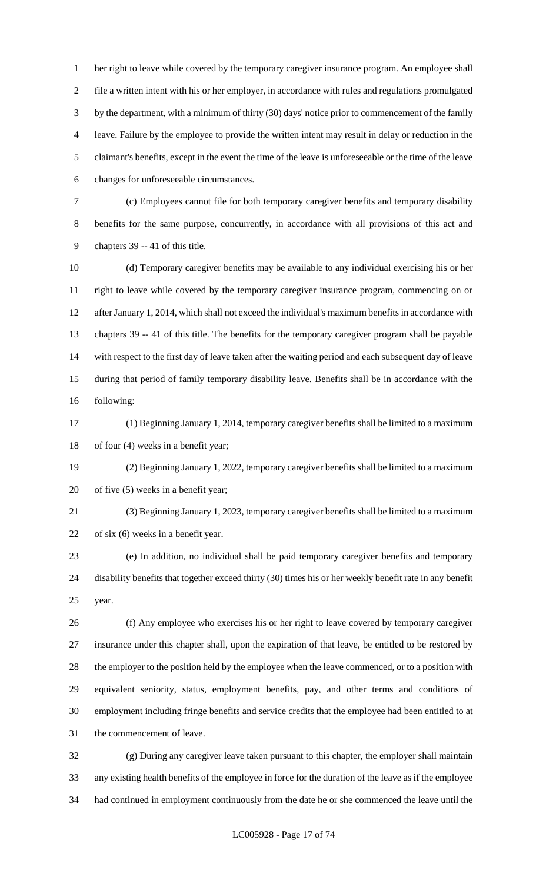her right to leave while covered by the temporary caregiver insurance program. An employee shall file a written intent with his or her employer, in accordance with rules and regulations promulgated by the department, with a minimum of thirty (30) days' notice prior to commencement of the family leave. Failure by the employee to provide the written intent may result in delay or reduction in the claimant's benefits, except in the event the time of the leave is unforeseeable or the time of the leave changes for unforeseeable circumstances.

(c) Employees cannot file for both temporary caregiver benefits and temporary disability benefits for the same purpose, concurrently, in accordance with all provisions of this act and chapters 39 -- 41 of this title.

(d) Temporary caregiver benefits may be available to any individual exercising his or her right to leave while covered by the temporary caregiver insurance program, commencing on or after January 1, 2014, which shall not exceed the individual's maximum benefits in accordance with chapters 39 -- 41 of this title. The benefits for the temporary caregiver program shall be payable with respect to the first day of leave taken after the waiting period and each subsequent day of leave during that period of family temporary disability leave. Benefits shall be in accordance with the following:

(1) Beginning January 1, 2014, temporary caregiver benefits shall be limited to a maximum of four (4) weeks in a benefit year;

(2) Beginning January 1, 2022, temporary caregiver benefits shall be limited to a maximum of five (5) weeks in a benefit year;

(3) Beginning January 1, 2023, temporary caregiver benefits shall be limited to a maximum of six (6) weeks in a benefit year.

(e) In addition, no individual shall be paid temporary caregiver benefits and temporary disability benefits that together exceed thirty (30) times his or her weekly benefit rate in any benefit year.

(f) Any employee who exercises his or her right to leave covered by temporary caregiver insurance under this chapter shall, upon the expiration of that leave, be entitled to be restored by the employer to the position held by the employee when the leave commenced, or to a position with equivalent seniority, status, employment benefits, pay, and other terms and conditions of employment including fringe benefits and service credits that the employee had been entitled to at the commencement of leave.

(g) During any caregiver leave taken pursuant to this chapter, the employer shall maintain any existing health benefits of the employee in force for the duration of the leave as if the employee had continued in employment continuously from the date he or she commenced the leave until the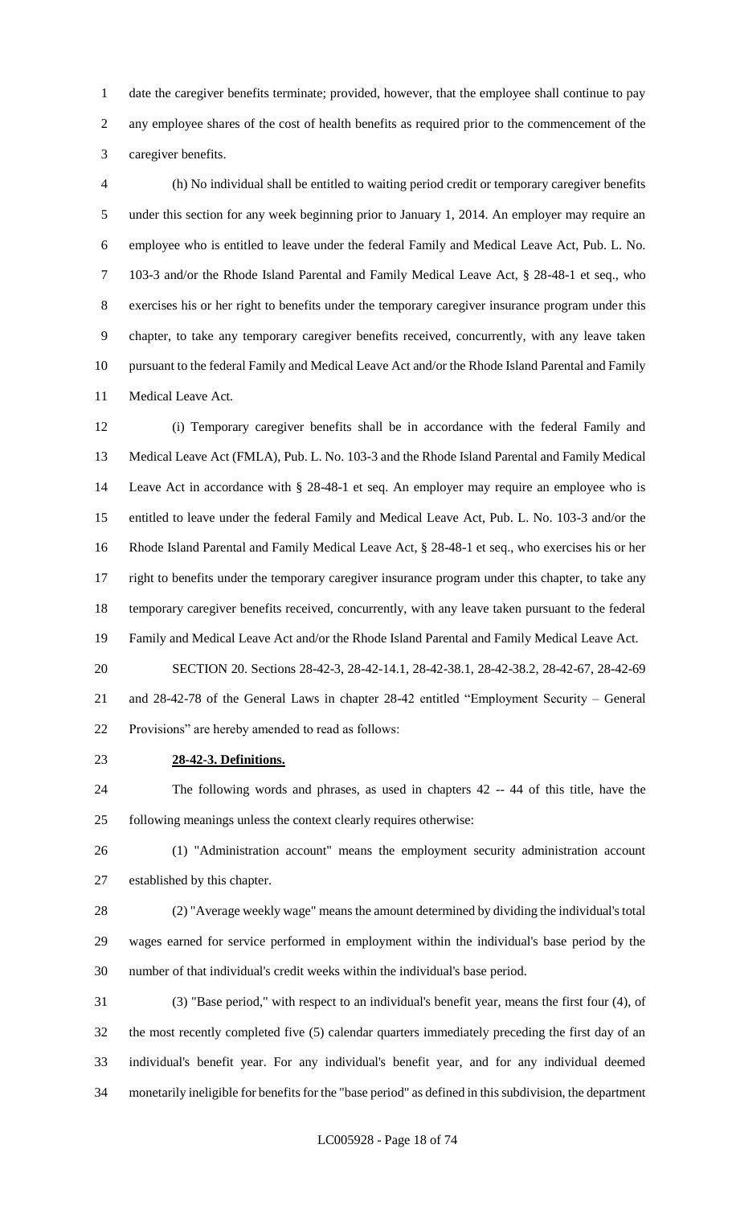date the caregiver benefits terminate; provided, however, that the employee shall continue to pay any employee shares of the cost of health benefits as required prior to the commencement of the caregiver benefits.

(h) No individual shall be entitled to waiting period credit or temporary caregiver benefits under this section for any week beginning prior to January 1, 2014. An employer may require an employee who is entitled to leave under the federal Family and Medical Leave Act, Pub. L. No. 103-3 and/or the Rhode Island Parental and Family Medical Leave Act, § 28-48-1 et seq., who exercises his or her right to benefits under the temporary caregiver insurance program under this chapter, to take any temporary caregiver benefits received, concurrently, with any leave taken pursuant to the federal Family and Medical Leave Act and/or the Rhode Island Parental and Family Medical Leave Act.

(i) Temporary caregiver benefits shall be in accordance with the federal Family and Medical Leave Act (FMLA), Pub. L. No. 103-3 and the Rhode Island Parental and Family Medical Leave Act in accordance with § 28-48-1 et seq. An employer may require an employee who is entitled to leave under the federal Family and Medical Leave Act, Pub. L. No. 103-3 and/or the Rhode Island Parental and Family Medical Leave Act, § 28-48-1 et seq., who exercises his or her right to benefits under the temporary caregiver insurance program under this chapter, to take any temporary caregiver benefits received, concurrently, with any leave taken pursuant to the federal Family and Medical Leave Act and/or the Rhode Island Parental and Family Medical Leave Act.

SECTION 20. Sections 28-42-3, 28-42-14.1, 28-42-38.1, 28-42-38.2, 28-42-67, 28-42-69 and 28-42-78 of the General Laws in chapter 28-42 entitled "Employment Security – General Provisions" are hereby amended to read as follows:

**28-42-3. Definitions.**

The following words and phrases, as used in chapters 42 -- 44 of this title, have the following meanings unless the context clearly requires otherwise:

(1) "Administration account" means the employment security administration account established by this chapter.

(2) "Average weekly wage" means the amount determined by dividing the individual's total wages earned for service performed in employment within the individual's base period by the number of that individual's credit weeks within the individual's base period.

(3) "Base period," with respect to an individual's benefit year, means the first four (4), of the most recently completed five (5) calendar quarters immediately preceding the first day of an individual's benefit year. For any individual's benefit year, and for any individual deemed monetarily ineligible for benefits for the "base period" as defined in this subdivision, the department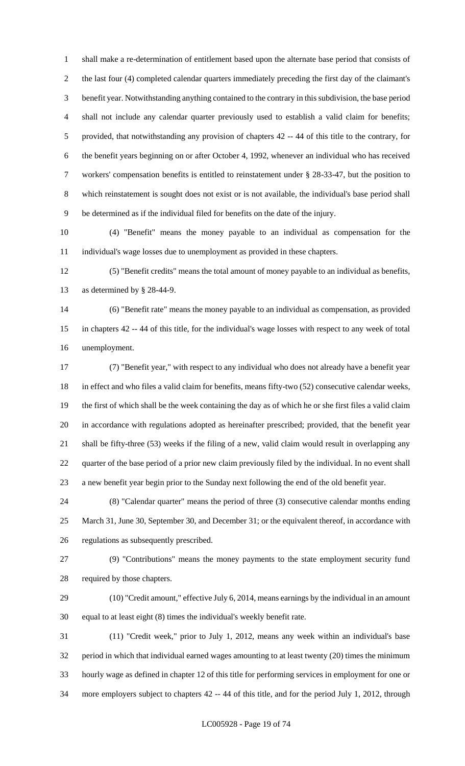shall make a re-determination of entitlement based upon the alternate base period that consists of the last four (4) completed calendar quarters immediately preceding the first day of the claimant's benefit year. Notwithstanding anything contained to the contrary in this subdivision, the base period shall not include any calendar quarter previously used to establish a valid claim for benefits; provided, that notwithstanding any provision of chapters 42 -- 44 of this title to the contrary, for the benefit years beginning on or after October 4, 1992, whenever an individual who has received workers' compensation benefits is entitled to reinstatement under § 28-33-47, but the position to which reinstatement is sought does not exist or is not available, the individual's base period shall be determined as if the individual filed for benefits on the date of the injury.

(4) "Benefit" means the money payable to an individual as compensation for the individual's wage losses due to unemployment as provided in these chapters.

(5) "Benefit credits" means the total amount of money payable to an individual as benefits, as determined by § 28-44-9.

(6) "Benefit rate" means the money payable to an individual as compensation, as provided in chapters 42 -- 44 of this title, for the individual's wage losses with respect to any week of total unemployment.

(7) "Benefit year," with respect to any individual who does not already have a benefit year in effect and who files a valid claim for benefits, means fifty-two (52) consecutive calendar weeks, the first of which shall be the week containing the day as of which he or she first files a valid claim in accordance with regulations adopted as hereinafter prescribed; provided, that the benefit year shall be fifty-three (53) weeks if the filing of a new, valid claim would result in overlapping any quarter of the base period of a prior new claim previously filed by the individual. In no event shall a new benefit year begin prior to the Sunday next following the end of the old benefit year.

(8) "Calendar quarter" means the period of three (3) consecutive calendar months ending March 31, June 30, September 30, and December 31; or the equivalent thereof, in accordance with regulations as subsequently prescribed.

(9) "Contributions" means the money payments to the state employment security fund required by those chapters.

(10) "Credit amount," effective July 6, 2014, means earnings by the individual in an amount equal to at least eight (8) times the individual's weekly benefit rate.

(11) "Credit week," prior to July 1, 2012, means any week within an individual's base period in which that individual earned wages amounting to at least twenty (20) times the minimum hourly wage as defined in chapter 12 of this title for performing services in employment for one or more employers subject to chapters 42 -- 44 of this title, and for the period July 1, 2012, through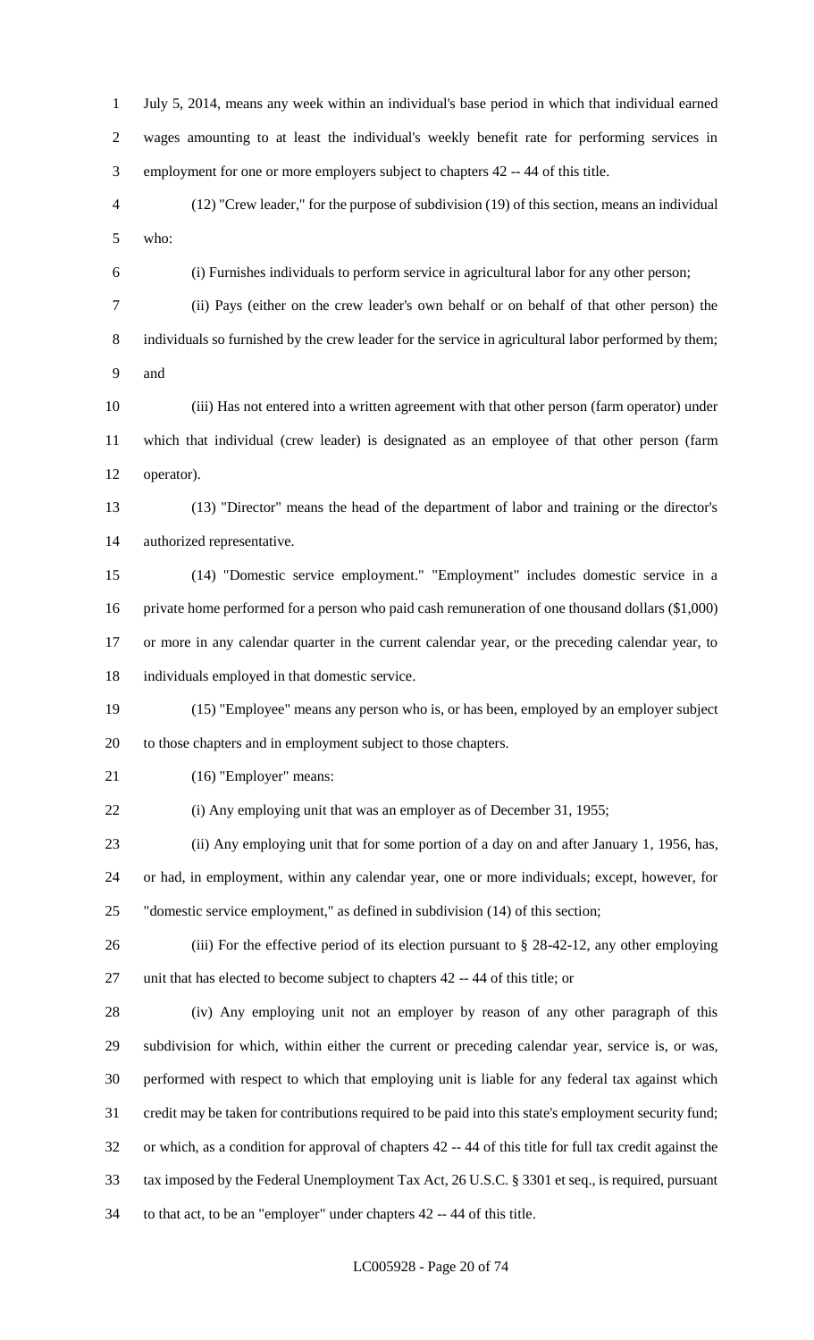July 5, 2014, means any week within an individual's base period in which that individual earned wages amounting to at least the individual's weekly benefit rate for performing services in employment for one or more employers subject to chapters 42 -- 44 of this title.

(12) "Crew leader," for the purpose of subdivision (19) of this section, means an individual who:

(i) Furnishes individuals to perform service in agricultural labor for any other person;

(ii) Pays (either on the crew leader's own behalf or on behalf of that other person) the individuals so furnished by the crew leader for the service in agricultural labor performed by them; and

(iii) Has not entered into a written agreement with that other person (farm operator) under which that individual (crew leader) is designated as an employee of that other person (farm operator).

(13) "Director" means the head of the department of labor and training or the director's authorized representative.

(14) "Domestic service employment." "Employment" includes domestic service in a private home performed for a person who paid cash remuneration of one thousand dollars ($1,000) or more in any calendar quarter in the current calendar year, or the preceding calendar year, to individuals employed in that domestic service.

(15) "Employee" means any person who is, or has been, employed by an employer subject to those chapters and in employment subject to those chapters.

(16) "Employer" means:

(i) Any employing unit that was an employer as of December 31, 1955;

(ii) Any employing unit that for some portion of a day on and after January 1, 1956, has, or had, in employment, within any calendar year, one or more individuals; except, however, for "domestic service employment," as defined in subdivision (14) of this section;

(iii) For the effective period of its election pursuant to § 28-42-12, any other employing unit that has elected to become subject to chapters 42 -- 44 of this title; or

(iv) Any employing unit not an employer by reason of any other paragraph of this subdivision for which, within either the current or preceding calendar year, service is, or was, performed with respect to which that employing unit is liable for any federal tax against which credit may be taken for contributions required to be paid into this state's employment security fund; or which, as a condition for approval of chapters 42 -- 44 of this title for full tax credit against the tax imposed by the Federal Unemployment Tax Act, 26 U.S.C. § 3301 et seq., is required, pursuant to that act, to be an "employer" under chapters 42 -- 44 of this title.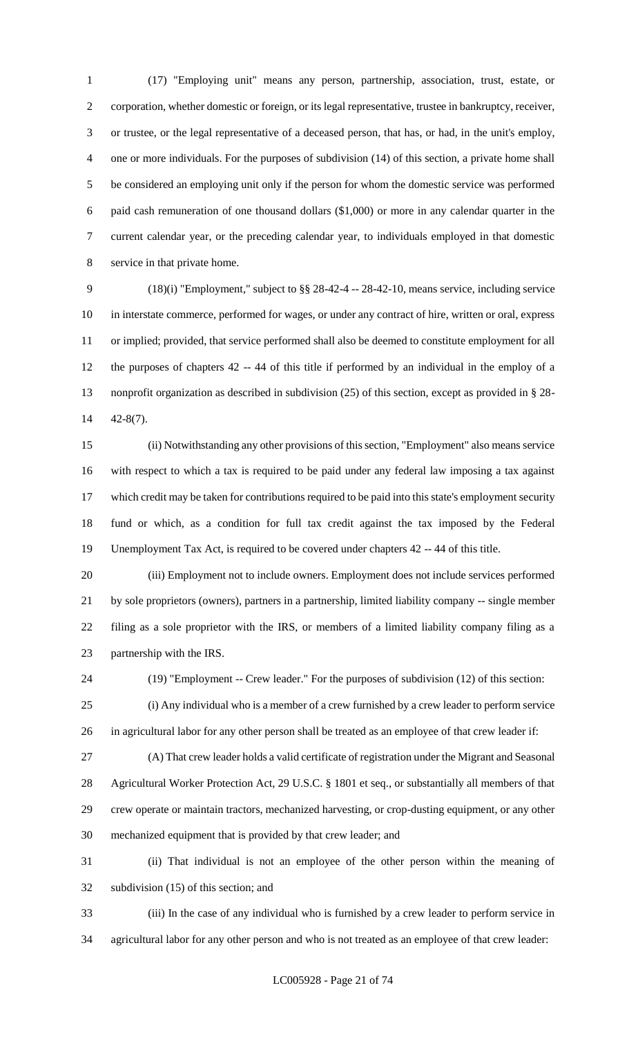(17) "Employing unit" means any person, partnership, association, trust, estate, or corporation, whether domestic or foreign, or its legal representative, trustee in bankruptcy, receiver, or trustee, or the legal representative of a deceased person, that has, or had, in the unit's employ, one or more individuals. For the purposes of subdivision (14) of this section, a private home shall be considered an employing unit only if the person for whom the domestic service was performed paid cash remuneration of one thousand dollars ($1,000) or more in any calendar quarter in the current calendar year, or the preceding calendar year, to individuals employed in that domestic service in that private home.

(18)(i) "Employment," subject to §§ 28-42-4 -- 28-42-10, means service, including service in interstate commerce, performed for wages, or under any contract of hire, written or oral, express or implied; provided, that service performed shall also be deemed to constitute employment for all the purposes of chapters 42 -- 44 of this title if performed by an individual in the employ of a nonprofit organization as described in subdivision (25) of this section, except as provided in § 28-42-8(7).

(ii) Notwithstanding any other provisions of this section, "Employment" also means service with respect to which a tax is required to be paid under any federal law imposing a tax against which credit may be taken for contributions required to be paid into this state's employment security fund or which, as a condition for full tax credit against the tax imposed by the Federal Unemployment Tax Act, is required to be covered under chapters 42 -- 44 of this title.

(iii) Employment not to include owners. Employment does not include services performed by sole proprietors (owners), partners in a partnership, limited liability company -- single member filing as a sole proprietor with the IRS, or members of a limited liability company filing as a partnership with the IRS.

(19) "Employment -- Crew leader." For the purposes of subdivision (12) of this section:

(i) Any individual who is a member of a crew furnished by a crew leader to perform service in agricultural labor for any other person shall be treated as an employee of that crew leader if:

(A) That crew leader holds a valid certificate of registration under the Migrant and Seasonal Agricultural Worker Protection Act, 29 U.S.C. § 1801 et seq., or substantially all members of that crew operate or maintain tractors, mechanized harvesting, or crop-dusting equipment, or any other mechanized equipment that is provided by that crew leader; and

(ii) That individual is not an employee of the other person within the meaning of subdivision (15) of this section; and

(iii) In the case of any individual who is furnished by a crew leader to perform service in agricultural labor for any other person and who is not treated as an employee of that crew leader: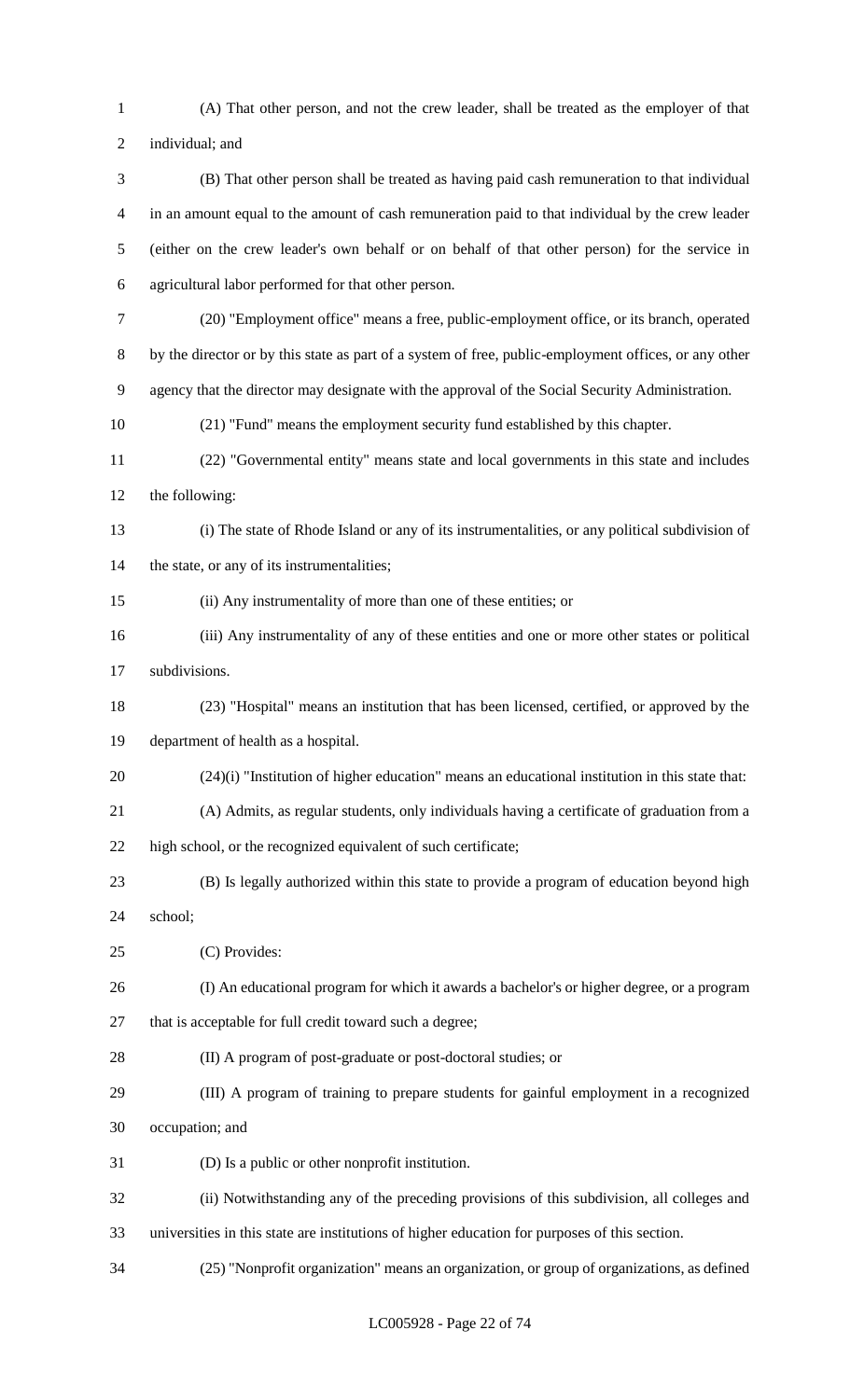(A) That other person, and not the crew leader, shall be treated as the employer of that individual; and

(B) That other person shall be treated as having paid cash remuneration to that individual in an amount equal to the amount of cash remuneration paid to that individual by the crew leader (either on the crew leader's own behalf or on behalf of that other person) for the service in agricultural labor performed for that other person.

(20) "Employment office" means a free, public-employment office, or its branch, operated by the director or by this state as part of a system of free, public-employment offices, or any other agency that the director may designate with the approval of the Social Security Administration.

(21) "Fund" means the employment security fund established by this chapter.

(22) "Governmental entity" means state and local governments in this state and includes the following:

(i) The state of Rhode Island or any of its instrumentalities, or any political subdivision of the state, or any of its instrumentalities;

(ii) Any instrumentality of more than one of these entities; or

(iii) Any instrumentality of any of these entities and one or more other states or political subdivisions.

(23) "Hospital" means an institution that has been licensed, certified, or approved by the department of health as a hospital.

(24)(i) "Institution of higher education" means an educational institution in this state that:

(A) Admits, as regular students, only individuals having a certificate of graduation from a high school, or the recognized equivalent of such certificate;

(B) Is legally authorized within this state to provide a program of education beyond high school;

(C) Provides:

(I) An educational program for which it awards a bachelor's or higher degree, or a program that is acceptable for full credit toward such a degree;

(II) A program of post-graduate or post-doctoral studies; or

(III) A program of training to prepare students for gainful employment in a recognized occupation; and

(D) Is a public or other nonprofit institution.

(ii) Notwithstanding any of the preceding provisions of this subdivision, all colleges and universities in this state are institutions of higher education for purposes of this section.

(25) "Nonprofit organization" means an organization, or group of organizations, as defined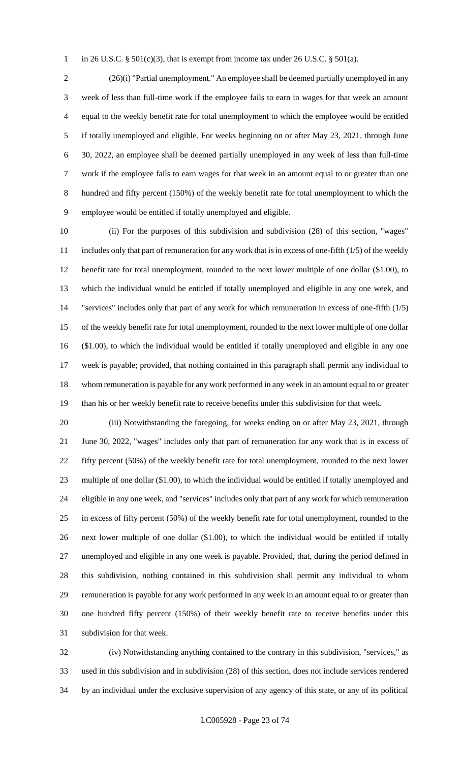in 26 U.S.C. § 501(c)(3), that is exempt from income tax under 26 U.S.C. § 501(a).

(26)(i) "Partial unemployment." An employee shall be deemed partially unemployed in any week of less than full-time work if the employee fails to earn in wages for that week an amount equal to the weekly benefit rate for total unemployment to which the employee would be entitled if totally unemployed and eligible. For weeks beginning on or after May 23, 2021, through June 30, 2022, an employee shall be deemed partially unemployed in any week of less than full-time work if the employee fails to earn wages for that week in an amount equal to or greater than one hundred and fifty percent (150%) of the weekly benefit rate for total unemployment to which the employee would be entitled if totally unemployed and eligible.

(ii) For the purposes of this subdivision and subdivision (28) of this section, "wages" includes only that part of remuneration for any work that is in excess of one-fifth (1/5) of the weekly benefit rate for total unemployment, rounded to the next lower multiple of one dollar ($1.00), to which the individual would be entitled if totally unemployed and eligible in any one week, and "services" includes only that part of any work for which remuneration in excess of one-fifth (1/5) of the weekly benefit rate for total unemployment, rounded to the next lower multiple of one dollar ($1.00), to which the individual would be entitled if totally unemployed and eligible in any one week is payable; provided, that nothing contained in this paragraph shall permit any individual to whom remuneration is payable for any work performed in any week in an amount equal to or greater than his or her weekly benefit rate to receive benefits under this subdivision for that week.

(iii) Notwithstanding the foregoing, for weeks ending on or after May 23, 2021, through June 30, 2022, "wages" includes only that part of remuneration for any work that is in excess of fifty percent (50%) of the weekly benefit rate for total unemployment, rounded to the next lower multiple of one dollar ($1.00), to which the individual would be entitled if totally unemployed and eligible in any one week, and "services" includes only that part of any work for which remuneration in excess of fifty percent (50%) of the weekly benefit rate for total unemployment, rounded to the next lower multiple of one dollar ($1.00), to which the individual would be entitled if totally unemployed and eligible in any one week is payable. Provided, that, during the period defined in this subdivision, nothing contained in this subdivision shall permit any individual to whom remuneration is payable for any work performed in any week in an amount equal to or greater than one hundred fifty percent (150%) of their weekly benefit rate to receive benefits under this subdivision for that week.

(iv) Notwithstanding anything contained to the contrary in this subdivision, "services," as used in this subdivision and in subdivision (28) of this section, does not include services rendered by an individual under the exclusive supervision of any agency of this state, or any of its political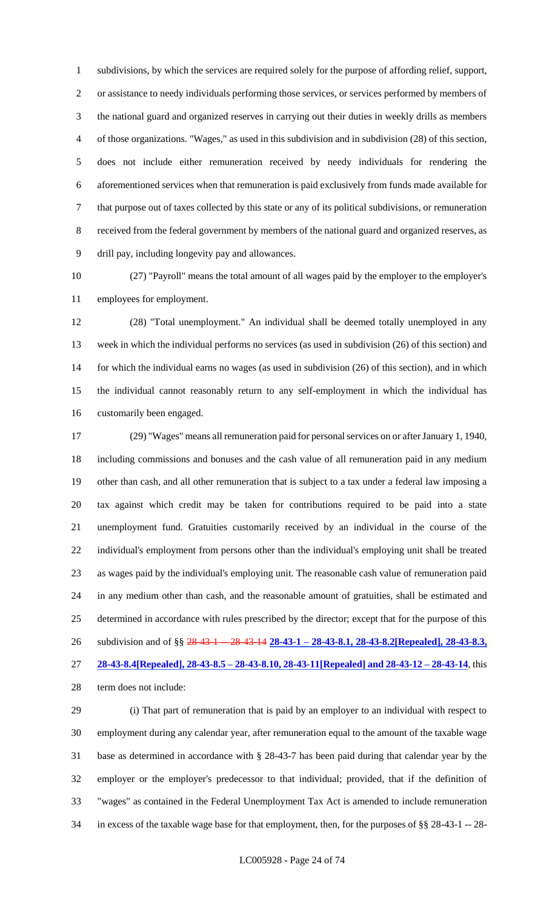subdivisions, by which the services are required solely for the purpose of affording relief, support, or assistance to needy individuals performing those services, or services performed by members of the national guard and organized reserves in carrying out their duties in weekly drills as members of those organizations. "Wages," as used in this subdivision and in subdivision (28) of this section, does not include either remuneration received by needy individuals for rendering the aforementioned services when that remuneration is paid exclusively from funds made available for that purpose out of taxes collected by this state or any of its political subdivisions, or remuneration received from the federal government by members of the national guard and organized reserves, as drill pay, including longevity pay and allowances.

(27) "Payroll" means the total amount of all wages paid by the employer to the employer's employees for employment.

(28) "Total unemployment." An individual shall be deemed totally unemployed in any week in which the individual performs no services (as used in subdivision (26) of this section) and for which the individual earns no wages (as used in subdivision (26) of this section), and in which the individual cannot reasonably return to any self-employment in which the individual has customarily been engaged.

(29) "Wages" means all remuneration paid for personal services on or after January 1, 1940, including commissions and bonuses and the cash value of all remuneration paid in any medium other than cash, and all other remuneration that is subject to a tax under a federal law imposing a tax against which credit may be taken for contributions required to be paid into a state unemployment fund. Gratuities customarily received by an individual in the course of the individual's employment from persons other than the individual's employing unit shall be treated as wages paid by the individual's employing unit. The reasonable cash value of remuneration paid in any medium other than cash, and the reasonable amount of gratuities, shall be estimated and determined in accordance with rules prescribed by the director; except that for the purpose of this subdivision and of §§ ~~28-43-1 -- 28-43-14~~ **28-43-1 – 28-43-8.1, 28-43-8.2[Repealed], 28-43-8.3, 28-43-8.4[Repealed], 28-43-8.5 – 28-43-8.10, 28-43-11[Repealed] and 28-43-12 – 28-43-14**, this term does not include:

(i) That part of remuneration that is paid by an employer to an individual with respect to employment during any calendar year, after remuneration equal to the amount of the taxable wage base as determined in accordance with § 28-43-7 has been paid during that calendar year by the employer or the employer's predecessor to that individual; provided, that if the definition of "wages" as contained in the Federal Unemployment Tax Act is amended to include remuneration in excess of the taxable wage base for that employment, then, for the purposes of §§ 28-43-1 -- 28-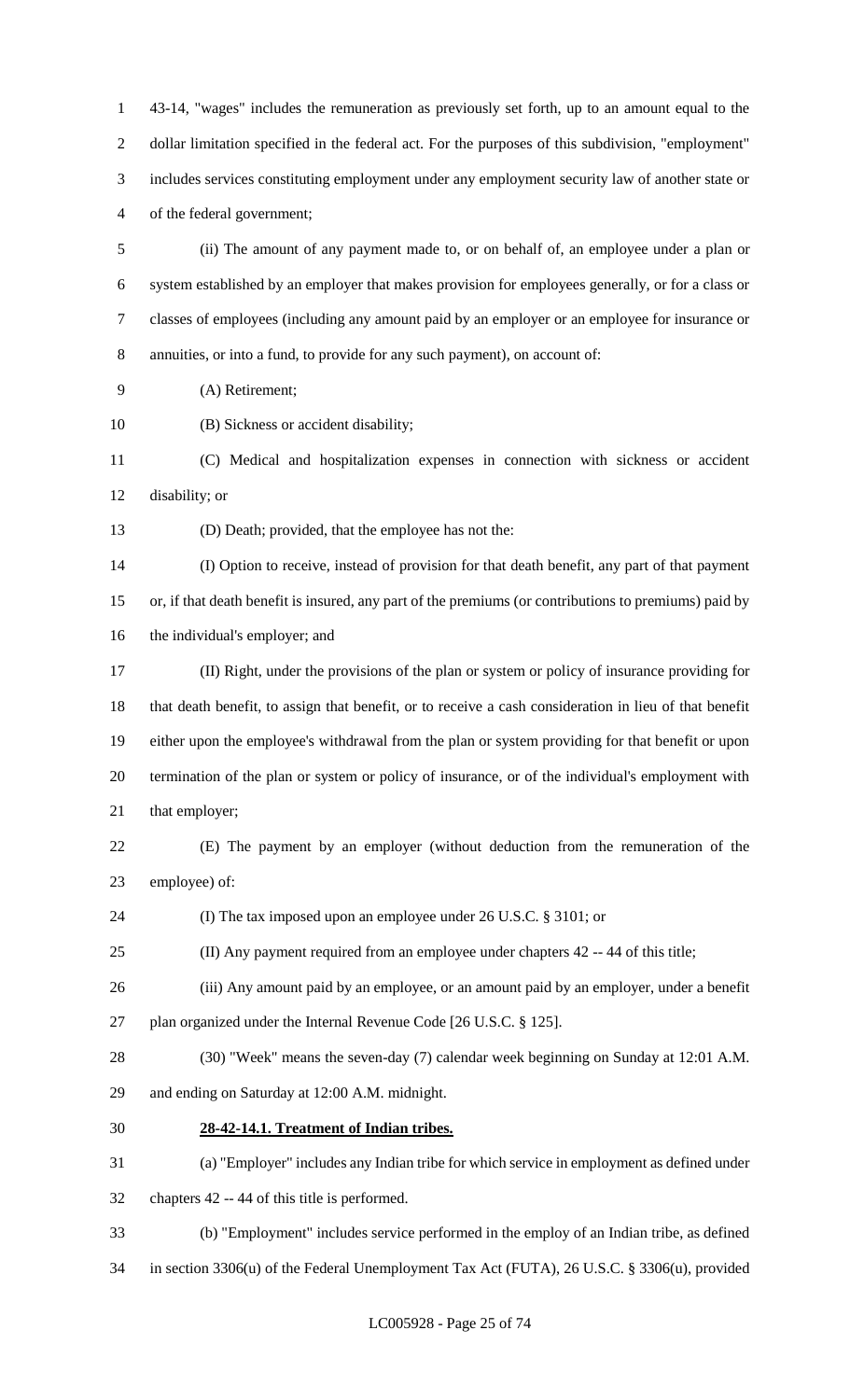43-14, "wages" includes the remuneration as previously set forth, up to an amount equal to the dollar limitation specified in the federal act. For the purposes of this subdivision, "employment" includes services constituting employment under any employment security law of another state or of the federal government;

(ii) The amount of any payment made to, or on behalf of, an employee under a plan or system established by an employer that makes provision for employees generally, or for a class or classes of employees (including any amount paid by an employer or an employee for insurance or annuities, or into a fund, to provide for any such payment), on account of:

(A) Retirement;

(B) Sickness or accident disability;

(C) Medical and hospitalization expenses in connection with sickness or accident disability; or

(D) Death; provided, that the employee has not the:

(I) Option to receive, instead of provision for that death benefit, any part of that payment or, if that death benefit is insured, any part of the premiums (or contributions to premiums) paid by the individual's employer; and

(II) Right, under the provisions of the plan or system or policy of insurance providing for that death benefit, to assign that benefit, or to receive a cash consideration in lieu of that benefit either upon the employee's withdrawal from the plan or system providing for that benefit or upon termination of the plan or system or policy of insurance, or of the individual's employment with that employer;

(E) The payment by an employer (without deduction from the remuneration of the employee) of:

(I) The tax imposed upon an employee under 26 U.S.C. § 3101; or

(II) Any payment required from an employee under chapters 42 -- 44 of this title;

(iii) Any amount paid by an employee, or an amount paid by an employer, under a benefit plan organized under the Internal Revenue Code [26 U.S.C. § 125].

(30) "Week" means the seven-day (7) calendar week beginning on Sunday at 12:01 A.M. and ending on Saturday at 12:00 A.M. midnight.

**28-42-14.1. Treatment of Indian tribes.**

(a) "Employer" includes any Indian tribe for which service in employment as defined under chapters 42 -- 44 of this title is performed.

(b) "Employment" includes service performed in the employ of an Indian tribe, as defined in section 3306(u) of the Federal Unemployment Tax Act (FUTA), 26 U.S.C. § 3306(u), provided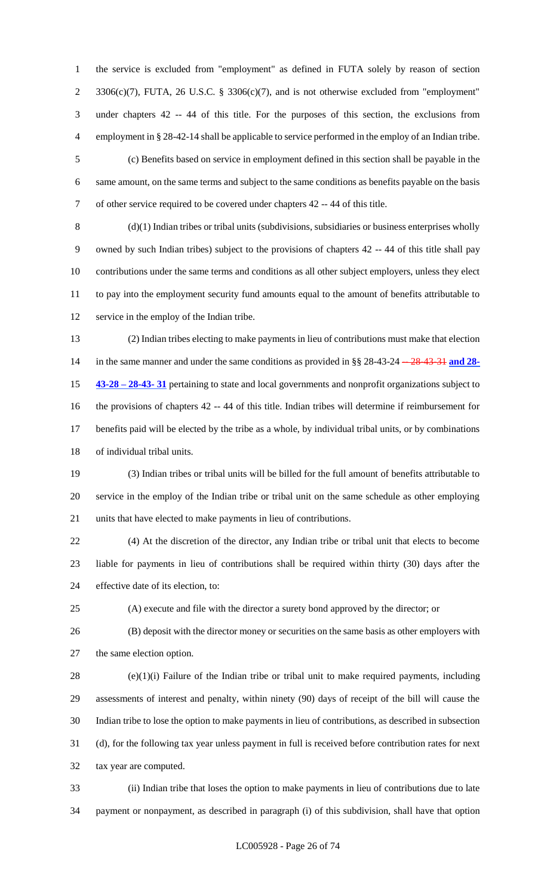the service is excluded from "employment" as defined in FUTA solely by reason of section 3306(c)(7), FUTA, 26 U.S.C. § 3306(c)(7), and is not otherwise excluded from "employment" under chapters 42 -- 44 of this title. For the purposes of this section, the exclusions from employment in § 28-42-14 shall be applicable to service performed in the employ of an Indian tribe.

(c) Benefits based on service in employment defined in this section shall be payable in the same amount, on the same terms and subject to the same conditions as benefits payable on the basis of other service required to be covered under chapters 42 -- 44 of this title.

(d)(1) Indian tribes or tribal units (subdivisions, subsidiaries or business enterprises wholly owned by such Indian tribes) subject to the provisions of chapters 42 -- 44 of this title shall pay contributions under the same terms and conditions as all other subject employers, unless they elect to pay into the employment security fund amounts equal to the amount of benefits attributable to service in the employ of the Indian tribe.

(2) Indian tribes electing to make payments in lieu of contributions must make that election in the same manner and under the same conditions as provided in §§ 28-43-24 ~~-- 28-43-31~~ **and 28-43-28 – 28-43- 31** pertaining to state and local governments and nonprofit organizations subject to the provisions of chapters 42 -- 44 of this title. Indian tribes will determine if reimbursement for benefits paid will be elected by the tribe as a whole, by individual tribal units, or by combinations of individual tribal units.

(3) Indian tribes or tribal units will be billed for the full amount of benefits attributable to service in the employ of the Indian tribe or tribal unit on the same schedule as other employing units that have elected to make payments in lieu of contributions.

(4) At the discretion of the director, any Indian tribe or tribal unit that elects to become liable for payments in lieu of contributions shall be required within thirty (30) days after the effective date of its election, to:

(A) execute and file with the director a surety bond approved by the director; or

(B) deposit with the director money or securities on the same basis as other employers with the same election option.

(e)(1)(i) Failure of the Indian tribe or tribal unit to make required payments, including assessments of interest and penalty, within ninety (90) days of receipt of the bill will cause the Indian tribe to lose the option to make payments in lieu of contributions, as described in subsection (d), for the following tax year unless payment in full is received before contribution rates for next tax year are computed.

(ii) Indian tribe that loses the option to make payments in lieu of contributions due to late payment or nonpayment, as described in paragraph (i) of this subdivision, shall have that option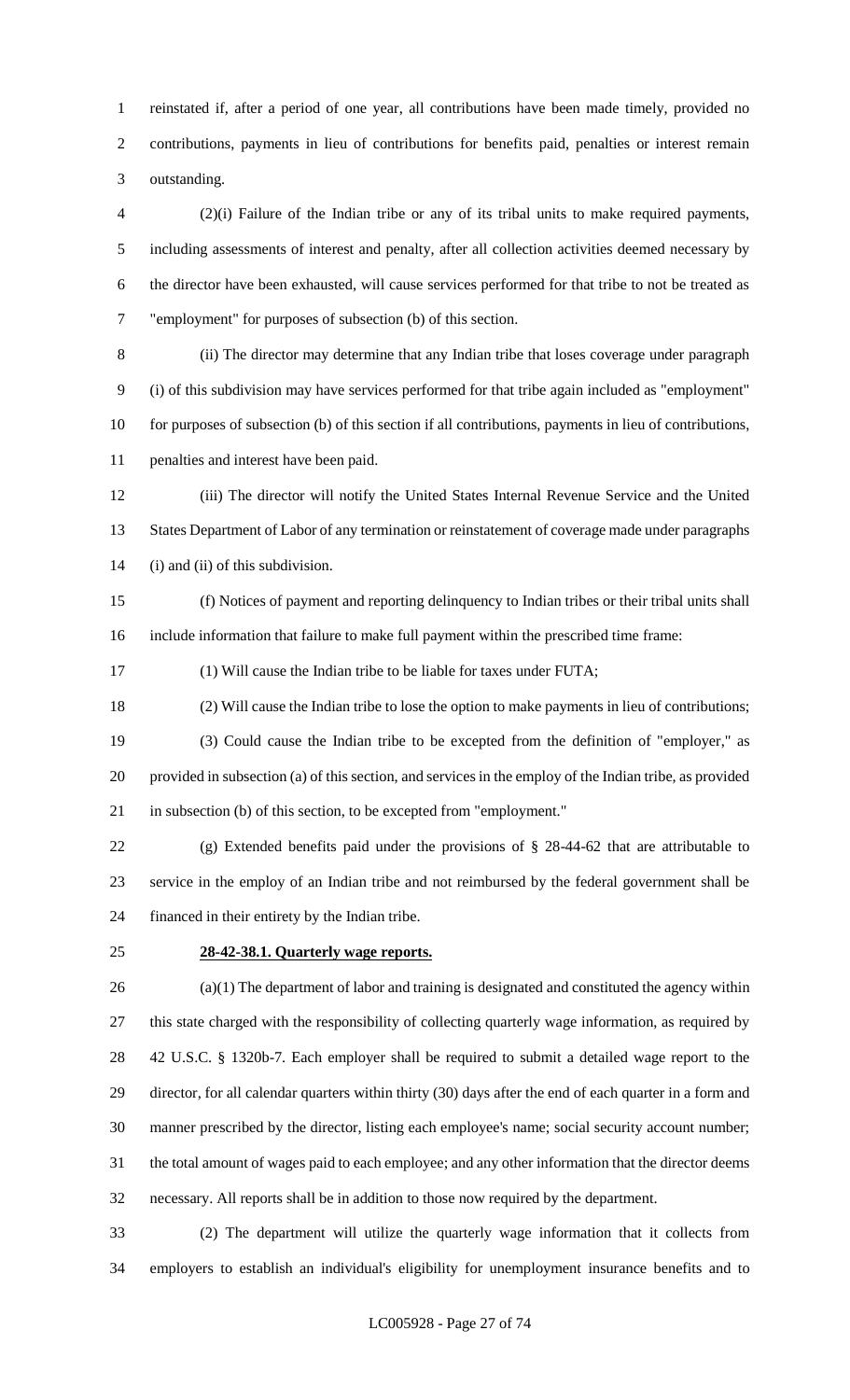reinstated if, after a period of one year, all contributions have been made timely, provided no contributions, payments in lieu of contributions for benefits paid, penalties or interest remain outstanding.

(2)(i) Failure of the Indian tribe or any of its tribal units to make required payments, including assessments of interest and penalty, after all collection activities deemed necessary by the director have been exhausted, will cause services performed for that tribe to not be treated as "employment" for purposes of subsection (b) of this section.

(ii) The director may determine that any Indian tribe that loses coverage under paragraph (i) of this subdivision may have services performed for that tribe again included as "employment" for purposes of subsection (b) of this section if all contributions, payments in lieu of contributions, penalties and interest have been paid.

(iii) The director will notify the United States Internal Revenue Service and the United States Department of Labor of any termination or reinstatement of coverage made under paragraphs (i) and (ii) of this subdivision.

(f) Notices of payment and reporting delinquency to Indian tribes or their tribal units shall include information that failure to make full payment within the prescribed time frame:

(1) Will cause the Indian tribe to be liable for taxes under FUTA;

(2) Will cause the Indian tribe to lose the option to make payments in lieu of contributions;

(3) Could cause the Indian tribe to be excepted from the definition of "employer," as provided in subsection (a) of this section, and services in the employ of the Indian tribe, as provided in subsection (b) of this section, to be excepted from "employment."

(g) Extended benefits paid under the provisions of § 28-44-62 that are attributable to service in the employ of an Indian tribe and not reimbursed by the federal government shall be financed in their entirety by the Indian tribe.

**28-42-38.1. Quarterly wage reports.**

(a)(1) The department of labor and training is designated and constituted the agency within this state charged with the responsibility of collecting quarterly wage information, as required by 42 U.S.C. § 1320b-7. Each employer shall be required to submit a detailed wage report to the director, for all calendar quarters within thirty (30) days after the end of each quarter in a form and manner prescribed by the director, listing each employee's name; social security account number; the total amount of wages paid to each employee; and any other information that the director deems necessary. All reports shall be in addition to those now required by the department.

(2) The department will utilize the quarterly wage information that it collects from employers to establish an individual's eligibility for unemployment insurance benefits and to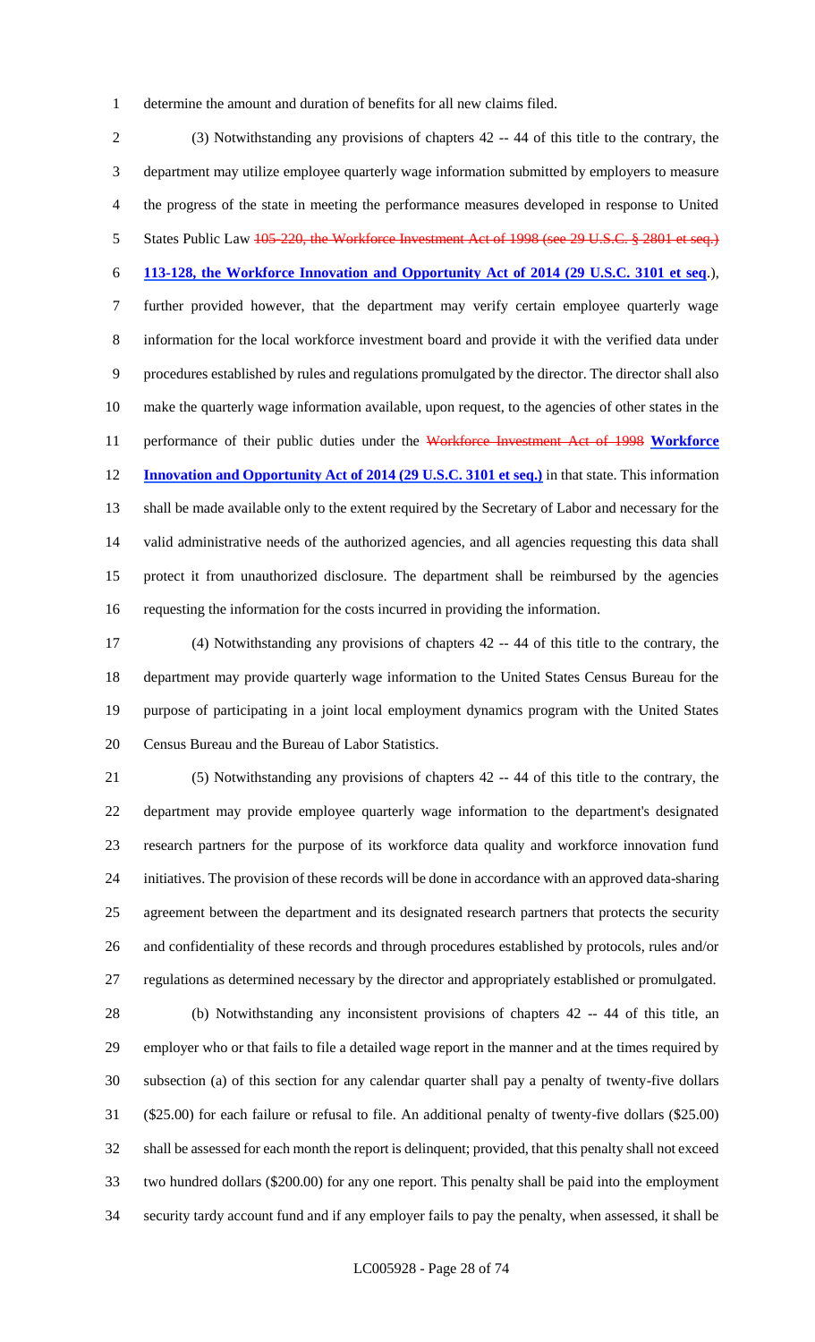determine the amount and duration of benefits for all new claims filed.

(3) Notwithstanding any provisions of chapters 42 -- 44 of this title to the contrary, the department may utilize employee quarterly wage information submitted by employers to measure the progress of the state in meeting the performance measures developed in response to United States Public Law ~~105-220, the Workforce Investment Act of 1998 (see 29 U.S.C. § 2801 et seq.)~~ **113-128, the Workforce Innovation and Opportunity Act of 2014 (29 U.S.C. 3101 et seq**.), further provided however, that the department may verify certain employee quarterly wage information for the local workforce investment board and provide it with the verified data under procedures established by rules and regulations promulgated by the director. The director shall also make the quarterly wage information available, upon request, to the agencies of other states in the performance of their public duties under the ~~Workforce Investment Act of 1998~~ **Workforce Innovation and Opportunity Act of 2014 (29 U.S.C. 3101 et seq.)** in that state. This information shall be made available only to the extent required by the Secretary of Labor and necessary for the valid administrative needs of the authorized agencies, and all agencies requesting this data shall protect it from unauthorized disclosure. The department shall be reimbursed by the agencies requesting the information for the costs incurred in providing the information.

(4) Notwithstanding any provisions of chapters 42 -- 44 of this title to the contrary, the department may provide quarterly wage information to the United States Census Bureau for the purpose of participating in a joint local employment dynamics program with the United States Census Bureau and the Bureau of Labor Statistics.

(5) Notwithstanding any provisions of chapters 42 -- 44 of this title to the contrary, the department may provide employee quarterly wage information to the department's designated research partners for the purpose of its workforce data quality and workforce innovation fund initiatives. The provision of these records will be done in accordance with an approved data-sharing agreement between the department and its designated research partners that protects the security and confidentiality of these records and through procedures established by protocols, rules and/or regulations as determined necessary by the director and appropriately established or promulgated.

(b) Notwithstanding any inconsistent provisions of chapters 42 -- 44 of this title, an employer who or that fails to file a detailed wage report in the manner and at the times required by subsection (a) of this section for any calendar quarter shall pay a penalty of twenty-five dollars ($25.00) for each failure or refusal to file. An additional penalty of twenty-five dollars ($25.00) shall be assessed for each month the report is delinquent; provided, that this penalty shall not exceed two hundred dollars ($200.00) for any one report. This penalty shall be paid into the employment security tardy account fund and if any employer fails to pay the penalty, when assessed, it shall be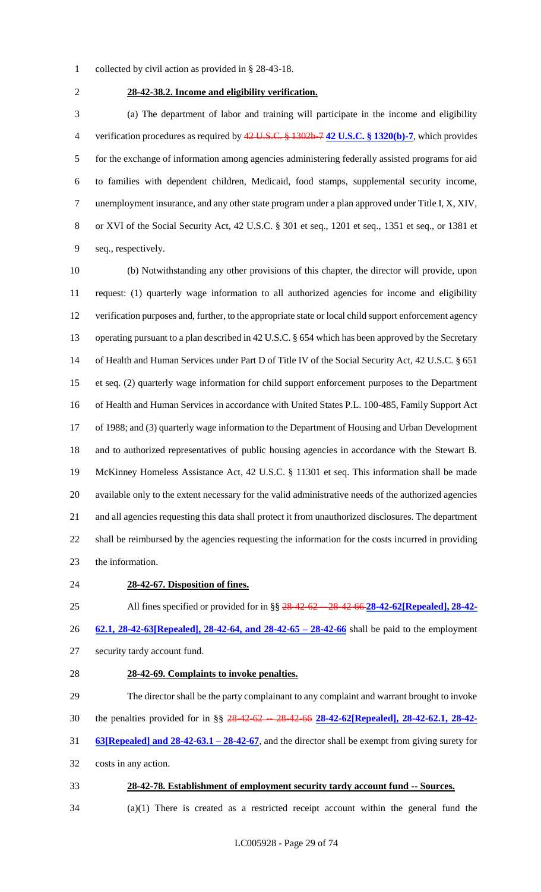collected by civil action as provided in § 28-43-18.

**28-42-38.2. Income and eligibility verification.**

(a) The department of labor and training will participate in the income and eligibility verification procedures as required by ~~42 U.S.C. § 1302b-7~~ **42 U.S.C. § 1320(b)-7**, which provides for the exchange of information among agencies administering federally assisted programs for aid to families with dependent children, Medicaid, food stamps, supplemental security income, unemployment insurance, and any other state program under a plan approved under Title I, X, XIV, or XVI of the Social Security Act, 42 U.S.C. § 301 et seq., 1201 et seq., 1351 et seq., or 1381 et seq., respectively.

(b) Notwithstanding any other provisions of this chapter, the director will provide, upon request: (1) quarterly wage information to all authorized agencies for income and eligibility verification purposes and, further, to the appropriate state or local child support enforcement agency operating pursuant to a plan described in 42 U.S.C. § 654 which has been approved by the Secretary of Health and Human Services under Part D of Title IV of the Social Security Act, 42 U.S.C. § 651 et seq. (2) quarterly wage information for child support enforcement purposes to the Department of Health and Human Services in accordance with United States P.L. 100-485, Family Support Act of 1988; and (3) quarterly wage information to the Department of Housing and Urban Development and to authorized representatives of public housing agencies in accordance with the Stewart B. McKinney Homeless Assistance Act, 42 U.S.C. § 11301 et seq. This information shall be made available only to the extent necessary for the valid administrative needs of the authorized agencies and all agencies requesting this data shall protect it from unauthorized disclosures. The department shall be reimbursed by the agencies requesting the information for the costs incurred in providing the information.

**28-42-67. Disposition of fines.**

All fines specified or provided for in §§ ~~28-42-62 -- 28-42-66~~ **28-42-62[Repealed], 28-42-62.1, 28-42-63[Repealed], 28-42-64, and 28-42-65 – 28-42-66** shall be paid to the employment security tardy account fund.

**28-42-69. Complaints to invoke penalties.**

The director shall be the party complainant to any complaint and warrant brought to invoke the penalties provided for in §§ ~~28-42-62 -- 28-42-66~~ **28-42-62[Repealed], 28-42-62.1, 28-42-63[Repealed] and 28-42-63.1 – 28-42-67**, and the director shall be exempt from giving surety for costs in any action.

**28-42-78. Establishment of employment security tardy account fund -- Sources.**

(a)(1) There is created as a restricted receipt account within the general fund the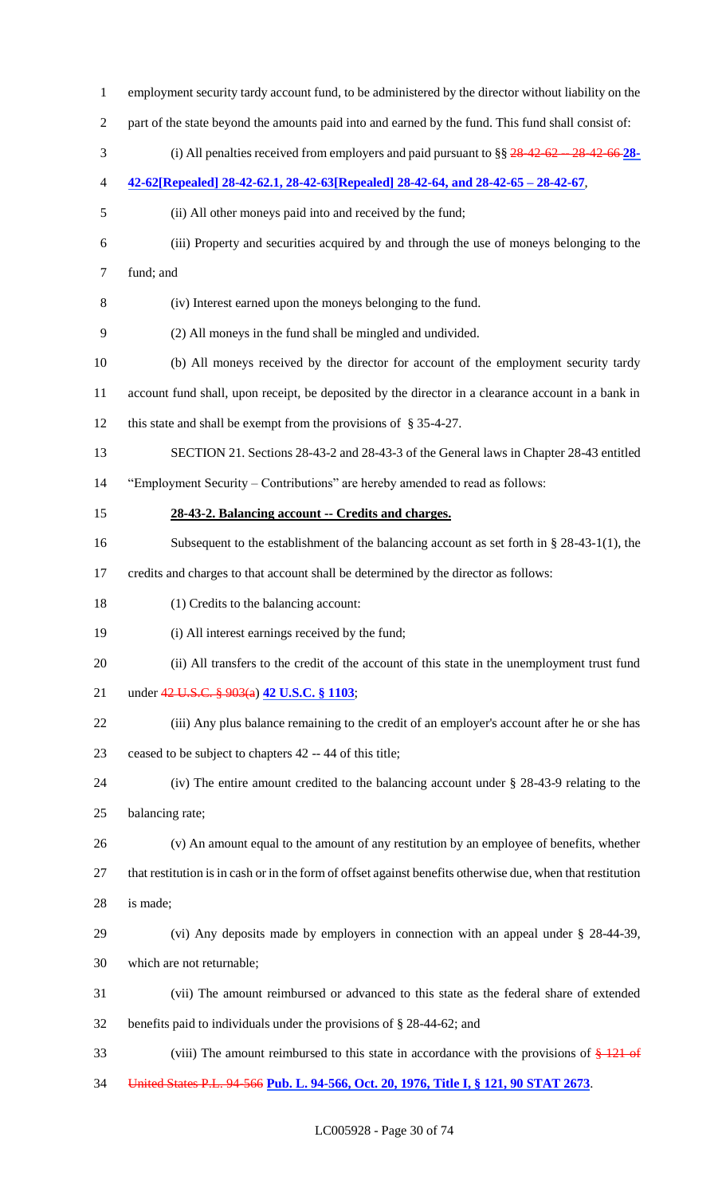employment security tardy account fund, to be administered by the director without liability on the part of the state beyond the amounts paid into and earned by the fund. This fund shall consist of:

(i) All penalties received from employers and paid pursuant to §§ ~~28-42-62 -- 28-42-66~~ **28-42-62[Repealed] 28-42-62.1, 28-42-63[Repealed] 28-42-64, and 28-42-65 – 28-42-67**,

(ii) All other moneys paid into and received by the fund;

(iii) Property and securities acquired by and through the use of moneys belonging to the fund; and

(iv) Interest earned upon the moneys belonging to the fund.

(2) All moneys in the fund shall be mingled and undivided.

(b) All moneys received by the director for account of the employment security tardy account fund shall, upon receipt, be deposited by the director in a clearance account in a bank in this state and shall be exempt from the provisions of § 35-4-27.

SECTION 21. Sections 28-43-2 and 28-43-3 of the General laws in Chapter 28-43 entitled "Employment Security – Contributions" are hereby amended to read as follows:

**28-43-2. Balancing account -- Credits and charges.**

Subsequent to the establishment of the balancing account as set forth in § 28-43-1(1), the credits and charges to that account shall be determined by the director as follows:

(1) Credits to the balancing account:

(i) All interest earnings received by the fund;

(ii) All transfers to the credit of the account of this state in the unemployment trust fund under ~~42 U.S.C. § 903(a)~~ **42 U.S.C. § 1103**;

(iii) Any plus balance remaining to the credit of an employer's account after he or she has ceased to be subject to chapters 42 -- 44 of this title;

(iv) The entire amount credited to the balancing account under § 28-43-9 relating to the balancing rate;

(v) An amount equal to the amount of any restitution by an employee of benefits, whether that restitution is in cash or in the form of offset against benefits otherwise due, when that restitution is made;

(vi) Any deposits made by employers in connection with an appeal under § 28-44-39, which are not returnable;

(vii) The amount reimbursed or advanced to this state as the federal share of extended benefits paid to individuals under the provisions of § 28-44-62; and

(viii) The amount reimbursed to this state in accordance with the provisions of ~~§ 121 of United States P.L. 94-566~~ **Pub. L. 94-566, Oct. 20, 1976, Title I, § 121, 90 STAT 2673**.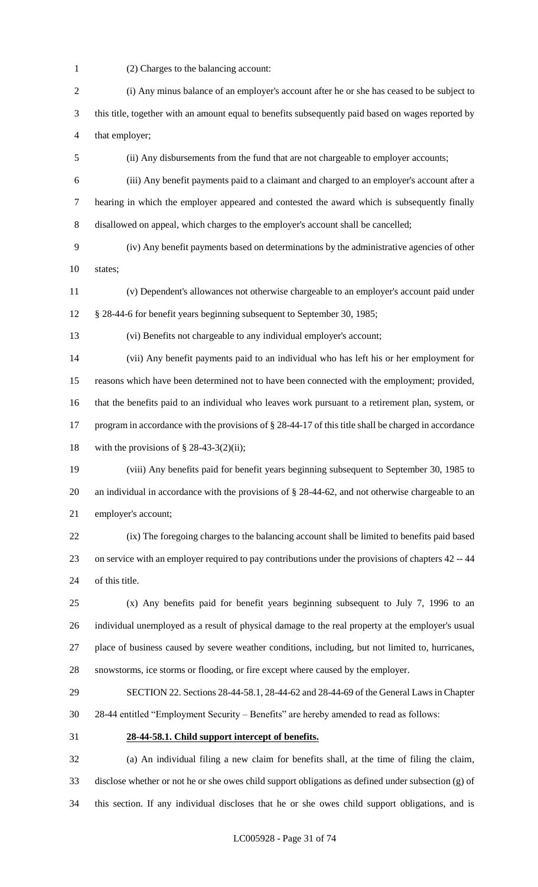(2) Charges to the balancing account:

(i) Any minus balance of an employer's account after he or she has ceased to be subject to this title, together with an amount equal to benefits subsequently paid based on wages reported by that employer;

(ii) Any disbursements from the fund that are not chargeable to employer accounts;

(iii) Any benefit payments paid to a claimant and charged to an employer's account after a hearing in which the employer appeared and contested the award which is subsequently finally disallowed on appeal, which charges to the employer's account shall be cancelled;

(iv) Any benefit payments based on determinations by the administrative agencies of other states;

(v) Dependent's allowances not otherwise chargeable to an employer's account paid under § 28-44-6 for benefit years beginning subsequent to September 30, 1985;

(vi) Benefits not chargeable to any individual employer's account;

(vii) Any benefit payments paid to an individual who has left his or her employment for reasons which have been determined not to have been connected with the employment; provided, that the benefits paid to an individual who leaves work pursuant to a retirement plan, system, or program in accordance with the provisions of § 28-44-17 of this title shall be charged in accordance with the provisions of § 28-43-3(2)(ii);

(viii) Any benefits paid for benefit years beginning subsequent to September 30, 1985 to an individual in accordance with the provisions of § 28-44-62, and not otherwise chargeable to an employer's account;

(ix) The foregoing charges to the balancing account shall be limited to benefits paid based on service with an employer required to pay contributions under the provisions of chapters 42 -- 44 of this title.

(x) Any benefits paid for benefit years beginning subsequent to July 7, 1996 to an individual unemployed as a result of physical damage to the real property at the employer's usual place of business caused by severe weather conditions, including, but not limited to, hurricanes, snowstorms, ice storms or flooding, or fire except where caused by the employer.

SECTION 22. Sections 28-44-58.1, 28-44-62 and 28-44-69 of the General Laws in Chapter 28-44 entitled "Employment Security – Benefits" are hereby amended to read as follows:

**28-44-58.1. Child support intercept of benefits.**

(a) An individual filing a new claim for benefits shall, at the time of filing the claim, disclose whether or not he or she owes child support obligations as defined under subsection (g) of this section. If any individual discloses that he or she owes child support obligations, and is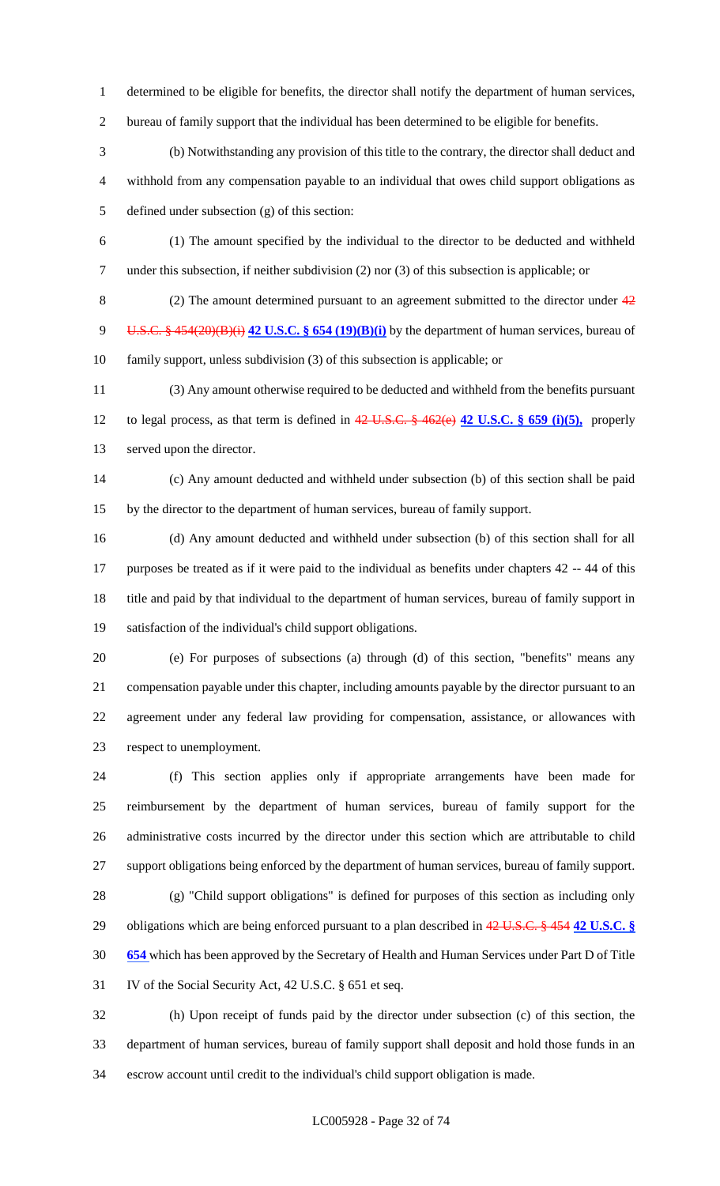determined to be eligible for benefits, the director shall notify the department of human services, bureau of family support that the individual has been determined to be eligible for benefits.

(b) Notwithstanding any provision of this title to the contrary, the director shall deduct and withhold from any compensation payable to an individual that owes child support obligations as defined under subsection (g) of this section:

(1) The amount specified by the individual to the director to be deducted and withheld under this subsection, if neither subdivision (2) nor (3) of this subsection is applicable; or

(2) The amount determined pursuant to an agreement submitted to the director under ~~42 U.S.C. § 454(20)(B)(i)~~ **42 U.S.C. § 654 (19)(B)(i)** by the department of human services, bureau of family support, unless subdivision (3) of this subsection is applicable; or

(3) Any amount otherwise required to be deducted and withheld from the benefits pursuant to legal process, as that term is defined in ~~42 U.S.C. § 462(e)~~ **42 U.S.C. § 659 (i)(5),** properly served upon the director.

(c) Any amount deducted and withheld under subsection (b) of this section shall be paid by the director to the department of human services, bureau of family support.

(d) Any amount deducted and withheld under subsection (b) of this section shall for all purposes be treated as if it were paid to the individual as benefits under chapters 42 -- 44 of this title and paid by that individual to the department of human services, bureau of family support in satisfaction of the individual's child support obligations.

(e) For purposes of subsections (a) through (d) of this section, "benefits" means any compensation payable under this chapter, including amounts payable by the director pursuant to an agreement under any federal law providing for compensation, assistance, or allowances with respect to unemployment.

(f) This section applies only if appropriate arrangements have been made for reimbursement by the department of human services, bureau of family support for the administrative costs incurred by the director under this section which are attributable to child support obligations being enforced by the department of human services, bureau of family support.

(g) "Child support obligations" is defined for purposes of this section as including only obligations which are being enforced pursuant to a plan described in ~~42 U.S.C. § 454~~ **42 U.S.C. § 654** which has been approved by the Secretary of Health and Human Services under Part D of Title IV of the Social Security Act, 42 U.S.C. § 651 et seq.

(h) Upon receipt of funds paid by the director under subsection (c) of this section, the department of human services, bureau of family support shall deposit and hold those funds in an escrow account until credit to the individual's child support obligation is made.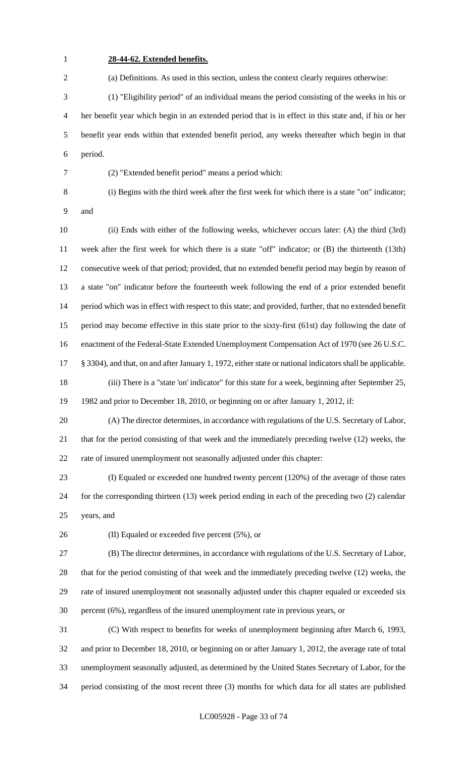**28-44-62. Extended benefits.**

(a) Definitions. As used in this section, unless the context clearly requires otherwise:

(1) "Eligibility period" of an individual means the period consisting of the weeks in his or her benefit year which begin in an extended period that is in effect in this state and, if his or her benefit year ends within that extended benefit period, any weeks thereafter which begin in that period.

(2) "Extended benefit period" means a period which:

(i) Begins with the third week after the first week for which there is a state "on" indicator; and

(ii) Ends with either of the following weeks, whichever occurs later: (A) the third (3rd) week after the first week for which there is a state "off" indicator; or (B) the thirteenth (13th) consecutive week of that period; provided, that no extended benefit period may begin by reason of a state "on" indicator before the fourteenth week following the end of a prior extended benefit period which was in effect with respect to this state; and provided, further, that no extended benefit period may become effective in this state prior to the sixty-first (61st) day following the date of enactment of the Federal-State Extended Unemployment Compensation Act of 1970 (see 26 U.S.C. § 3304), and that, on and after January 1, 1972, either state or national indicators shall be applicable.

(iii) There is a "state 'on' indicator" for this state for a week, beginning after September 25, 1982 and prior to December 18, 2010, or beginning on or after January 1, 2012, if:

(A) The director determines, in accordance with regulations of the U.S. Secretary of Labor, that for the period consisting of that week and the immediately preceding twelve (12) weeks, the rate of insured unemployment not seasonally adjusted under this chapter:

(I) Equaled or exceeded one hundred twenty percent (120%) of the average of those rates for the corresponding thirteen (13) week period ending in each of the preceding two (2) calendar years, and

(II) Equaled or exceeded five percent (5%), or

(B) The director determines, in accordance with regulations of the U.S. Secretary of Labor, that for the period consisting of that week and the immediately preceding twelve (12) weeks, the rate of insured unemployment not seasonally adjusted under this chapter equaled or exceeded six percent (6%), regardless of the insured unemployment rate in previous years, or

(C) With respect to benefits for weeks of unemployment beginning after March 6, 1993, and prior to December 18, 2010, or beginning on or after January 1, 2012, the average rate of total unemployment seasonally adjusted, as determined by the United States Secretary of Labor, for the period consisting of the most recent three (3) months for which data for all states are published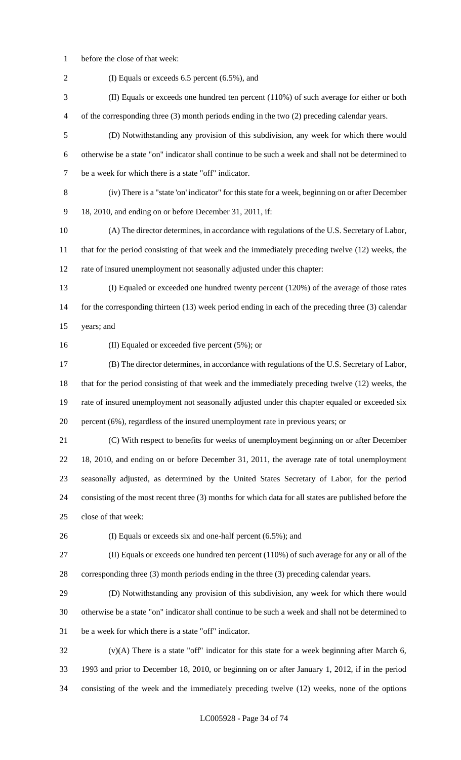before the close of that week:

(I) Equals or exceeds 6.5 percent (6.5%), and

(II) Equals or exceeds one hundred ten percent (110%) of such average for either or both of the corresponding three (3) month periods ending in the two (2) preceding calendar years.

(D) Notwithstanding any provision of this subdivision, any week for which there would otherwise be a state "on" indicator shall continue to be such a week and shall not be determined to be a week for which there is a state "off" indicator.

(iv) There is a "state 'on' indicator" for this state for a week, beginning on or after December 18, 2010, and ending on or before December 31, 2011, if:

(A) The director determines, in accordance with regulations of the U.S. Secretary of Labor, that for the period consisting of that week and the immediately preceding twelve (12) weeks, the rate of insured unemployment not seasonally adjusted under this chapter:

(I) Equaled or exceeded one hundred twenty percent (120%) of the average of those rates for the corresponding thirteen (13) week period ending in each of the preceding three (3) calendar years; and

(II) Equaled or exceeded five percent (5%); or

(B) The director determines, in accordance with regulations of the U.S. Secretary of Labor, that for the period consisting of that week and the immediately preceding twelve (12) weeks, the rate of insured unemployment not seasonally adjusted under this chapter equaled or exceeded six percent (6%), regardless of the insured unemployment rate in previous years; or

(C) With respect to benefits for weeks of unemployment beginning on or after December 18, 2010, and ending on or before December 31, 2011, the average rate of total unemployment seasonally adjusted, as determined by the United States Secretary of Labor, for the period consisting of the most recent three (3) months for which data for all states are published before the close of that week:

(I) Equals or exceeds six and one-half percent (6.5%); and

(II) Equals or exceeds one hundred ten percent (110%) of such average for any or all of the corresponding three (3) month periods ending in the three (3) preceding calendar years.

(D) Notwithstanding any provision of this subdivision, any week for which there would otherwise be a state "on" indicator shall continue to be such a week and shall not be determined to be a week for which there is a state "off" indicator.

(v)(A) There is a state "off" indicator for this state for a week beginning after March 6, 1993 and prior to December 18, 2010, or beginning on or after January 1, 2012, if in the period consisting of the week and the immediately preceding twelve (12) weeks, none of the options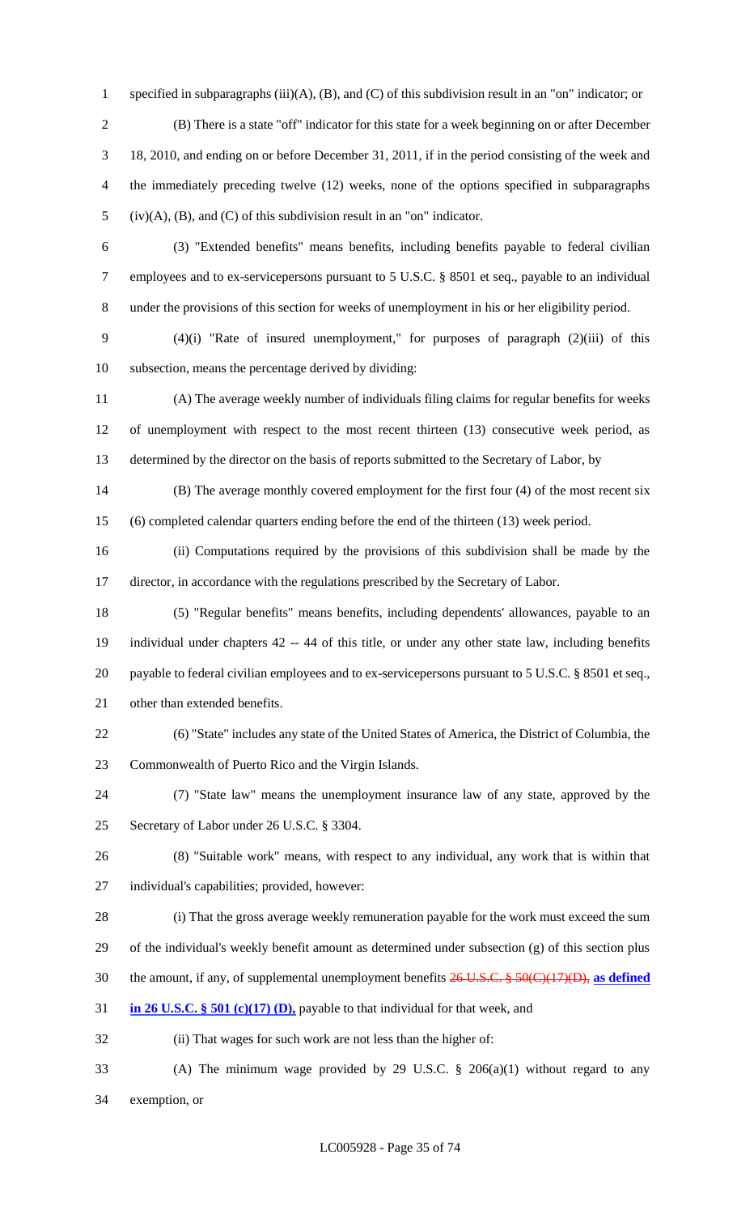specified in subparagraphs (iii)(A), (B), and (C) of this subdivision result in an "on" indicator; or

(B) There is a state "off" indicator for this state for a week beginning on or after December 18, 2010, and ending on or before December 31, 2011, if in the period consisting of the week and the immediately preceding twelve (12) weeks, none of the options specified in subparagraphs (iv)(A), (B), and (C) of this subdivision result in an "on" indicator.

(3) "Extended benefits" means benefits, including benefits payable to federal civilian employees and to ex-servicepersons pursuant to 5 U.S.C. § 8501 et seq., payable to an individual under the provisions of this section for weeks of unemployment in his or her eligibility period.

(4)(i) "Rate of insured unemployment," for purposes of paragraph (2)(iii) of this subsection, means the percentage derived by dividing:

(A) The average weekly number of individuals filing claims for regular benefits for weeks of unemployment with respect to the most recent thirteen (13) consecutive week period, as determined by the director on the basis of reports submitted to the Secretary of Labor, by

(B) The average monthly covered employment for the first four (4) of the most recent six (6) completed calendar quarters ending before the end of the thirteen (13) week period.

(ii) Computations required by the provisions of this subdivision shall be made by the director, in accordance with the regulations prescribed by the Secretary of Labor.

(5) "Regular benefits" means benefits, including dependents' allowances, payable to an individual under chapters 42 -- 44 of this title, or under any other state law, including benefits payable to federal civilian employees and to ex-servicepersons pursuant to 5 U.S.C. § 8501 et seq., other than extended benefits.

(6) "State" includes any state of the United States of America, the District of Columbia, the Commonwealth of Puerto Rico and the Virgin Islands.

(7) "State law" means the unemployment insurance law of any state, approved by the Secretary of Labor under 26 U.S.C. § 3304.

(8) "Suitable work" means, with respect to any individual, any work that is within that individual's capabilities; provided, however:

(i) That the gross average weekly remuneration payable for the work must exceed the sum of the individual's weekly benefit amount as determined under subsection (g) of this section plus the amount, if any, of supplemental unemployment benefits ~~26 U.S.C. § 50(C)(17)(D),~~ **as defined in 26 U.S.C. § 501 (c)(17) (D),** payable to that individual for that week, and

(ii) That wages for such work are not less than the higher of:

(A) The minimum wage provided by 29 U.S.C. § 206(a)(1) without regard to any exemption, or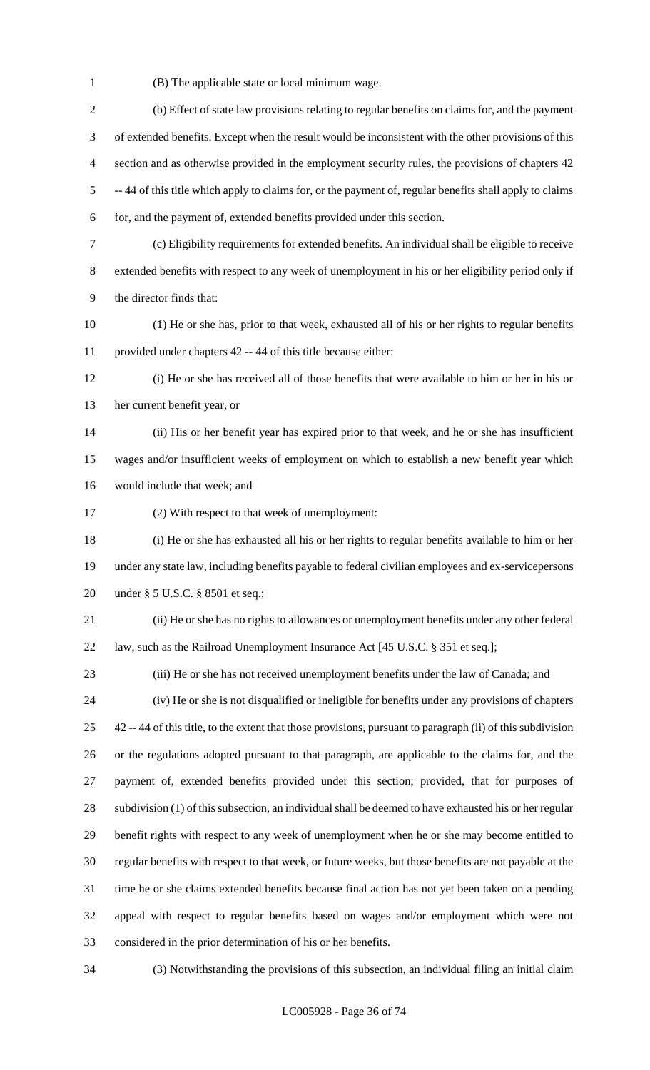(B) The applicable state or local minimum wage.

(b) Effect of state law provisions relating to regular benefits on claims for, and the payment of extended benefits. Except when the result would be inconsistent with the other provisions of this section and as otherwise provided in the employment security rules, the provisions of chapters 42 -- 44 of this title which apply to claims for, or the payment of, regular benefits shall apply to claims for, and the payment of, extended benefits provided under this section.

(c) Eligibility requirements for extended benefits. An individual shall be eligible to receive extended benefits with respect to any week of unemployment in his or her eligibility period only if the director finds that:

(1) He or she has, prior to that week, exhausted all of his or her rights to regular benefits provided under chapters 42 -- 44 of this title because either:

(i) He or she has received all of those benefits that were available to him or her in his or her current benefit year, or

(ii) His or her benefit year has expired prior to that week, and he or she has insufficient wages and/or insufficient weeks of employment on which to establish a new benefit year which would include that week; and

(2) With respect to that week of unemployment:

(i) He or she has exhausted all his or her rights to regular benefits available to him or her under any state law, including benefits payable to federal civilian employees and ex-servicepersons under § 5 U.S.C. § 8501 et seq.;

(ii) He or she has no rights to allowances or unemployment benefits under any other federal law, such as the Railroad Unemployment Insurance Act [45 U.S.C. § 351 et seq.];

(iii) He or she has not received unemployment benefits under the law of Canada; and

(iv) He or she is not disqualified or ineligible for benefits under any provisions of chapters 42 -- 44 of this title, to the extent that those provisions, pursuant to paragraph (ii) of this subdivision or the regulations adopted pursuant to that paragraph, are applicable to the claims for, and the payment of, extended benefits provided under this section; provided, that for purposes of subdivision (1) of this subsection, an individual shall be deemed to have exhausted his or her regular benefit rights with respect to any week of unemployment when he or she may become entitled to regular benefits with respect to that week, or future weeks, but those benefits are not payable at the time he or she claims extended benefits because final action has not yet been taken on a pending appeal with respect to regular benefits based on wages and/or employment which were not considered in the prior determination of his or her benefits.

(3) Notwithstanding the provisions of this subsection, an individual filing an initial claim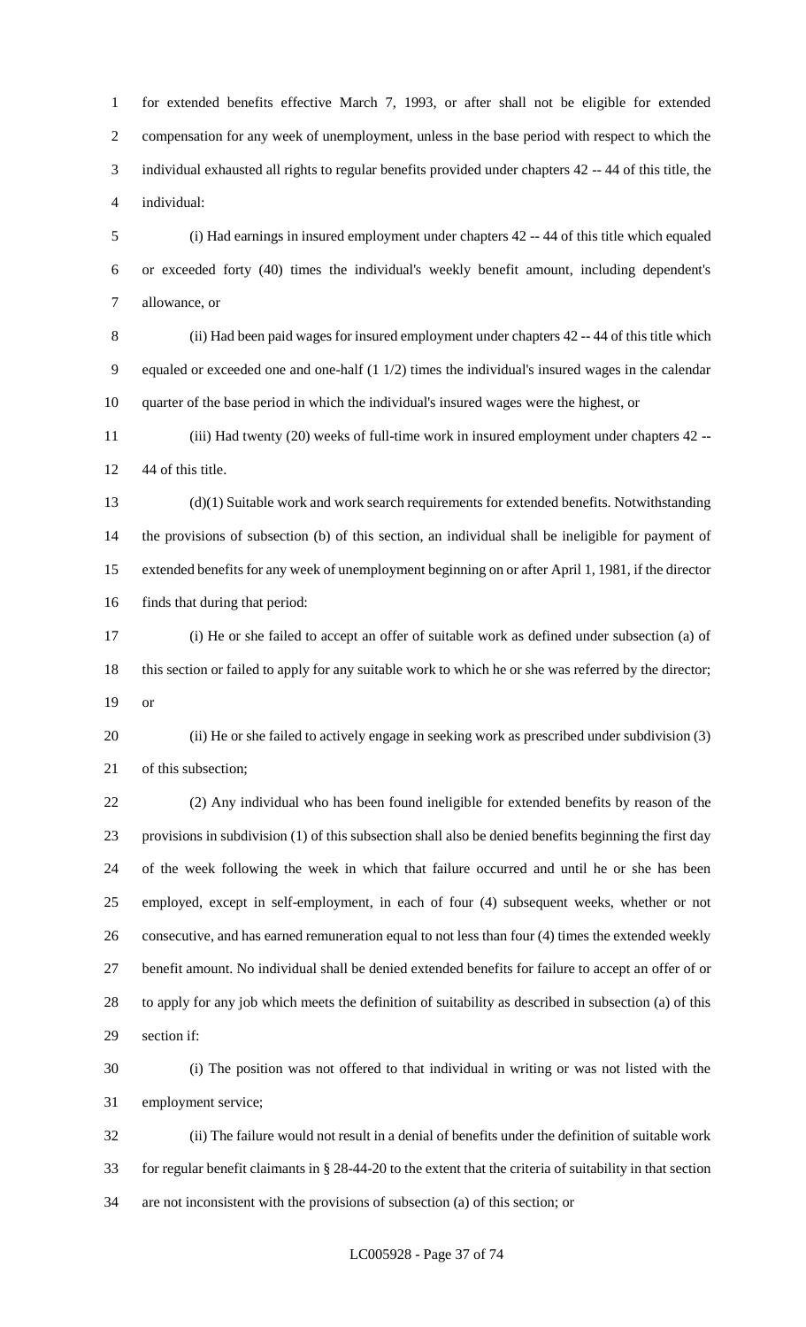for extended benefits effective March 7, 1993, or after shall not be eligible for extended compensation for any week of unemployment, unless in the base period with respect to which the individual exhausted all rights to regular benefits provided under chapters 42 -- 44 of this title, the individual:

(i) Had earnings in insured employment under chapters 42 -- 44 of this title which equaled or exceeded forty (40) times the individual's weekly benefit amount, including dependent's allowance, or

(ii) Had been paid wages for insured employment under chapters 42 -- 44 of this title which equaled or exceeded one and one-half (1 1/2) times the individual's insured wages in the calendar quarter of the base period in which the individual's insured wages were the highest, or

(iii) Had twenty (20) weeks of full-time work in insured employment under chapters 42 -- 44 of this title.

(d)(1) Suitable work and work search requirements for extended benefits. Notwithstanding the provisions of subsection (b) of this section, an individual shall be ineligible for payment of extended benefits for any week of unemployment beginning on or after April 1, 1981, if the director finds that during that period:

(i) He or she failed to accept an offer of suitable work as defined under subsection (a) of this section or failed to apply for any suitable work to which he or she was referred by the director; or

(ii) He or she failed to actively engage in seeking work as prescribed under subdivision (3) of this subsection;

(2) Any individual who has been found ineligible for extended benefits by reason of the provisions in subdivision (1) of this subsection shall also be denied benefits beginning the first day of the week following the week in which that failure occurred and until he or she has been employed, except in self-employment, in each of four (4) subsequent weeks, whether or not consecutive, and has earned remuneration equal to not less than four (4) times the extended weekly benefit amount. No individual shall be denied extended benefits for failure to accept an offer of or to apply for any job which meets the definition of suitability as described in subsection (a) of this section if:

(i) The position was not offered to that individual in writing or was not listed with the employment service;

(ii) The failure would not result in a denial of benefits under the definition of suitable work for regular benefit claimants in § 28-44-20 to the extent that the criteria of suitability in that section are not inconsistent with the provisions of subsection (a) of this section; or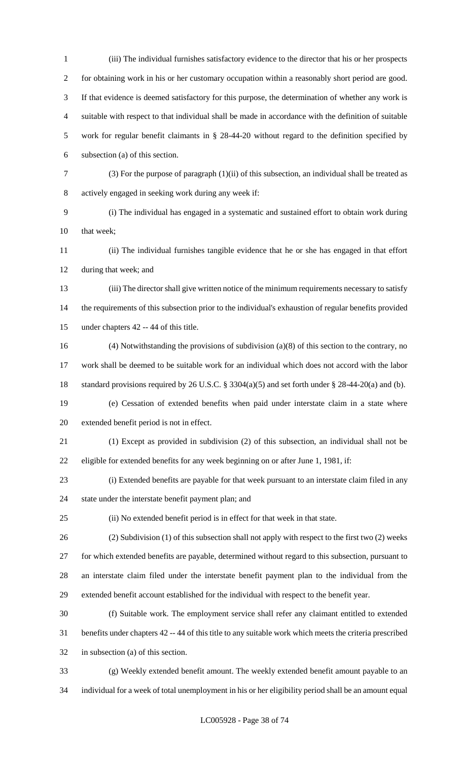(iii) The individual furnishes satisfactory evidence to the director that his or her prospects for obtaining work in his or her customary occupation within a reasonably short period are good. If that evidence is deemed satisfactory for this purpose, the determination of whether any work is suitable with respect to that individual shall be made in accordance with the definition of suitable work for regular benefit claimants in § 28-44-20 without regard to the definition specified by subsection (a) of this section.

(3) For the purpose of paragraph (1)(ii) of this subsection, an individual shall be treated as actively engaged in seeking work during any week if:

(i) The individual has engaged in a systematic and sustained effort to obtain work during that week;

(ii) The individual furnishes tangible evidence that he or she has engaged in that effort during that week; and

(iii) The director shall give written notice of the minimum requirements necessary to satisfy the requirements of this subsection prior to the individual's exhaustion of regular benefits provided under chapters 42 -- 44 of this title.

(4) Notwithstanding the provisions of subdivision (a)(8) of this section to the contrary, no work shall be deemed to be suitable work for an individual which does not accord with the labor standard provisions required by 26 U.S.C. § 3304(a)(5) and set forth under § 28-44-20(a) and (b).

(e) Cessation of extended benefits when paid under interstate claim in a state where extended benefit period is not in effect.

(1) Except as provided in subdivision (2) of this subsection, an individual shall not be eligible for extended benefits for any week beginning on or after June 1, 1981, if:

(i) Extended benefits are payable for that week pursuant to an interstate claim filed in any state under the interstate benefit payment plan; and

(ii) No extended benefit period is in effect for that week in that state.

(2) Subdivision (1) of this subsection shall not apply with respect to the first two (2) weeks for which extended benefits are payable, determined without regard to this subsection, pursuant to an interstate claim filed under the interstate benefit payment plan to the individual from the extended benefit account established for the individual with respect to the benefit year.

(f) Suitable work. The employment service shall refer any claimant entitled to extended benefits under chapters 42 -- 44 of this title to any suitable work which meets the criteria prescribed in subsection (a) of this section.

(g) Weekly extended benefit amount. The weekly extended benefit amount payable to an individual for a week of total unemployment in his or her eligibility period shall be an amount equal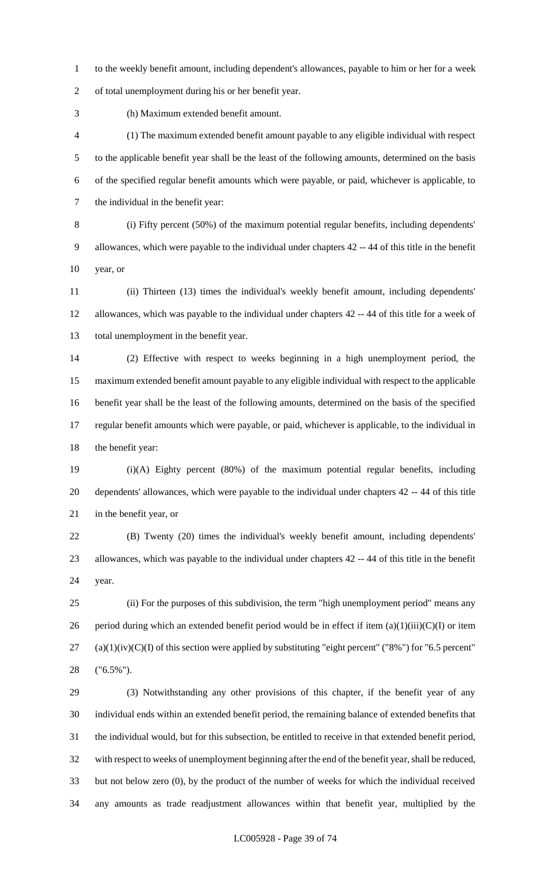to the weekly benefit amount, including dependent's allowances, payable to him or her for a week of total unemployment during his or her benefit year.

(h) Maximum extended benefit amount.

(1) The maximum extended benefit amount payable to any eligible individual with respect to the applicable benefit year shall be the least of the following amounts, determined on the basis of the specified regular benefit amounts which were payable, or paid, whichever is applicable, to the individual in the benefit year:

(i) Fifty percent (50%) of the maximum potential regular benefits, including dependents' allowances, which were payable to the individual under chapters 42 -- 44 of this title in the benefit year, or

(ii) Thirteen (13) times the individual's weekly benefit amount, including dependents' allowances, which was payable to the individual under chapters 42 -- 44 of this title for a week of total unemployment in the benefit year.

(2) Effective with respect to weeks beginning in a high unemployment period, the maximum extended benefit amount payable to any eligible individual with respect to the applicable benefit year shall be the least of the following amounts, determined on the basis of the specified regular benefit amounts which were payable, or paid, whichever is applicable, to the individual in the benefit year:

(i)(A) Eighty percent (80%) of the maximum potential regular benefits, including dependents' allowances, which were payable to the individual under chapters 42 -- 44 of this title in the benefit year, or

(B) Twenty (20) times the individual's weekly benefit amount, including dependents' allowances, which was payable to the individual under chapters 42 -- 44 of this title in the benefit year.

(ii) For the purposes of this subdivision, the term "high unemployment period" means any period during which an extended benefit period would be in effect if item (a)(1)(iii)(C)(I) or item (a)(1)(iv)(C)(I) of this section were applied by substituting "eight percent" ("8%") for "6.5 percent" ("6.5%").

(3) Notwithstanding any other provisions of this chapter, if the benefit year of any individual ends within an extended benefit period, the remaining balance of extended benefits that the individual would, but for this subsection, be entitled to receive in that extended benefit period, with respect to weeks of unemployment beginning after the end of the benefit year, shall be reduced, but not below zero (0), by the product of the number of weeks for which the individual received any amounts as trade readjustment allowances within that benefit year, multiplied by the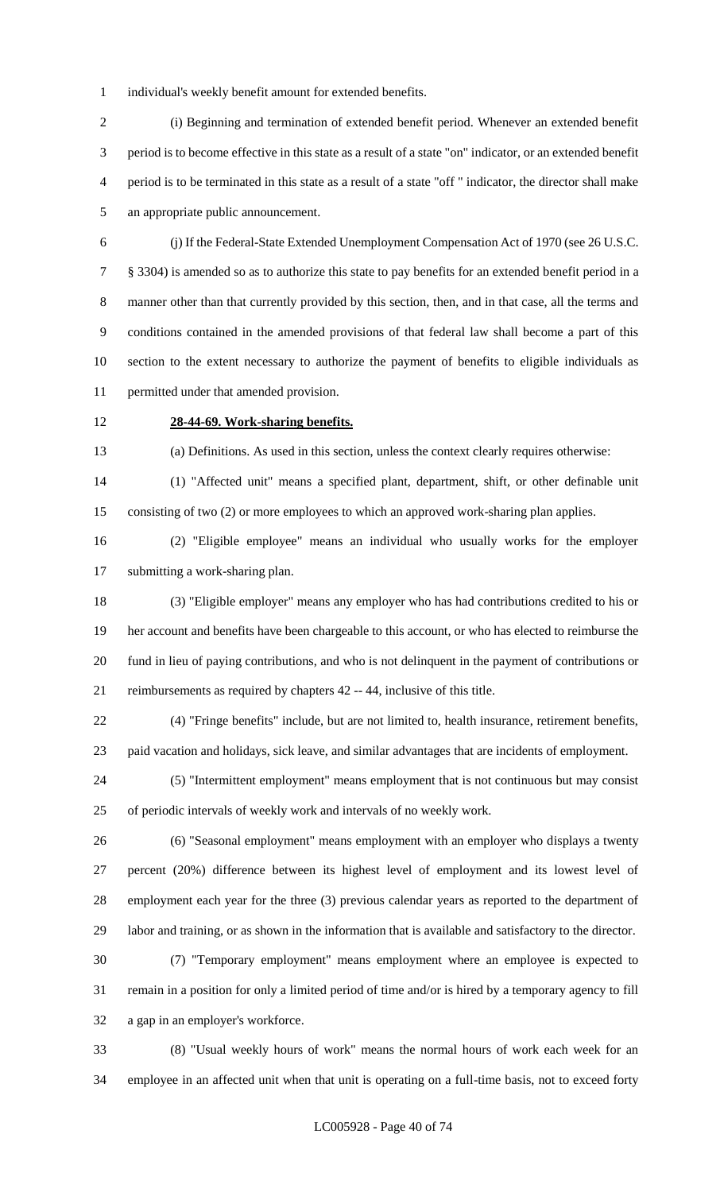individual's weekly benefit amount for extended benefits.

(i) Beginning and termination of extended benefit period. Whenever an extended benefit period is to become effective in this state as a result of a state "on" indicator, or an extended benefit period is to be terminated in this state as a result of a state "off " indicator, the director shall make an appropriate public announcement.

(j) If the Federal-State Extended Unemployment Compensation Act of 1970 (see 26 U.S.C. § 3304) is amended so as to authorize this state to pay benefits for an extended benefit period in a manner other than that currently provided by this section, then, and in that case, all the terms and conditions contained in the amended provisions of that federal law shall become a part of this section to the extent necessary to authorize the payment of benefits to eligible individuals as permitted under that amended provision.

**28-44-69. Work-sharing benefits.**

(a) Definitions. As used in this section, unless the context clearly requires otherwise:

(1) "Affected unit" means a specified plant, department, shift, or other definable unit consisting of two (2) or more employees to which an approved work-sharing plan applies.

(2) "Eligible employee" means an individual who usually works for the employer submitting a work-sharing plan.

(3) "Eligible employer" means any employer who has had contributions credited to his or her account and benefits have been chargeable to this account, or who has elected to reimburse the fund in lieu of paying contributions, and who is not delinquent in the payment of contributions or reimbursements as required by chapters 42 -- 44, inclusive of this title.

(4) "Fringe benefits" include, but are not limited to, health insurance, retirement benefits, paid vacation and holidays, sick leave, and similar advantages that are incidents of employment.

(5) "Intermittent employment" means employment that is not continuous but may consist of periodic intervals of weekly work and intervals of no weekly work.

(6) "Seasonal employment" means employment with an employer who displays a twenty percent (20%) difference between its highest level of employment and its lowest level of employment each year for the three (3) previous calendar years as reported to the department of labor and training, or as shown in the information that is available and satisfactory to the director.

(7) "Temporary employment" means employment where an employee is expected to remain in a position for only a limited period of time and/or is hired by a temporary agency to fill a gap in an employer's workforce.

(8) "Usual weekly hours of work" means the normal hours of work each week for an employee in an affected unit when that unit is operating on a full-time basis, not to exceed forty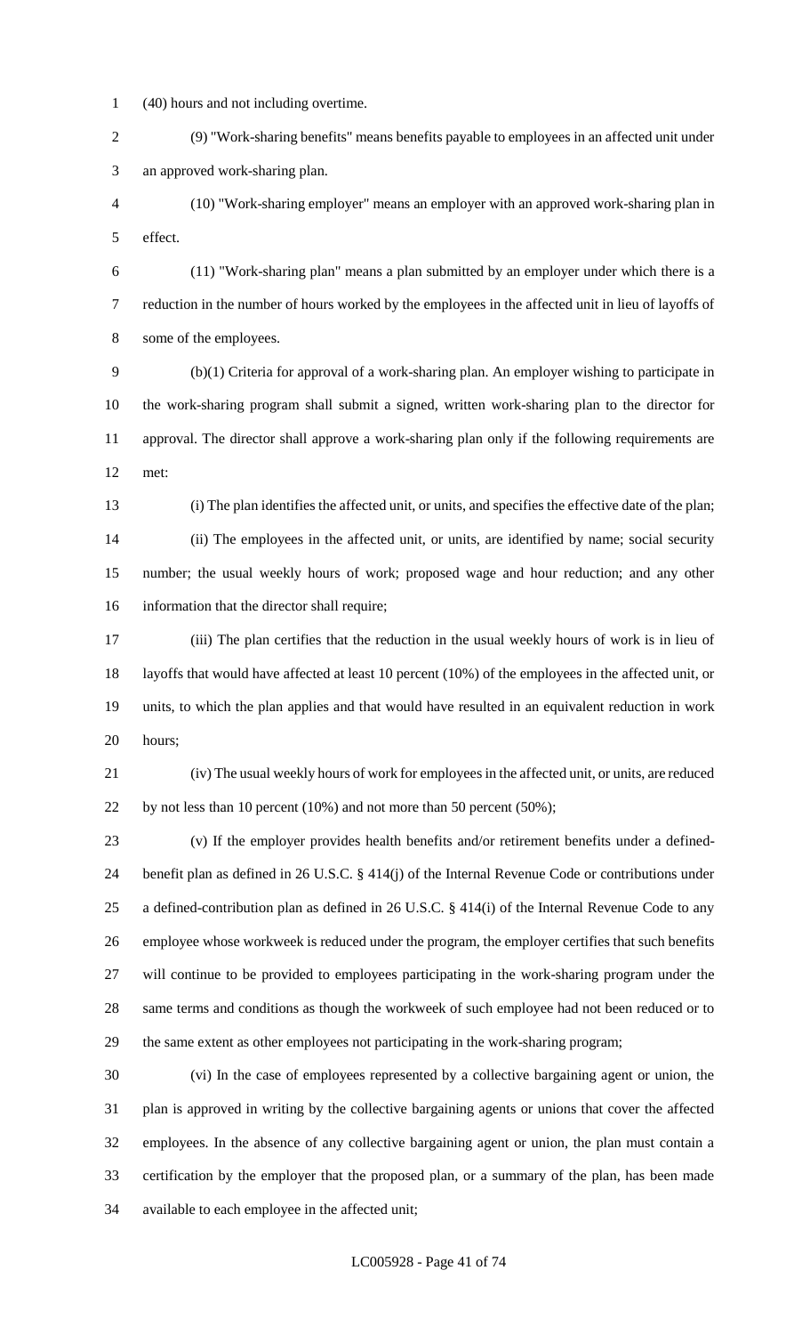(40) hours and not including overtime.

(9) "Work-sharing benefits" means benefits payable to employees in an affected unit under an approved work-sharing plan.

(10) "Work-sharing employer" means an employer with an approved work-sharing plan in effect.

(11) "Work-sharing plan" means a plan submitted by an employer under which there is a reduction in the number of hours worked by the employees in the affected unit in lieu of layoffs of some of the employees.

(b)(1) Criteria for approval of a work-sharing plan. An employer wishing to participate in the work-sharing program shall submit a signed, written work-sharing plan to the director for approval. The director shall approve a work-sharing plan only if the following requirements are met:

(i) The plan identifies the affected unit, or units, and specifies the effective date of the plan;

(ii) The employees in the affected unit, or units, are identified by name; social security number; the usual weekly hours of work; proposed wage and hour reduction; and any other information that the director shall require;

(iii) The plan certifies that the reduction in the usual weekly hours of work is in lieu of layoffs that would have affected at least 10 percent (10%) of the employees in the affected unit, or units, to which the plan applies and that would have resulted in an equivalent reduction in work hours;

(iv) The usual weekly hours of work for employees in the affected unit, or units, are reduced by not less than 10 percent (10%) and not more than 50 percent (50%);

(v) If the employer provides health benefits and/or retirement benefits under a defined-benefit plan as defined in 26 U.S.C. § 414(j) of the Internal Revenue Code or contributions under a defined-contribution plan as defined in 26 U.S.C. § 414(i) of the Internal Revenue Code to any employee whose workweek is reduced under the program, the employer certifies that such benefits will continue to be provided to employees participating in the work-sharing program under the same terms and conditions as though the workweek of such employee had not been reduced or to the same extent as other employees not participating in the work-sharing program;

(vi) In the case of employees represented by a collective bargaining agent or union, the plan is approved in writing by the collective bargaining agents or unions that cover the affected employees. In the absence of any collective bargaining agent or union, the plan must contain a certification by the employer that the proposed plan, or a summary of the plan, has been made available to each employee in the affected unit;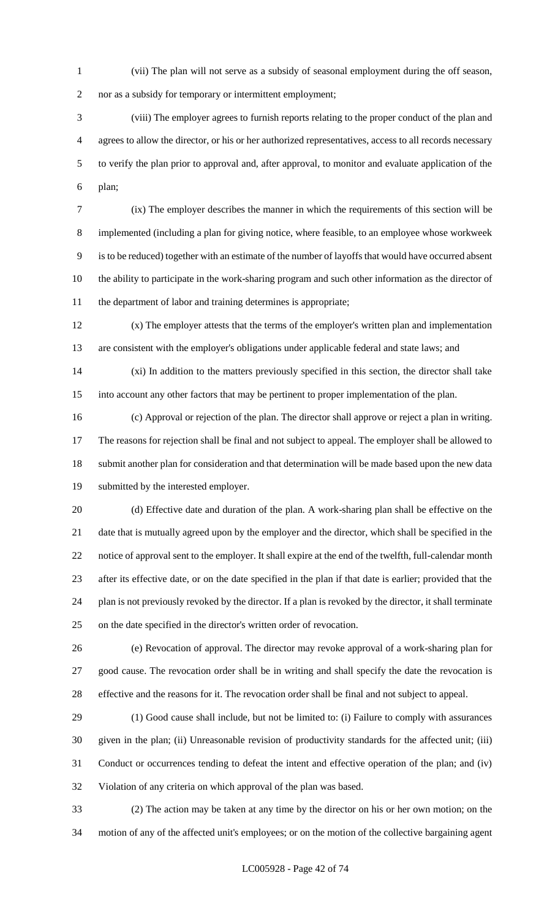(vii) The plan will not serve as a subsidy of seasonal employment during the off season, nor as a subsidy for temporary or intermittent employment;

(viii) The employer agrees to furnish reports relating to the proper conduct of the plan and agrees to allow the director, or his or her authorized representatives, access to all records necessary to verify the plan prior to approval and, after approval, to monitor and evaluate application of the plan;

(ix) The employer describes the manner in which the requirements of this section will be implemented (including a plan for giving notice, where feasible, to an employee whose workweek is to be reduced) together with an estimate of the number of layoffs that would have occurred absent the ability to participate in the work-sharing program and such other information as the director of the department of labor and training determines is appropriate;

(x) The employer attests that the terms of the employer's written plan and implementation are consistent with the employer's obligations under applicable federal and state laws; and

(xi) In addition to the matters previously specified in this section, the director shall take into account any other factors that may be pertinent to proper implementation of the plan.

(c) Approval or rejection of the plan. The director shall approve or reject a plan in writing. The reasons for rejection shall be final and not subject to appeal. The employer shall be allowed to submit another plan for consideration and that determination will be made based upon the new data submitted by the interested employer.

(d) Effective date and duration of the plan. A work-sharing plan shall be effective on the date that is mutually agreed upon by the employer and the director, which shall be specified in the notice of approval sent to the employer. It shall expire at the end of the twelfth, full-calendar month after its effective date, or on the date specified in the plan if that date is earlier; provided that the plan is not previously revoked by the director. If a plan is revoked by the director, it shall terminate on the date specified in the director's written order of revocation.

(e) Revocation of approval. The director may revoke approval of a work-sharing plan for good cause. The revocation order shall be in writing and shall specify the date the revocation is effective and the reasons for it. The revocation order shall be final and not subject to appeal.

(1) Good cause shall include, but not be limited to: (i) Failure to comply with assurances given in the plan; (ii) Unreasonable revision of productivity standards for the affected unit; (iii) Conduct or occurrences tending to defeat the intent and effective operation of the plan; and (iv) Violation of any criteria on which approval of the plan was based.

(2) The action may be taken at any time by the director on his or her own motion; on the motion of any of the affected unit's employees; or on the motion of the collective bargaining agent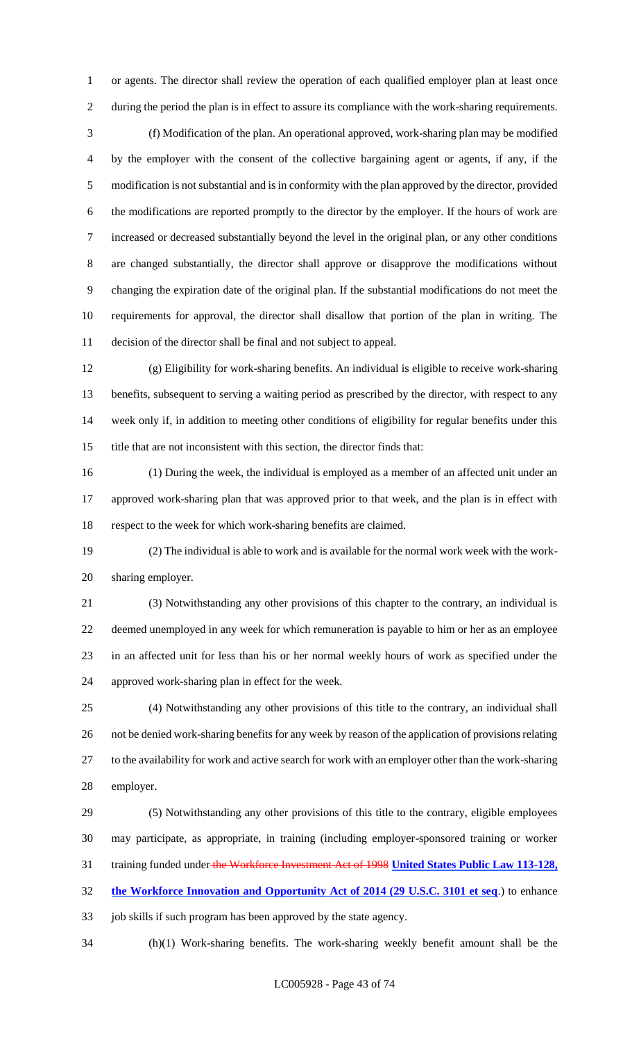or agents. The director shall review the operation of each qualified employer plan at least once during the period the plan is in effect to assure its compliance with the work-sharing requirements.

(f) Modification of the plan. An operational approved, work-sharing plan may be modified by the employer with the consent of the collective bargaining agent or agents, if any, if the modification is not substantial and is in conformity with the plan approved by the director, provided the modifications are reported promptly to the director by the employer. If the hours of work are increased or decreased substantially beyond the level in the original plan, or any other conditions are changed substantially, the director shall approve or disapprove the modifications without changing the expiration date of the original plan. If the substantial modifications do not meet the requirements for approval, the director shall disallow that portion of the plan in writing. The decision of the director shall be final and not subject to appeal.

(g) Eligibility for work-sharing benefits. An individual is eligible to receive work-sharing benefits, subsequent to serving a waiting period as prescribed by the director, with respect to any week only if, in addition to meeting other conditions of eligibility for regular benefits under this title that are not inconsistent with this section, the director finds that:

(1) During the week, the individual is employed as a member of an affected unit under an approved work-sharing plan that was approved prior to that week, and the plan is in effect with respect to the week for which work-sharing benefits are claimed.

(2) The individual is able to work and is available for the normal work week with the work-sharing employer.

(3) Notwithstanding any other provisions of this chapter to the contrary, an individual is deemed unemployed in any week for which remuneration is payable to him or her as an employee in an affected unit for less than his or her normal weekly hours of work as specified under the approved work-sharing plan in effect for the week.

(4) Notwithstanding any other provisions of this title to the contrary, an individual shall not be denied work-sharing benefits for any week by reason of the application of provisions relating to the availability for work and active search for work with an employer other than the work-sharing employer.

(5) Notwithstanding any other provisions of this title to the contrary, eligible employees may participate, as appropriate, in training (including employer-sponsored training or worker training funded under ~~the Workforce Investment Act of 1998~~ **United States Public Law 113-128, the Workforce Innovation and Opportunity Act of 2014 (29 U.S.C. 3101 et seq**.) to enhance job skills if such program has been approved by the state agency.

(h)(1) Work-sharing benefits. The work-sharing weekly benefit amount shall be the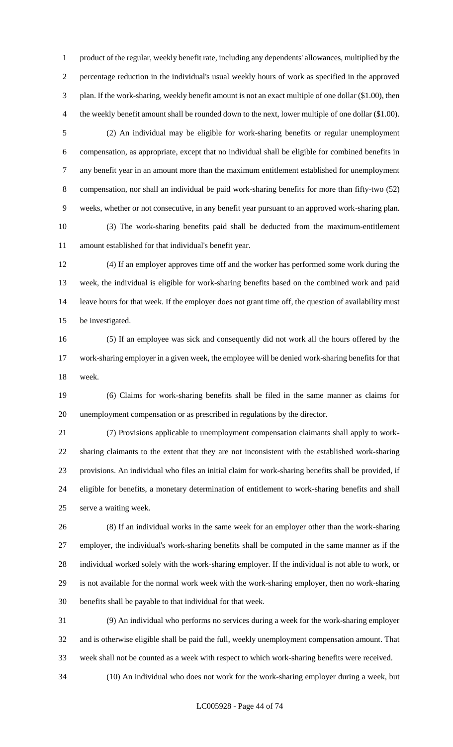product of the regular, weekly benefit rate, including any dependents' allowances, multiplied by the percentage reduction in the individual's usual weekly hours of work as specified in the approved plan. If the work-sharing, weekly benefit amount is not an exact multiple of one dollar ($1.00), then the weekly benefit amount shall be rounded down to the next, lower multiple of one dollar ($1.00).

(2) An individual may be eligible for work-sharing benefits or regular unemployment compensation, as appropriate, except that no individual shall be eligible for combined benefits in any benefit year in an amount more than the maximum entitlement established for unemployment compensation, nor shall an individual be paid work-sharing benefits for more than fifty-two (52) weeks, whether or not consecutive, in any benefit year pursuant to an approved work-sharing plan.

(3) The work-sharing benefits paid shall be deducted from the maximum-entitlement amount established for that individual's benefit year.

(4) If an employer approves time off and the worker has performed some work during the week, the individual is eligible for work-sharing benefits based on the combined work and paid leave hours for that week. If the employer does not grant time off, the question of availability must be investigated.

(5) If an employee was sick and consequently did not work all the hours offered by the work-sharing employer in a given week, the employee will be denied work-sharing benefits for that week.

(6) Claims for work-sharing benefits shall be filed in the same manner as claims for unemployment compensation or as prescribed in regulations by the director.

(7) Provisions applicable to unemployment compensation claimants shall apply to work-sharing claimants to the extent that they are not inconsistent with the established work-sharing provisions. An individual who files an initial claim for work-sharing benefits shall be provided, if eligible for benefits, a monetary determination of entitlement to work-sharing benefits and shall serve a waiting week.

(8) If an individual works in the same week for an employer other than the work-sharing employer, the individual's work-sharing benefits shall be computed in the same manner as if the individual worked solely with the work-sharing employer. If the individual is not able to work, or is not available for the normal work week with the work-sharing employer, then no work-sharing benefits shall be payable to that individual for that week.

(9) An individual who performs no services during a week for the work-sharing employer and is otherwise eligible shall be paid the full, weekly unemployment compensation amount. That week shall not be counted as a week with respect to which work-sharing benefits were received.

(10) An individual who does not work for the work-sharing employer during a week, but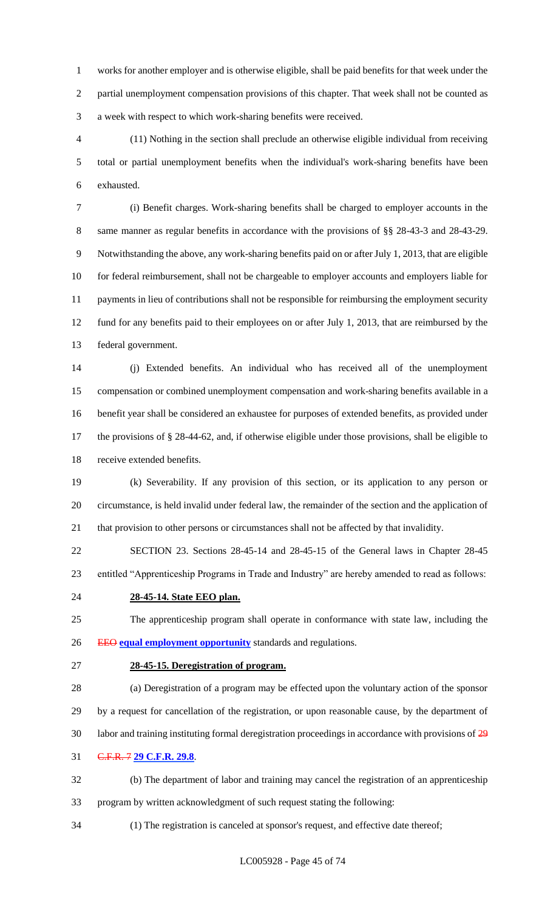works for another employer and is otherwise eligible, shall be paid benefits for that week under the partial unemployment compensation provisions of this chapter. That week shall not be counted as a week with respect to which work-sharing benefits were received.

(11) Nothing in the section shall preclude an otherwise eligible individual from receiving total or partial unemployment benefits when the individual's work-sharing benefits have been exhausted.

(i) Benefit charges. Work-sharing benefits shall be charged to employer accounts in the same manner as regular benefits in accordance with the provisions of §§ 28-43-3 and 28-43-29. Notwithstanding the above, any work-sharing benefits paid on or after July 1, 2013, that are eligible for federal reimbursement, shall not be chargeable to employer accounts and employers liable for payments in lieu of contributions shall not be responsible for reimbursing the employment security fund for any benefits paid to their employees on or after July 1, 2013, that are reimbursed by the federal government.

(j) Extended benefits. An individual who has received all of the unemployment compensation or combined unemployment compensation and work-sharing benefits available in a benefit year shall be considered an exhaustee for purposes of extended benefits, as provided under the provisions of § 28-44-62, and, if otherwise eligible under those provisions, shall be eligible to receive extended benefits.

(k) Severability. If any provision of this section, or its application to any person or circumstance, is held invalid under federal law, the remainder of the section and the application of that provision to other persons or circumstances shall not be affected by that invalidity.

SECTION 23. Sections 28-45-14 and 28-45-15 of the General laws in Chapter 28-45 entitled "Apprenticeship Programs in Trade and Industry" are hereby amended to read as follows:

**28-45-14. State EEO plan.**

The apprenticeship program shall operate in conformance with state law, including the ~~EEO~~ **equal employment opportunity** standards and regulations.

**28-45-15. Deregistration of program.**

(a) Deregistration of a program may be effected upon the voluntary action of the sponsor by a request for cancellation of the registration, or upon reasonable cause, by the department of labor and training instituting formal deregistration proceedings in accordance with provisions of ~~29 C.F.R. 7~~ **29 C.F.R. 29.8**.

(b) The department of labor and training may cancel the registration of an apprenticeship program by written acknowledgment of such request stating the following:

(1) The registration is canceled at sponsor's request, and effective date thereof;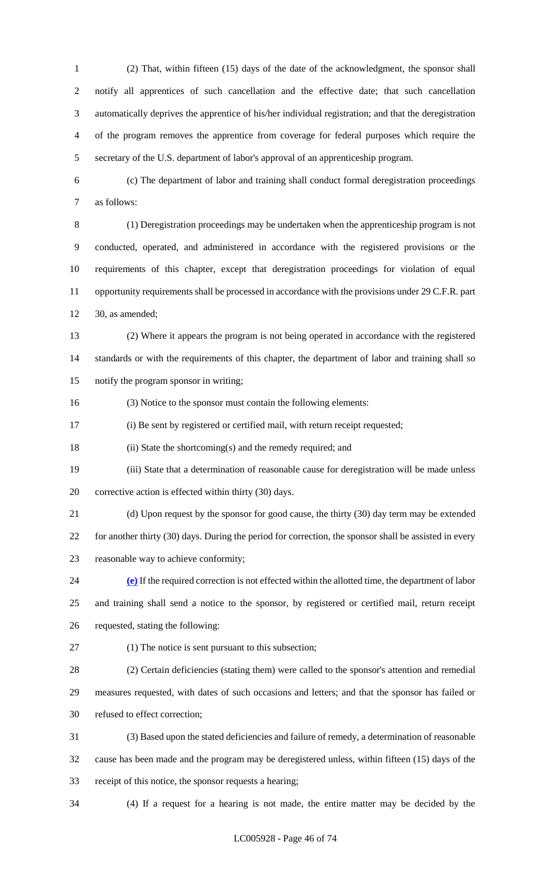(2) That, within fifteen (15) days of the date of the acknowledgment, the sponsor shall notify all apprentices of such cancellation and the effective date; that such cancellation automatically deprives the apprentice of his/her individual registration; and that the deregistration of the program removes the apprentice from coverage for federal purposes which require the secretary of the U.S. department of labor's approval of an apprenticeship program.

(c) The department of labor and training shall conduct formal deregistration proceedings as follows:

(1) Deregistration proceedings may be undertaken when the apprenticeship program is not conducted, operated, and administered in accordance with the registered provisions or the requirements of this chapter, except that deregistration proceedings for violation of equal opportunity requirements shall be processed in accordance with the provisions under 29 C.F.R. part 30, as amended;

(2) Where it appears the program is not being operated in accordance with the registered standards or with the requirements of this chapter, the department of labor and training shall so notify the program sponsor in writing;

(3) Notice to the sponsor must contain the following elements:

(i) Be sent by registered or certified mail, with return receipt requested;

(ii) State the shortcoming(s) and the remedy required; and

(iii) State that a determination of reasonable cause for deregistration will be made unless corrective action is effected within thirty (30) days.

(d) Upon request by the sponsor for good cause, the thirty (30) day term may be extended for another thirty (30) days. During the period for correction, the sponsor shall be assisted in every reasonable way to achieve conformity;

(e) If the required correction is not effected within the allotted time, the department of labor and training shall send a notice to the sponsor, by registered or certified mail, return receipt requested, stating the following:

(1) The notice is sent pursuant to this subsection;

(2) Certain deficiencies (stating them) were called to the sponsor's attention and remedial measures requested, with dates of such occasions and letters; and that the sponsor has failed or refused to effect correction;

(3) Based upon the stated deficiencies and failure of remedy, a determination of reasonable cause has been made and the program may be deregistered unless, within fifteen (15) days of the receipt of this notice, the sponsor requests a hearing;

(4) If a request for a hearing is not made, the entire matter may be decided by the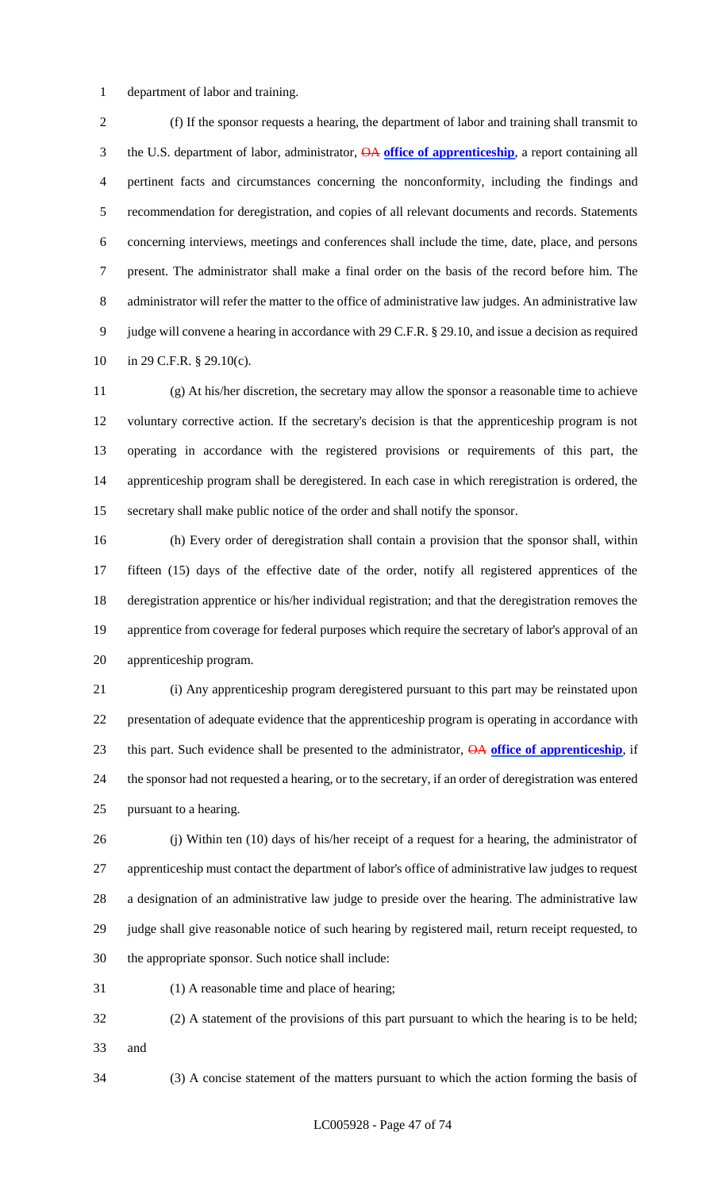department of labor and training.

(f) If the sponsor requests a hearing, the department of labor and training shall transmit to the U.S. department of labor, administrator, ~~OA~~ **office of apprenticeship**, a report containing all pertinent facts and circumstances concerning the nonconformity, including the findings and recommendation for deregistration, and copies of all relevant documents and records. Statements concerning interviews, meetings and conferences shall include the time, date, place, and persons present. The administrator shall make a final order on the basis of the record before him. The administrator will refer the matter to the office of administrative law judges. An administrative law judge will convene a hearing in accordance with 29 C.F.R. § 29.10, and issue a decision as required in 29 C.F.R. § 29.10(c).

(g) At his/her discretion, the secretary may allow the sponsor a reasonable time to achieve voluntary corrective action. If the secretary's decision is that the apprenticeship program is not operating in accordance with the registered provisions or requirements of this part, the apprenticeship program shall be deregistered. In each case in which reregistration is ordered, the secretary shall make public notice of the order and shall notify the sponsor.

(h) Every order of deregistration shall contain a provision that the sponsor shall, within fifteen (15) days of the effective date of the order, notify all registered apprentices of the deregistration apprentice or his/her individual registration; and that the deregistration removes the apprentice from coverage for federal purposes which require the secretary of labor's approval of an apprenticeship program.

(i) Any apprenticeship program deregistered pursuant to this part may be reinstated upon presentation of adequate evidence that the apprenticeship program is operating in accordance with this part. Such evidence shall be presented to the administrator, ~~OA~~ **office of apprenticeship**, if the sponsor had not requested a hearing, or to the secretary, if an order of deregistration was entered pursuant to a hearing.

(j) Within ten (10) days of his/her receipt of a request for a hearing, the administrator of apprenticeship must contact the department of labor's office of administrative law judges to request a designation of an administrative law judge to preside over the hearing. The administrative law judge shall give reasonable notice of such hearing by registered mail, return receipt requested, to the appropriate sponsor. Such notice shall include:

(1) A reasonable time and place of hearing;

(2) A statement of the provisions of this part pursuant to which the hearing is to be held; and

(3) A concise statement of the matters pursuant to which the action forming the basis of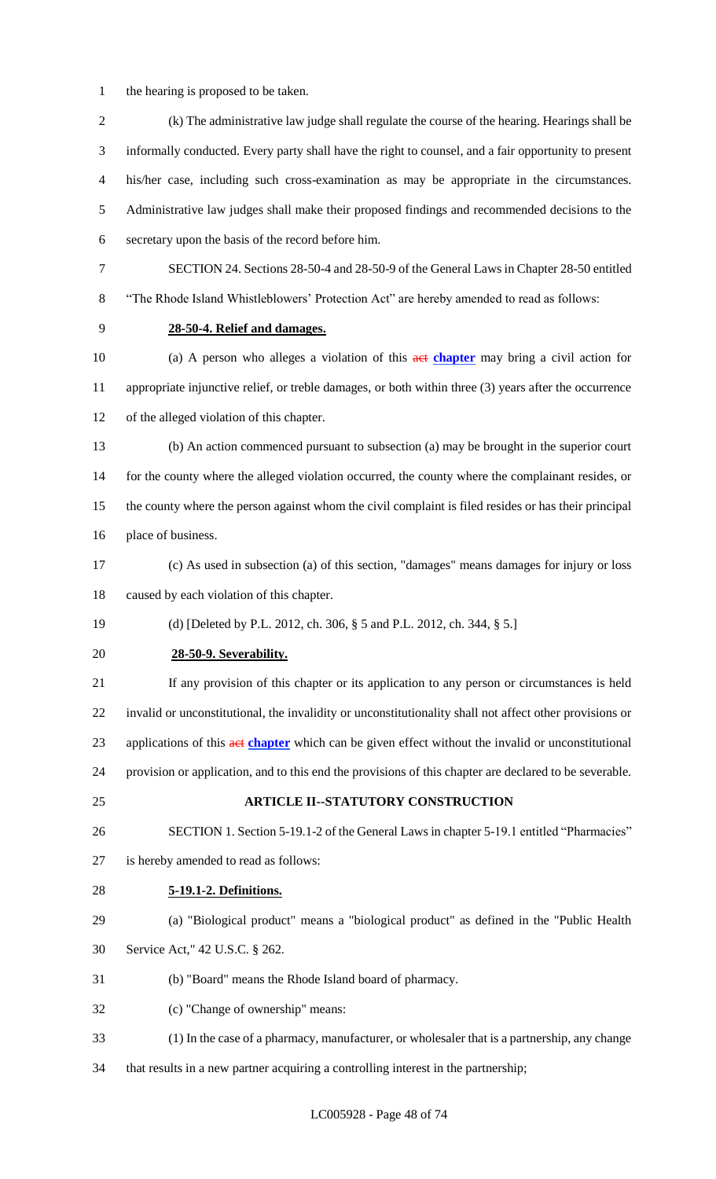the hearing is proposed to be taken.

(k) The administrative law judge shall regulate the course of the hearing. Hearings shall be informally conducted. Every party shall have the right to counsel, and a fair opportunity to present his/her case, including such cross-examination as may be appropriate in the circumstances. Administrative law judges shall make their proposed findings and recommended decisions to the secretary upon the basis of the record before him.

SECTION 24. Sections 28-50-4 and 28-50-9 of the General Laws in Chapter 28-50 entitled "The Rhode Island Whistleblowers' Protection Act" are hereby amended to read as follows:

**28-50-4. Relief and damages.**

(a) A person who alleges a violation of this ~~act~~ **chapter** may bring a civil action for appropriate injunctive relief, or treble damages, or both within three (3) years after the occurrence of the alleged violation of this chapter.

(b) An action commenced pursuant to subsection (a) may be brought in the superior court for the county where the alleged violation occurred, the county where the complainant resides, or the county where the person against whom the civil complaint is filed resides or has their principal place of business.

(c) As used in subsection (a) of this section, "damages" means damages for injury or loss caused by each violation of this chapter.

(d) [Deleted by P.L. 2012, ch. 306, § 5 and P.L. 2012, ch. 344, § 5.]

**28-50-9. Severability.**

If any provision of this chapter or its application to any person or circumstances is held invalid or unconstitutional, the invalidity or unconstitutionality shall not affect other provisions or applications of this ~~act~~ **chapter** which can be given effect without the invalid or unconstitutional provision or application, and to this end the provisions of this chapter are declared to be severable.

**ARTICLE II--STATUTORY CONSTRUCTION**

SECTION 1. Section 5-19.1-2 of the General Laws in chapter 5-19.1 entitled "Pharmacies" is hereby amended to read as follows:

**5-19.1-2. Definitions.**

(a) "Biological product" means a "biological product" as defined in the "Public Health Service Act," 42 U.S.C. § 262.

(b) "Board" means the Rhode Island board of pharmacy.

(c) "Change of ownership" means:

(1) In the case of a pharmacy, manufacturer, or wholesaler that is a partnership, any change that results in a new partner acquiring a controlling interest in the partnership;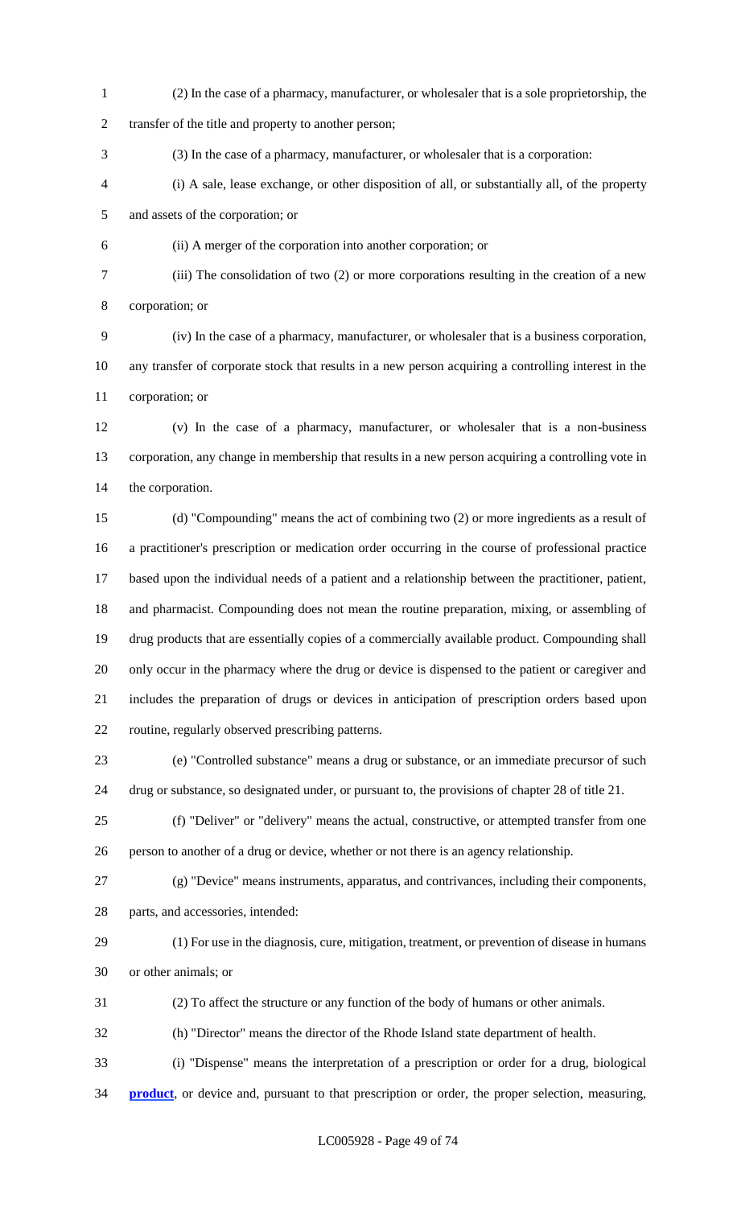(2) In the case of a pharmacy, manufacturer, or wholesaler that is a sole proprietorship, the transfer of the title and property to another person;

(3) In the case of a pharmacy, manufacturer, or wholesaler that is a corporation:

(i) A sale, lease exchange, or other disposition of all, or substantially all, of the property and assets of the corporation; or

(ii) A merger of the corporation into another corporation; or

(iii) The consolidation of two (2) or more corporations resulting in the creation of a new corporation; or

(iv) In the case of a pharmacy, manufacturer, or wholesaler that is a business corporation, any transfer of corporate stock that results in a new person acquiring a controlling interest in the corporation; or

(v) In the case of a pharmacy, manufacturer, or wholesaler that is a non-business corporation, any change in membership that results in a new person acquiring a controlling vote in the corporation.

(d) "Compounding" means the act of combining two (2) or more ingredients as a result of a practitioner's prescription or medication order occurring in the course of professional practice based upon the individual needs of a patient and a relationship between the practitioner, patient, and pharmacist. Compounding does not mean the routine preparation, mixing, or assembling of drug products that are essentially copies of a commercially available product. Compounding shall only occur in the pharmacy where the drug or device is dispensed to the patient or caregiver and includes the preparation of drugs or devices in anticipation of prescription orders based upon routine, regularly observed prescribing patterns.

(e) "Controlled substance" means a drug or substance, or an immediate precursor of such drug or substance, so designated under, or pursuant to, the provisions of chapter 28 of title 21.

(f) "Deliver" or "delivery" means the actual, constructive, or attempted transfer from one person to another of a drug or device, whether or not there is an agency relationship.

(g) "Device" means instruments, apparatus, and contrivances, including their components, parts, and accessories, intended:

(1) For use in the diagnosis, cure, mitigation, treatment, or prevention of disease in humans or other animals; or

(2) To affect the structure or any function of the body of humans or other animals.

(h) "Director" means the director of the Rhode Island state department of health.

(i) "Dispense" means the interpretation of a prescription or order for a drug, biological **product**, or device and, pursuant to that prescription or order, the proper selection, measuring,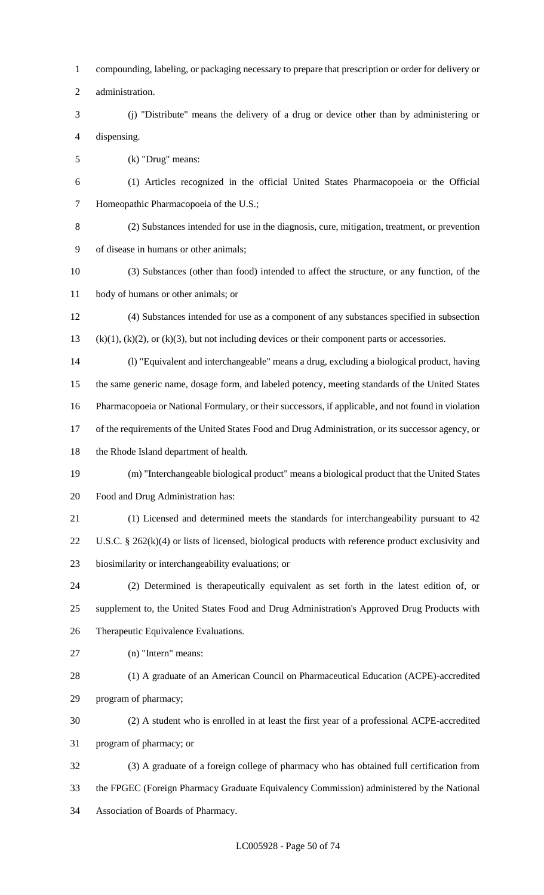compounding, labeling, or packaging necessary to prepare that prescription or order for delivery or administration.

(j) "Distribute" means the delivery of a drug or device other than by administering or dispensing.

(k) "Drug" means:

(1) Articles recognized in the official United States Pharmacopoeia or the Official Homeopathic Pharmacopoeia of the U.S.;

(2) Substances intended for use in the diagnosis, cure, mitigation, treatment, or prevention of disease in humans or other animals;

(3) Substances (other than food) intended to affect the structure, or any function, of the body of humans or other animals; or

(4) Substances intended for use as a component of any substances specified in subsection (k)(1), (k)(2), or (k)(3), but not including devices or their component parts or accessories.

(l) "Equivalent and interchangeable" means a drug, excluding a biological product, having the same generic name, dosage form, and labeled potency, meeting standards of the United States Pharmacopoeia or National Formulary, or their successors, if applicable, and not found in violation of the requirements of the United States Food and Drug Administration, or its successor agency, or the Rhode Island department of health.

(m) "Interchangeable biological product" means a biological product that the United States Food and Drug Administration has:

(1) Licensed and determined meets the standards for interchangeability pursuant to 42 U.S.C. § 262(k)(4) or lists of licensed, biological products with reference product exclusivity and biosimilarity or interchangeability evaluations; or

(2) Determined is therapeutically equivalent as set forth in the latest edition of, or supplement to, the United States Food and Drug Administration's Approved Drug Products with Therapeutic Equivalence Evaluations.

(n) "Intern" means:

(1) A graduate of an American Council on Pharmaceutical Education (ACPE)-accredited program of pharmacy;

(2) A student who is enrolled in at least the first year of a professional ACPE-accredited program of pharmacy; or

(3) A graduate of a foreign college of pharmacy who has obtained full certification from the FPGEC (Foreign Pharmacy Graduate Equivalency Commission) administered by the National Association of Boards of Pharmacy.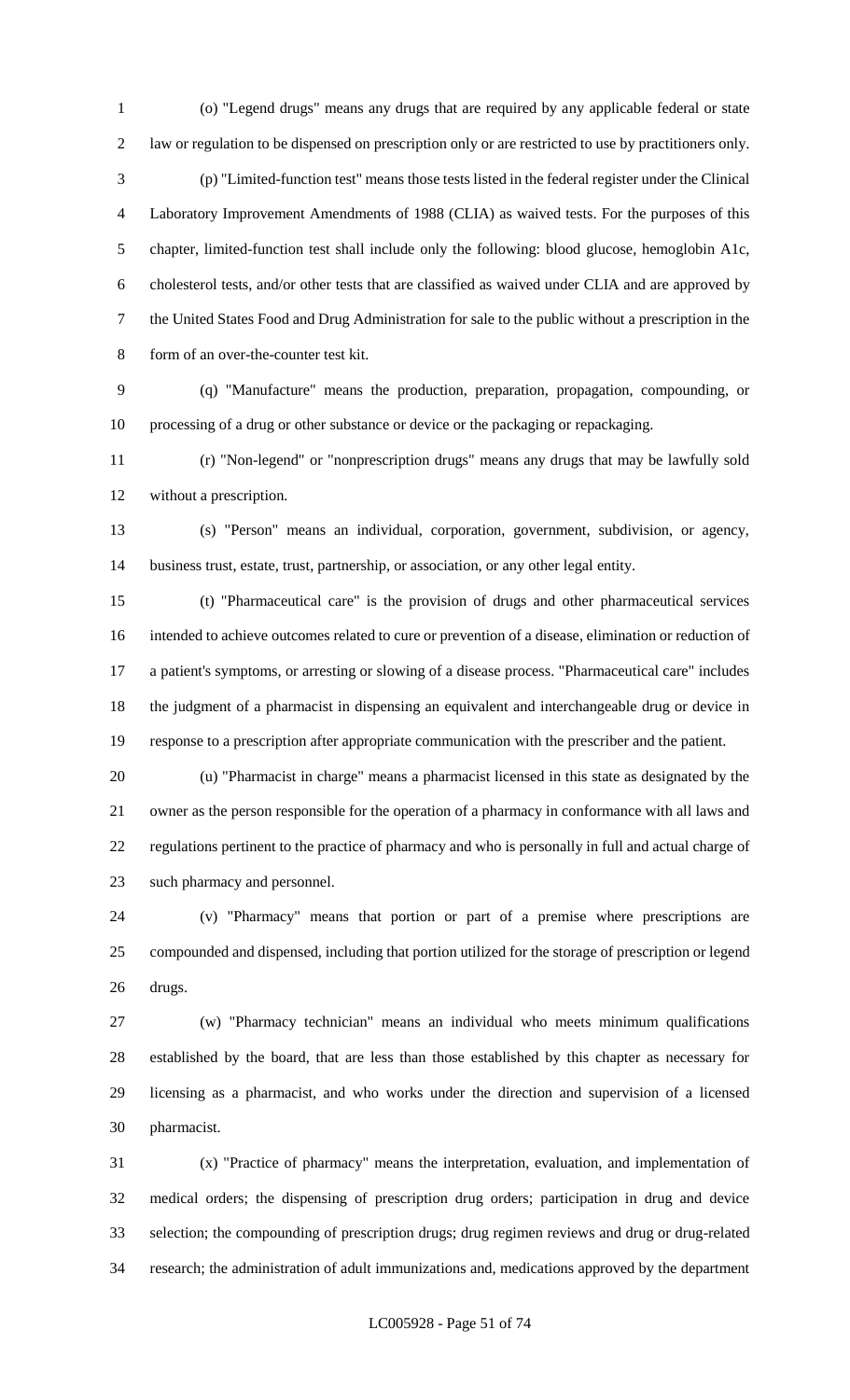(o) "Legend drugs" means any drugs that are required by any applicable federal or state law or regulation to be dispensed on prescription only or are restricted to use by practitioners only.

(p) "Limited-function test" means those tests listed in the federal register under the Clinical Laboratory Improvement Amendments of 1988 (CLIA) as waived tests. For the purposes of this chapter, limited-function test shall include only the following: blood glucose, hemoglobin A1c, cholesterol tests, and/or other tests that are classified as waived under CLIA and are approved by the United States Food and Drug Administration for sale to the public without a prescription in the form of an over-the-counter test kit.

(q) "Manufacture" means the production, preparation, propagation, compounding, or processing of a drug or other substance or device or the packaging or repackaging.

(r) "Non-legend" or "nonprescription drugs" means any drugs that may be lawfully sold without a prescription.

(s) "Person" means an individual, corporation, government, subdivision, or agency, business trust, estate, trust, partnership, or association, or any other legal entity.

(t) "Pharmaceutical care" is the provision of drugs and other pharmaceutical services intended to achieve outcomes related to cure or prevention of a disease, elimination or reduction of a patient's symptoms, or arresting or slowing of a disease process. "Pharmaceutical care" includes the judgment of a pharmacist in dispensing an equivalent and interchangeable drug or device in response to a prescription after appropriate communication with the prescriber and the patient.

(u) "Pharmacist in charge" means a pharmacist licensed in this state as designated by the owner as the person responsible for the operation of a pharmacy in conformance with all laws and regulations pertinent to the practice of pharmacy and who is personally in full and actual charge of such pharmacy and personnel.

(v) "Pharmacy" means that portion or part of a premise where prescriptions are compounded and dispensed, including that portion utilized for the storage of prescription or legend drugs.

(w) "Pharmacy technician" means an individual who meets minimum qualifications established by the board, that are less than those established by this chapter as necessary for licensing as a pharmacist, and who works under the direction and supervision of a licensed pharmacist.

(x) "Practice of pharmacy" means the interpretation, evaluation, and implementation of medical orders; the dispensing of prescription drug orders; participation in drug and device selection; the compounding of prescription drugs; drug regimen reviews and drug or drug-related research; the administration of adult immunizations and, medications approved by the department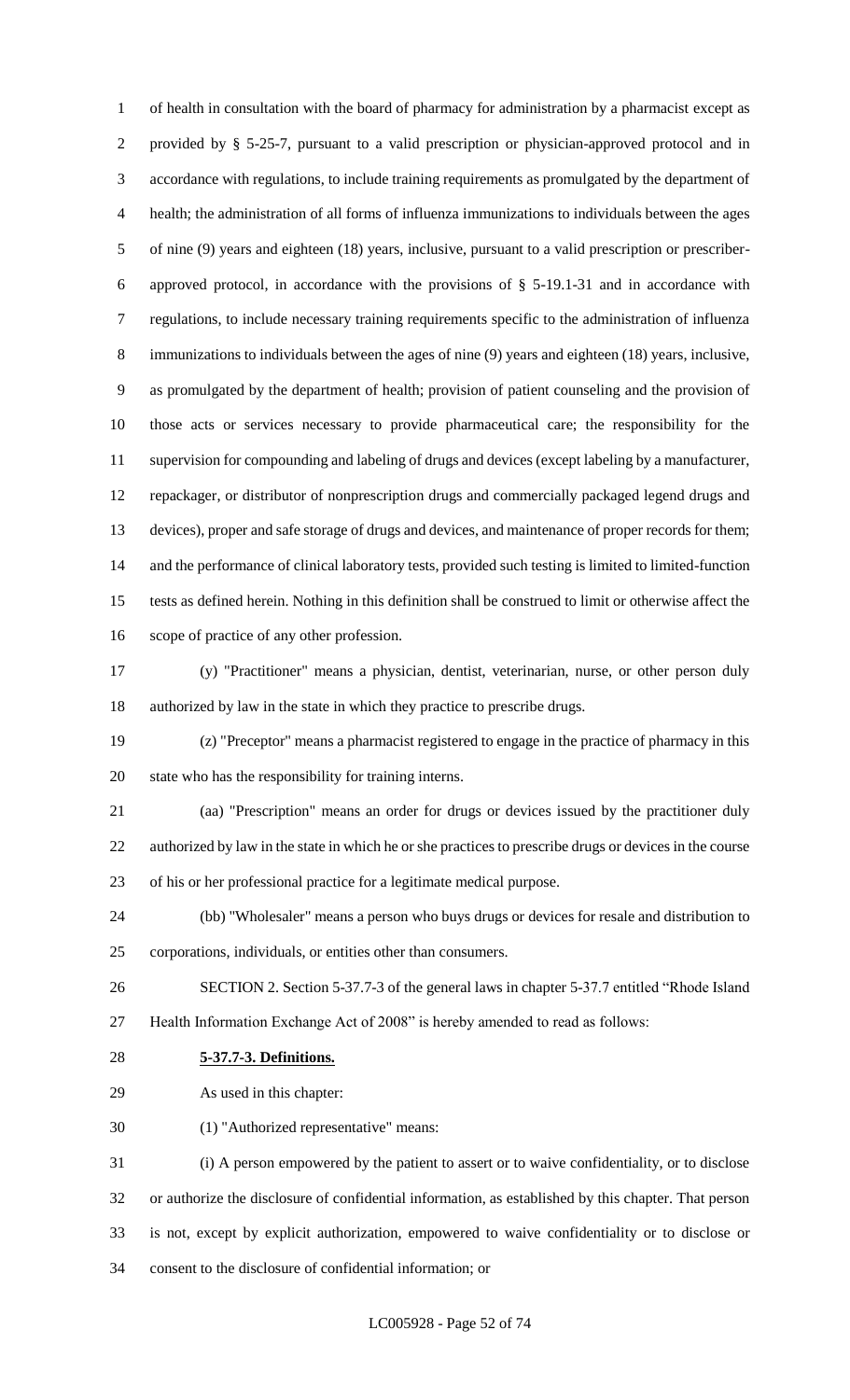of health in consultation with the board of pharmacy for administration by a pharmacist except as provided by § 5-25-7, pursuant to a valid prescription or physician-approved protocol and in accordance with regulations, to include training requirements as promulgated by the department of health; the administration of all forms of influenza immunizations to individuals between the ages of nine (9) years and eighteen (18) years, inclusive, pursuant to a valid prescription or prescriber-approved protocol, in accordance with the provisions of § 5-19.1-31 and in accordance with regulations, to include necessary training requirements specific to the administration of influenza immunizations to individuals between the ages of nine (9) years and eighteen (18) years, inclusive, as promulgated by the department of health; provision of patient counseling and the provision of those acts or services necessary to provide pharmaceutical care; the responsibility for the supervision for compounding and labeling of drugs and devices (except labeling by a manufacturer, repackager, or distributor of nonprescription drugs and commercially packaged legend drugs and devices), proper and safe storage of drugs and devices, and maintenance of proper records for them; and the performance of clinical laboratory tests, provided such testing is limited to limited-function tests as defined herein. Nothing in this definition shall be construed to limit or otherwise affect the scope of practice of any other profession.

(y) "Practitioner" means a physician, dentist, veterinarian, nurse, or other person duly authorized by law in the state in which they practice to prescribe drugs.

(z) "Preceptor" means a pharmacist registered to engage in the practice of pharmacy in this state who has the responsibility for training interns.

(aa) "Prescription" means an order for drugs or devices issued by the practitioner duly authorized by law in the state in which he or she practices to prescribe drugs or devices in the course of his or her professional practice for a legitimate medical purpose.

(bb) "Wholesaler" means a person who buys drugs or devices for resale and distribution to corporations, individuals, or entities other than consumers.

SECTION 2. Section 5-37.7-3 of the general laws in chapter 5-37.7 entitled "Rhode Island Health Information Exchange Act of 2008" is hereby amended to read as follows:

**5-37.7-3. Definitions.**

As used in this chapter:

(1) "Authorized representative" means:

(i) A person empowered by the patient to assert or to waive confidentiality, or to disclose or authorize the disclosure of confidential information, as established by this chapter. That person is not, except by explicit authorization, empowered to waive confidentiality or to disclose or consent to the disclosure of confidential information; or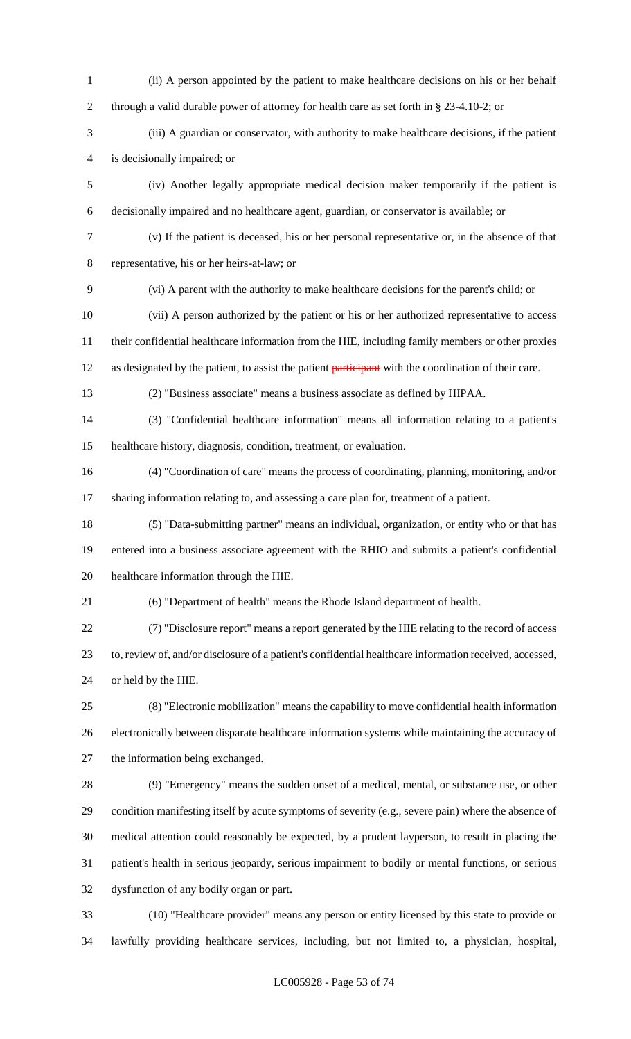(ii) A person appointed by the patient to make healthcare decisions on his or her behalf through a valid durable power of attorney for health care as set forth in § 23-4.10-2; or

(iii) A guardian or conservator, with authority to make healthcare decisions, if the patient is decisionally impaired; or

(iv) Another legally appropriate medical decision maker temporarily if the patient is decisionally impaired and no healthcare agent, guardian, or conservator is available; or

(v) If the patient is deceased, his or her personal representative or, in the absence of that representative, his or her heirs-at-law; or

(vi) A parent with the authority to make healthcare decisions for the parent's child; or

(vii) A person authorized by the patient or his or her authorized representative to access their confidential healthcare information from the HIE, including family members or other proxies as designated by the patient, to assist the patient ~~participant~~ with the coordination of their care.

(2) "Business associate" means a business associate as defined by HIPAA.

(3) "Confidential healthcare information" means all information relating to a patient's healthcare history, diagnosis, condition, treatment, or evaluation.

(4) "Coordination of care" means the process of coordinating, planning, monitoring, and/or sharing information relating to, and assessing a care plan for, treatment of a patient.

(5) "Data-submitting partner" means an individual, organization, or entity who or that has entered into a business associate agreement with the RHIO and submits a patient's confidential healthcare information through the HIE.

(6) "Department of health" means the Rhode Island department of health.

(7) "Disclosure report" means a report generated by the HIE relating to the record of access to, review of, and/or disclosure of a patient's confidential healthcare information received, accessed, or held by the HIE.

(8) "Electronic mobilization" means the capability to move confidential health information electronically between disparate healthcare information systems while maintaining the accuracy of the information being exchanged.

(9) "Emergency" means the sudden onset of a medical, mental, or substance use, or other condition manifesting itself by acute symptoms of severity (e.g., severe pain) where the absence of medical attention could reasonably be expected, by a prudent layperson, to result in placing the patient's health in serious jeopardy, serious impairment to bodily or mental functions, or serious dysfunction of any bodily organ or part.

(10) "Healthcare provider" means any person or entity licensed by this state to provide or lawfully providing healthcare services, including, but not limited to, a physician, hospital,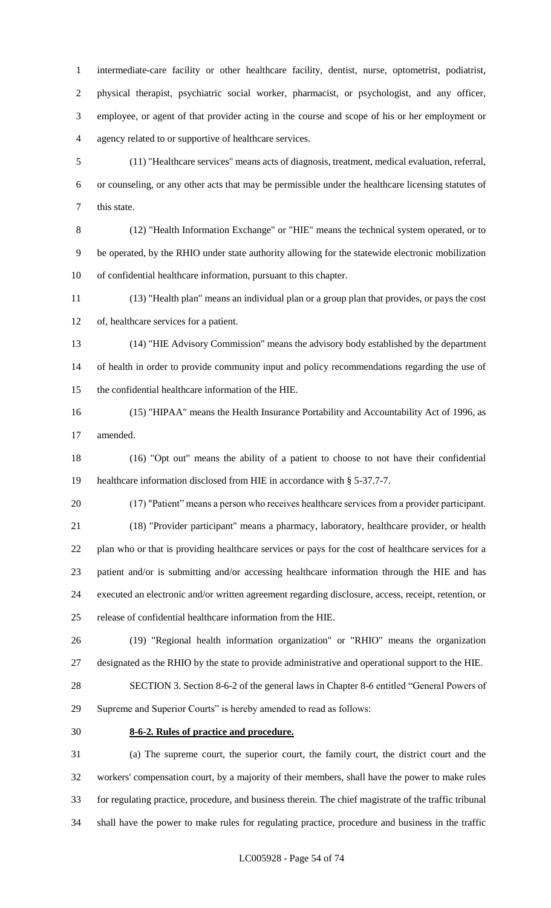intermediate-care facility or other healthcare facility, dentist, nurse, optometrist, podiatrist, physical therapist, psychiatric social worker, pharmacist, or psychologist, and any officer, employee, or agent of that provider acting in the course and scope of his or her employment or agency related to or supportive of healthcare services.

(11) "Healthcare services" means acts of diagnosis, treatment, medical evaluation, referral, or counseling, or any other acts that may be permissible under the healthcare licensing statutes of this state.

(12) "Health Information Exchange" or "HIE" means the technical system operated, or to be operated, by the RHIO under state authority allowing for the statewide electronic mobilization of confidential healthcare information, pursuant to this chapter.

(13) "Health plan" means an individual plan or a group plan that provides, or pays the cost of, healthcare services for a patient.

(14) "HIE Advisory Commission" means the advisory body established by the department of health in order to provide community input and policy recommendations regarding the use of the confidential healthcare information of the HIE.

(15) "HIPAA" means the Health Insurance Portability and Accountability Act of 1996, as amended.

(16) "Opt out" means the ability of a patient to choose to not have their confidential healthcare information disclosed from HIE in accordance with § 5-37.7-7.

(17) "Patient" means a person who receives healthcare services from a provider participant.

(18) "Provider participant" means a pharmacy, laboratory, healthcare provider, or health plan who or that is providing healthcare services or pays for the cost of healthcare services for a patient and/or is submitting and/or accessing healthcare information through the HIE and has executed an electronic and/or written agreement regarding disclosure, access, receipt, retention, or release of confidential healthcare information from the HIE.

(19) "Regional health information organization" or "RHIO" means the organization designated as the RHIO by the state to provide administrative and operational support to the HIE.

SECTION 3. Section 8-6-2 of the general laws in Chapter 8-6 entitled "General Powers of Supreme and Superior Courts" is hereby amended to read as follows:

**8-6-2. Rules of practice and procedure.**

(a) The supreme court, the superior court, the family court, the district court and the workers' compensation court, by a majority of their members, shall have the power to make rules for regulating practice, procedure, and business therein. The chief magistrate of the traffic tribunal shall have the power to make rules for regulating practice, procedure and business in the traffic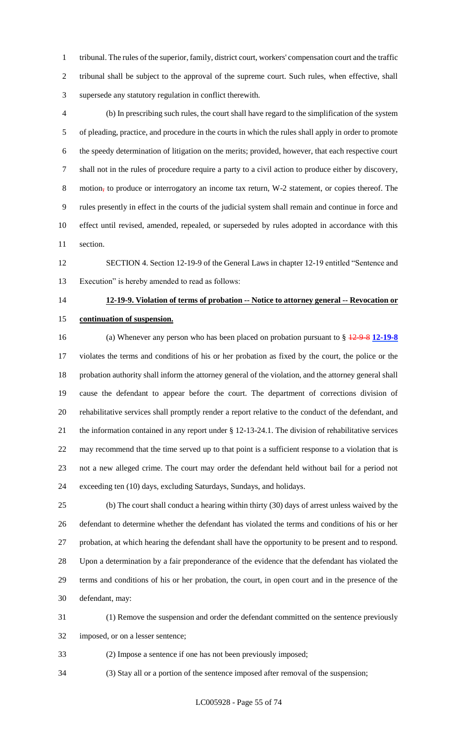tribunal. The rules of the superior, family, district court, workers' compensation court and the traffic tribunal shall be subject to the approval of the supreme court. Such rules, when effective, shall supersede any statutory regulation in conflict therewith.

(b) In prescribing such rules, the court shall have regard to the simplification of the system of pleading, practice, and procedure in the courts in which the rules shall apply in order to promote the speedy determination of litigation on the merits; provided, however, that each respective court shall not in the rules of procedure require a party to a civil action to produce either by discovery, motion, to produce or interrogatory an income tax return, W-2 statement, or copies thereof. The rules presently in effect in the courts of the judicial system shall remain and continue in force and effect until revised, amended, repealed, or superseded by rules adopted in accordance with this section.

SECTION 4. Section 12-19-9 of the General Laws in chapter 12-19 entitled "Sentence and Execution" is hereby amended to read as follows:

**12-19-9. Violation of terms of probation -- Notice to attorney general -- Revocation or continuation of suspension.**

(a) Whenever any person who has been placed on probation pursuant to § ~~12-9-8~~ **12-19-8** violates the terms and conditions of his or her probation as fixed by the court, the police or the probation authority shall inform the attorney general of the violation, and the attorney general shall cause the defendant to appear before the court. The department of corrections division of rehabilitative services shall promptly render a report relative to the conduct of the defendant, and the information contained in any report under § 12-13-24.1. The division of rehabilitative services may recommend that the time served up to that point is a sufficient response to a violation that is not a new alleged crime. The court may order the defendant held without bail for a period not exceeding ten (10) days, excluding Saturdays, Sundays, and holidays.

(b) The court shall conduct a hearing within thirty (30) days of arrest unless waived by the defendant to determine whether the defendant has violated the terms and conditions of his or her probation, at which hearing the defendant shall have the opportunity to be present and to respond. Upon a determination by a fair preponderance of the evidence that the defendant has violated the terms and conditions of his or her probation, the court, in open court and in the presence of the defendant, may:

(1) Remove the suspension and order the defendant committed on the sentence previously imposed, or on a lesser sentence;

(2) Impose a sentence if one has not been previously imposed;

(3) Stay all or a portion of the sentence imposed after removal of the suspension;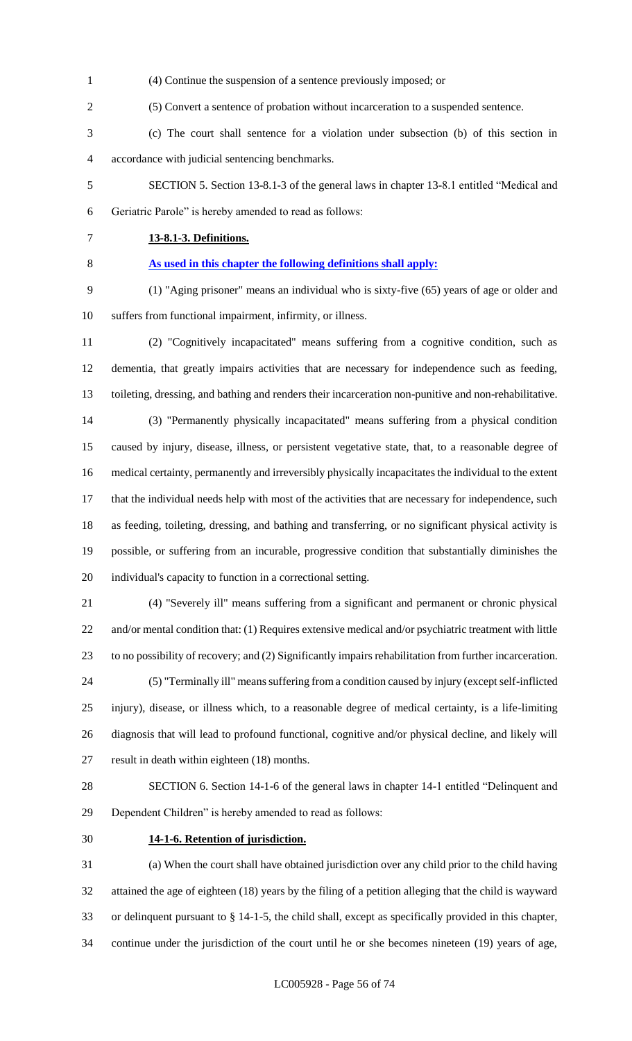(4) Continue the suspension of a sentence previously imposed; or

(5) Convert a sentence of probation without incarceration to a suspended sentence.

(c) The court shall sentence for a violation under subsection (b) of this section in accordance with judicial sentencing benchmarks.

SECTION 5. Section 13-8.1-3 of the general laws in chapter 13-8.1 entitled "Medical and Geriatric Parole" is hereby amended to read as follows:

**13-8.1-3. Definitions.**

**As used in this chapter the following definitions shall apply:**

(1) "Aging prisoner" means an individual who is sixty-five (65) years of age or older and suffers from functional impairment, infirmity, or illness.

(2) "Cognitively incapacitated" means suffering from a cognitive condition, such as dementia, that greatly impairs activities that are necessary for independence such as feeding, toileting, dressing, and bathing and renders their incarceration non-punitive and non-rehabilitative.

(3) "Permanently physically incapacitated" means suffering from a physical condition caused by injury, disease, illness, or persistent vegetative state, that, to a reasonable degree of medical certainty, permanently and irreversibly physically incapacitates the individual to the extent that the individual needs help with most of the activities that are necessary for independence, such as feeding, toileting, dressing, and bathing and transferring, or no significant physical activity is possible, or suffering from an incurable, progressive condition that substantially diminishes the individual's capacity to function in a correctional setting.

(4) "Severely ill" means suffering from a significant and permanent or chronic physical and/or mental condition that: (1) Requires extensive medical and/or psychiatric treatment with little to no possibility of recovery; and (2) Significantly impairs rehabilitation from further incarceration.

(5) "Terminally ill" means suffering from a condition caused by injury (except self-inflicted injury), disease, or illness which, to a reasonable degree of medical certainty, is a life-limiting diagnosis that will lead to profound functional, cognitive and/or physical decline, and likely will result in death within eighteen (18) months.

SECTION 6. Section 14-1-6 of the general laws in chapter 14-1 entitled "Delinquent and Dependent Children" is hereby amended to read as follows:

**14-1-6. Retention of jurisdiction.**

(a) When the court shall have obtained jurisdiction over any child prior to the child having attained the age of eighteen (18) years by the filing of a petition alleging that the child is wayward or delinquent pursuant to § 14-1-5, the child shall, except as specifically provided in this chapter, continue under the jurisdiction of the court until he or she becomes nineteen (19) years of age,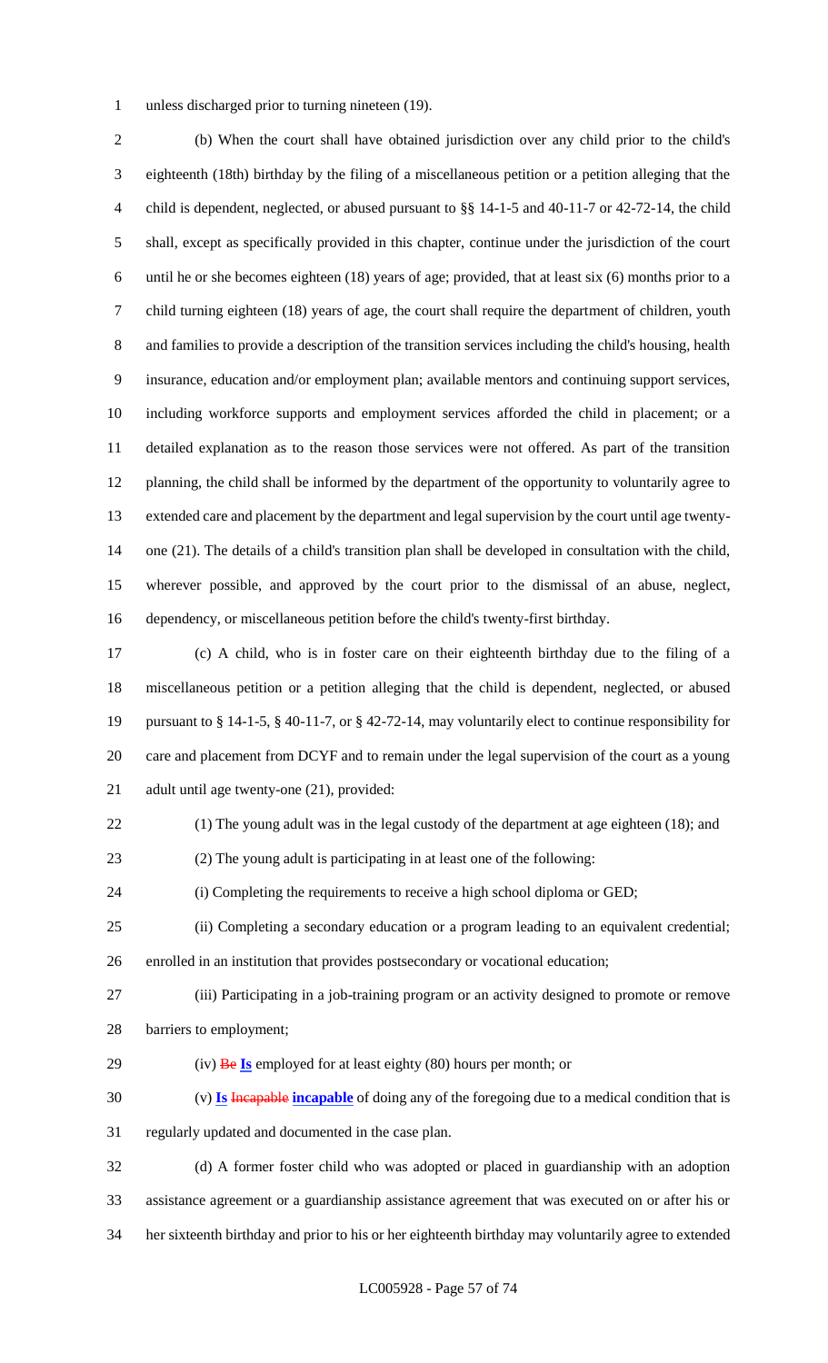unless discharged prior to turning nineteen (19).

(b) When the court shall have obtained jurisdiction over any child prior to the child's eighteenth (18th) birthday by the filing of a miscellaneous petition or a petition alleging that the child is dependent, neglected, or abused pursuant to §§ 14-1-5 and 40-11-7 or 42-72-14, the child shall, except as specifically provided in this chapter, continue under the jurisdiction of the court until he or she becomes eighteen (18) years of age; provided, that at least six (6) months prior to a child turning eighteen (18) years of age, the court shall require the department of children, youth and families to provide a description of the transition services including the child's housing, health insurance, education and/or employment plan; available mentors and continuing support services, including workforce supports and employment services afforded the child in placement; or a detailed explanation as to the reason those services were not offered. As part of the transition planning, the child shall be informed by the department of the opportunity to voluntarily agree to extended care and placement by the department and legal supervision by the court until age twenty-one (21). The details of a child's transition plan shall be developed in consultation with the child, wherever possible, and approved by the court prior to the dismissal of an abuse, neglect, dependency, or miscellaneous petition before the child's twenty-first birthday.

(c) A child, who is in foster care on their eighteenth birthday due to the filing of a miscellaneous petition or a petition alleging that the child is dependent, neglected, or abused pursuant to § 14-1-5, § 40-11-7, or § 42-72-14, may voluntarily elect to continue responsibility for care and placement from DCYF and to remain under the legal supervision of the court as a young adult until age twenty-one (21), provided:

(1) The young adult was in the legal custody of the department at age eighteen (18); and

(2) The young adult is participating in at least one of the following:

(i) Completing the requirements to receive a high school diploma or GED;

(ii) Completing a secondary education or a program leading to an equivalent credential; enrolled in an institution that provides postsecondary or vocational education;

(iii) Participating in a job-training program or an activity designed to promote or remove barriers to employment;

(iv) ~~Be~~ **Is** employed for at least eighty (80) hours per month; or

(v) **Is** ~~Incapable~~ **incapable** of doing any of the foregoing due to a medical condition that is regularly updated and documented in the case plan.

(d) A former foster child who was adopted or placed in guardianship with an adoption assistance agreement or a guardianship assistance agreement that was executed on or after his or her sixteenth birthday and prior to his or her eighteenth birthday may voluntarily agree to extended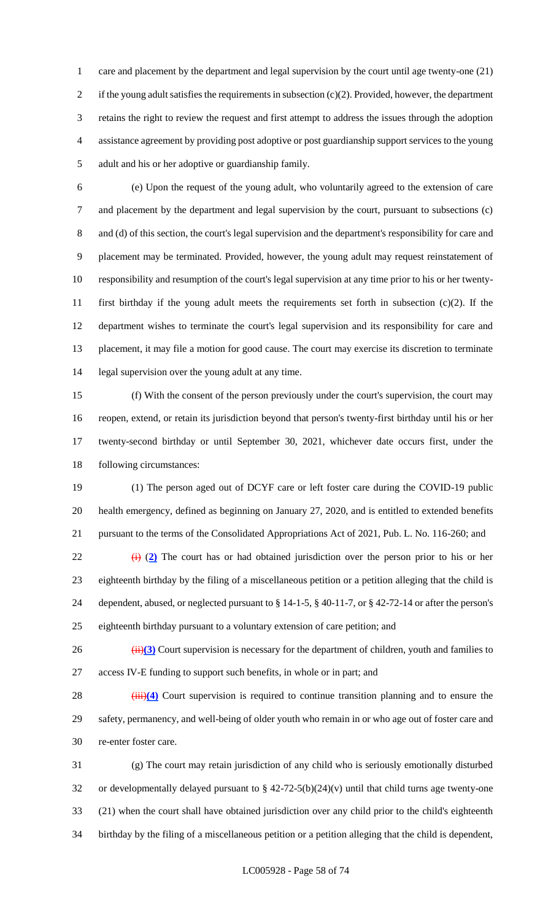care and placement by the department and legal supervision by the court until age twenty-one (21) if the young adult satisfies the requirements in subsection (c)(2). Provided, however, the department retains the right to review the request and first attempt to address the issues through the adoption assistance agreement by providing post adoptive or post guardianship support services to the young adult and his or her adoptive or guardianship family.

(e) Upon the request of the young adult, who voluntarily agreed to the extension of care and placement by the department and legal supervision by the court, pursuant to subsections (c) and (d) of this section, the court's legal supervision and the department's responsibility for care and placement may be terminated. Provided, however, the young adult may request reinstatement of responsibility and resumption of the court's legal supervision at any time prior to his or her twenty-first birthday if the young adult meets the requirements set forth in subsection (c)(2). If the department wishes to terminate the court's legal supervision and its responsibility for care and placement, it may file a motion for good cause. The court may exercise its discretion to terminate legal supervision over the young adult at any time.

(f) With the consent of the person previously under the court's supervision, the court may reopen, extend, or retain its jurisdiction beyond that person's twenty-first birthday until his or her twenty-second birthday or until September 30, 2021, whichever date occurs first, under the following circumstances:

(1) The person aged out of DCYF care or left foster care during the COVID-19 public health emergency, defined as beginning on January 27, 2020, and is entitled to extended benefits pursuant to the terms of the Consolidated Appropriations Act of 2021, Pub. L. No. 116-260; and

~~(i)~~ **(2)** The court has or had obtained jurisdiction over the person prior to his or her eighteenth birthday by the filing of a miscellaneous petition or a petition alleging that the child is dependent, abused, or neglected pursuant to § 14-1-5, § 40-11-7, or § 42-72-14 or after the person's eighteenth birthday pursuant to a voluntary extension of care petition; and

~~(ii)~~**(3)** Court supervision is necessary for the department of children, youth and families to access IV-E funding to support such benefits, in whole or in part; and

~~(iii)~~**(4)** Court supervision is required to continue transition planning and to ensure the safety, permanency, and well-being of older youth who remain in or who age out of foster care and re-enter foster care.

(g) The court may retain jurisdiction of any child who is seriously emotionally disturbed or developmentally delayed pursuant to § 42-72-5(b)(24)(v) until that child turns age twenty-one (21) when the court shall have obtained jurisdiction over any child prior to the child's eighteenth birthday by the filing of a miscellaneous petition or a petition alleging that the child is dependent,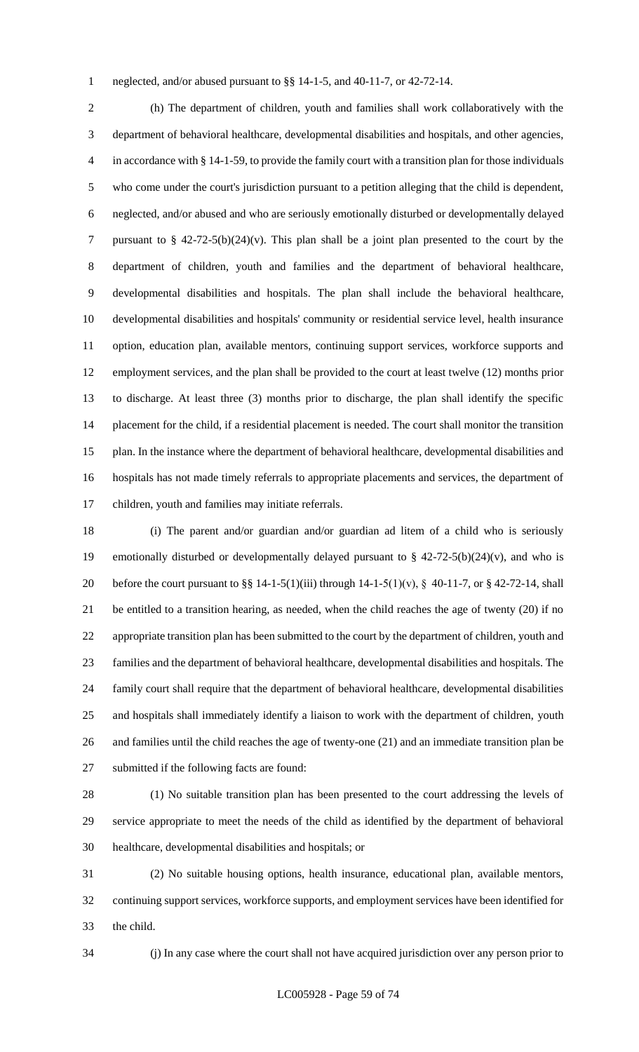neglected, and/or abused pursuant to §§ 14-1-5, and 40-11-7, or 42-72-14.

(h) The department of children, youth and families shall work collaboratively with the department of behavioral healthcare, developmental disabilities and hospitals, and other agencies, in accordance with § 14-1-59, to provide the family court with a transition plan for those individuals who come under the court's jurisdiction pursuant to a petition alleging that the child is dependent, neglected, and/or abused and who are seriously emotionally disturbed or developmentally delayed pursuant to § 42-72-5(b)(24)(v). This plan shall be a joint plan presented to the court by the department of children, youth and families and the department of behavioral healthcare, developmental disabilities and hospitals. The plan shall include the behavioral healthcare, developmental disabilities and hospitals' community or residential service level, health insurance option, education plan, available mentors, continuing support services, workforce supports and employment services, and the plan shall be provided to the court at least twelve (12) months prior to discharge. At least three (3) months prior to discharge, the plan shall identify the specific placement for the child, if a residential placement is needed. The court shall monitor the transition plan. In the instance where the department of behavioral healthcare, developmental disabilities and hospitals has not made timely referrals to appropriate placements and services, the department of children, youth and families may initiate referrals.

(i) The parent and/or guardian and/or guardian ad litem of a child who is seriously emotionally disturbed or developmentally delayed pursuant to § 42-72-5(b)(24)(v), and who is before the court pursuant to §§ 14-1-5(1)(iii) through 14-1-5(1)(v), § 40-11-7, or § 42-72-14, shall be entitled to a transition hearing, as needed, when the child reaches the age of twenty (20) if no appropriate transition plan has been submitted to the court by the department of children, youth and families and the department of behavioral healthcare, developmental disabilities and hospitals. The family court shall require that the department of behavioral healthcare, developmental disabilities and hospitals shall immediately identify a liaison to work with the department of children, youth and families until the child reaches the age of twenty-one (21) and an immediate transition plan be submitted if the following facts are found:

(1) No suitable transition plan has been presented to the court addressing the levels of service appropriate to meet the needs of the child as identified by the department of behavioral healthcare, developmental disabilities and hospitals; or

(2) No suitable housing options, health insurance, educational plan, available mentors, continuing support services, workforce supports, and employment services have been identified for the child.

(j) In any case where the court shall not have acquired jurisdiction over any person prior to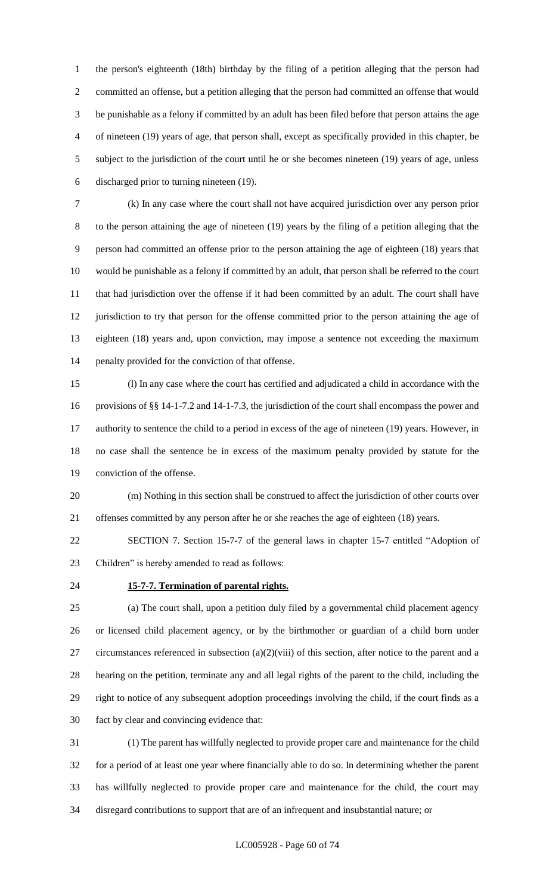the person's eighteenth (18th) birthday by the filing of a petition alleging that the person had committed an offense, but a petition alleging that the person had committed an offense that would be punishable as a felony if committed by an adult has been filed before that person attains the age of nineteen (19) years of age, that person shall, except as specifically provided in this chapter, be subject to the jurisdiction of the court until he or she becomes nineteen (19) years of age, unless discharged prior to turning nineteen (19).

(k) In any case where the court shall not have acquired jurisdiction over any person prior to the person attaining the age of nineteen (19) years by the filing of a petition alleging that the person had committed an offense prior to the person attaining the age of eighteen (18) years that would be punishable as a felony if committed by an adult, that person shall be referred to the court that had jurisdiction over the offense if it had been committed by an adult. The court shall have jurisdiction to try that person for the offense committed prior to the person attaining the age of eighteen (18) years and, upon conviction, may impose a sentence not exceeding the maximum penalty provided for the conviction of that offense.

(l) In any case where the court has certified and adjudicated a child in accordance with the provisions of §§ 14-1-7.2 and 14-1-7.3, the jurisdiction of the court shall encompass the power and authority to sentence the child to a period in excess of the age of nineteen (19) years. However, in no case shall the sentence be in excess of the maximum penalty provided by statute for the conviction of the offense.

(m) Nothing in this section shall be construed to affect the jurisdiction of other courts over offenses committed by any person after he or she reaches the age of eighteen (18) years.

SECTION 7. Section 15-7-7 of the general laws in chapter 15-7 entitled "Adoption of Children" is hereby amended to read as follows:

**15-7-7. Termination of parental rights.**

(a) The court shall, upon a petition duly filed by a governmental child placement agency or licensed child placement agency, or by the birthmother or guardian of a child born under circumstances referenced in subsection (a)(2)(viii) of this section, after notice to the parent and a hearing on the petition, terminate any and all legal rights of the parent to the child, including the right to notice of any subsequent adoption proceedings involving the child, if the court finds as a fact by clear and convincing evidence that:

(1) The parent has willfully neglected to provide proper care and maintenance for the child for a period of at least one year where financially able to do so. In determining whether the parent has willfully neglected to provide proper care and maintenance for the child, the court may disregard contributions to support that are of an infrequent and insubstantial nature; or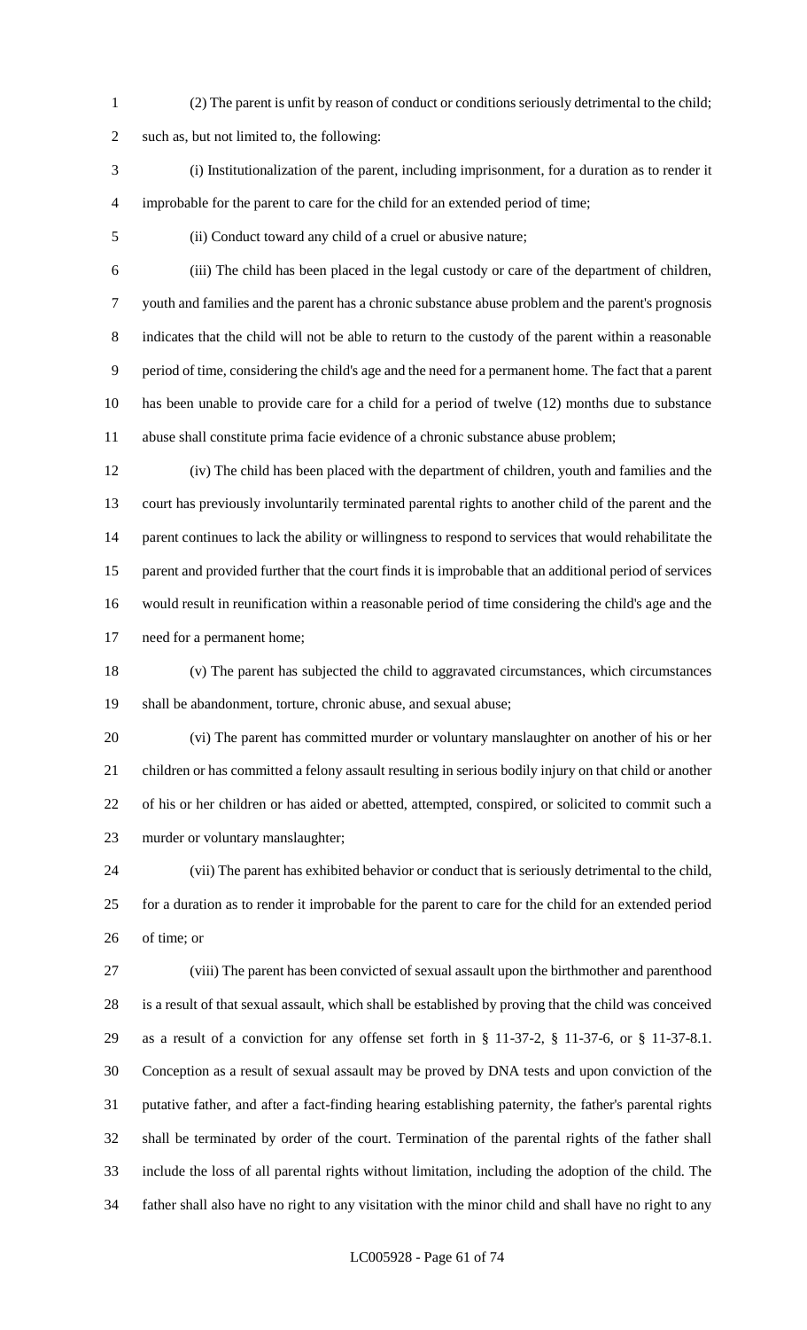(2) The parent is unfit by reason of conduct or conditions seriously detrimental to the child; such as, but not limited to, the following:

(i) Institutionalization of the parent, including imprisonment, for a duration as to render it improbable for the parent to care for the child for an extended period of time;

(ii) Conduct toward any child of a cruel or abusive nature;

(iii) The child has been placed in the legal custody or care of the department of children, youth and families and the parent has a chronic substance abuse problem and the parent's prognosis indicates that the child will not be able to return to the custody of the parent within a reasonable period of time, considering the child's age and the need for a permanent home. The fact that a parent has been unable to provide care for a child for a period of twelve (12) months due to substance abuse shall constitute prima facie evidence of a chronic substance abuse problem;

(iv) The child has been placed with the department of children, youth and families and the court has previously involuntarily terminated parental rights to another child of the parent and the parent continues to lack the ability or willingness to respond to services that would rehabilitate the parent and provided further that the court finds it is improbable that an additional period of services would result in reunification within a reasonable period of time considering the child's age and the need for a permanent home;

(v) The parent has subjected the child to aggravated circumstances, which circumstances shall be abandonment, torture, chronic abuse, and sexual abuse;

(vi) The parent has committed murder or voluntary manslaughter on another of his or her children or has committed a felony assault resulting in serious bodily injury on that child or another of his or her children or has aided or abetted, attempted, conspired, or solicited to commit such a murder or voluntary manslaughter;

(vii) The parent has exhibited behavior or conduct that is seriously detrimental to the child, for a duration as to render it improbable for the parent to care for the child for an extended period of time; or

(viii) The parent has been convicted of sexual assault upon the birthmother and parenthood is a result of that sexual assault, which shall be established by proving that the child was conceived as a result of a conviction for any offense set forth in § 11-37-2, § 11-37-6, or § 11-37-8.1. Conception as a result of sexual assault may be proved by DNA tests and upon conviction of the putative father, and after a fact-finding hearing establishing paternity, the father's parental rights shall be terminated by order of the court. Termination of the parental rights of the father shall include the loss of all parental rights without limitation, including the adoption of the child. The father shall also have no right to any visitation with the minor child and shall have no right to any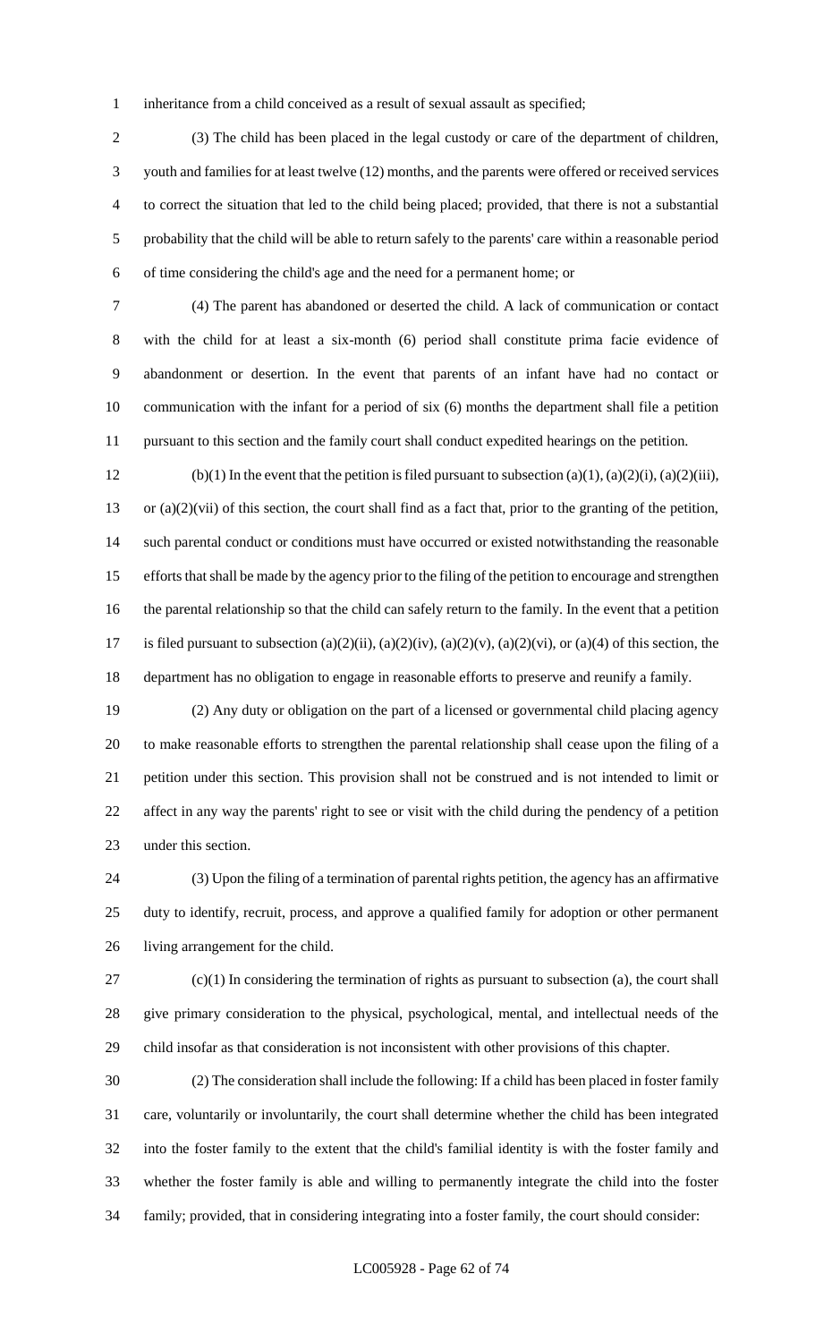inheritance from a child conceived as a result of sexual assault as specified;

(3) The child has been placed in the legal custody or care of the department of children, youth and families for at least twelve (12) months, and the parents were offered or received services to correct the situation that led to the child being placed; provided, that there is not a substantial probability that the child will be able to return safely to the parents' care within a reasonable period of time considering the child's age and the need for a permanent home; or

(4) The parent has abandoned or deserted the child. A lack of communication or contact with the child for at least a six-month (6) period shall constitute prima facie evidence of abandonment or desertion. In the event that parents of an infant have had no contact or communication with the infant for a period of six (6) months the department shall file a petition pursuant to this section and the family court shall conduct expedited hearings on the petition.

(b)(1) In the event that the petition is filed pursuant to subsection (a)(1), (a)(2)(i), (a)(2)(iii), or (a)(2)(vii) of this section, the court shall find as a fact that, prior to the granting of the petition, such parental conduct or conditions must have occurred or existed notwithstanding the reasonable efforts that shall be made by the agency prior to the filing of the petition to encourage and strengthen the parental relationship so that the child can safely return to the family. In the event that a petition is filed pursuant to subsection (a)(2)(ii), (a)(2)(iv), (a)(2)(v), (a)(2)(vi), or (a)(4) of this section, the department has no obligation to engage in reasonable efforts to preserve and reunify a family.

(2) Any duty or obligation on the part of a licensed or governmental child placing agency to make reasonable efforts to strengthen the parental relationship shall cease upon the filing of a petition under this section. This provision shall not be construed and is not intended to limit or affect in any way the parents' right to see or visit with the child during the pendency of a petition under this section.

(3) Upon the filing of a termination of parental rights petition, the agency has an affirmative duty to identify, recruit, process, and approve a qualified family for adoption or other permanent living arrangement for the child.

(c)(1) In considering the termination of rights as pursuant to subsection (a), the court shall give primary consideration to the physical, psychological, mental, and intellectual needs of the child insofar as that consideration is not inconsistent with other provisions of this chapter.

(2) The consideration shall include the following: If a child has been placed in foster family care, voluntarily or involuntarily, the court shall determine whether the child has been integrated into the foster family to the extent that the child's familial identity is with the foster family and whether the foster family is able and willing to permanently integrate the child into the foster family; provided, that in considering integrating into a foster family, the court should consider: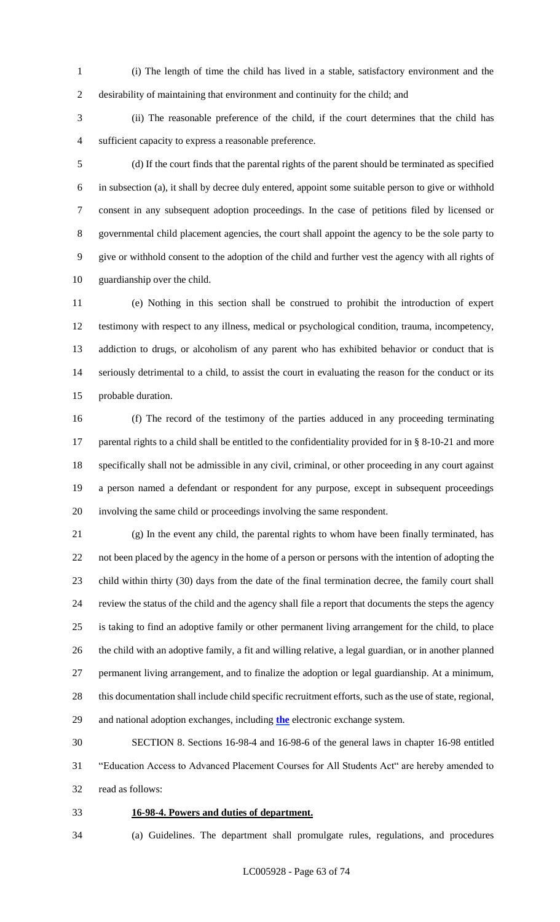(i) The length of time the child has lived in a stable, satisfactory environment and the desirability of maintaining that environment and continuity for the child; and

(ii) The reasonable preference of the child, if the court determines that the child has sufficient capacity to express a reasonable preference.

(d) If the court finds that the parental rights of the parent should be terminated as specified in subsection (a), it shall by decree duly entered, appoint some suitable person to give or withhold consent in any subsequent adoption proceedings. In the case of petitions filed by licensed or governmental child placement agencies, the court shall appoint the agency to be the sole party to give or withhold consent to the adoption of the child and further vest the agency with all rights of guardianship over the child.

(e) Nothing in this section shall be construed to prohibit the introduction of expert testimony with respect to any illness, medical or psychological condition, trauma, incompetency, addiction to drugs, or alcoholism of any parent who has exhibited behavior or conduct that is seriously detrimental to a child, to assist the court in evaluating the reason for the conduct or its probable duration.

(f) The record of the testimony of the parties adduced in any proceeding terminating parental rights to a child shall be entitled to the confidentiality provided for in § 8-10-21 and more specifically shall not be admissible in any civil, criminal, or other proceeding in any court against a person named a defendant or respondent for any purpose, except in subsequent proceedings involving the same child or proceedings involving the same respondent.

(g) In the event any child, the parental rights to whom have been finally terminated, has not been placed by the agency in the home of a person or persons with the intention of adopting the child within thirty (30) days from the date of the final termination decree, the family court shall review the status of the child and the agency shall file a report that documents the steps the agency is taking to find an adoptive family or other permanent living arrangement for the child, to place the child with an adoptive family, a fit and willing relative, a legal guardian, or in another planned permanent living arrangement, and to finalize the adoption or legal guardianship. At a minimum, this documentation shall include child specific recruitment efforts, such as the use of state, regional, and national adoption exchanges, including **the** electronic exchange system.

SECTION 8. Sections 16-98-4 and 16-98-6 of the general laws in chapter 16-98 entitled "Education Access to Advanced Placement Courses for All Students Act" are hereby amended to read as follows:

**16-98-4. Powers and duties of department.**

(a) Guidelines. The department shall promulgate rules, regulations, and procedures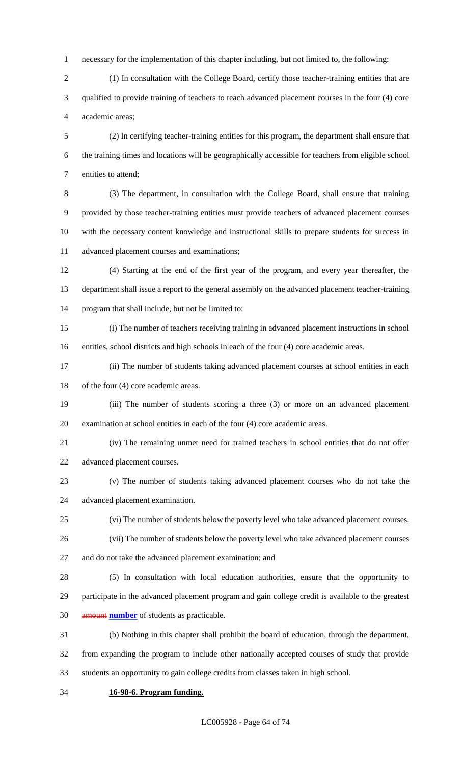necessary for the implementation of this chapter including, but not limited to, the following:

(1) In consultation with the College Board, certify those teacher-training entities that are qualified to provide training of teachers to teach advanced placement courses in the four (4) core academic areas;

(2) In certifying teacher-training entities for this program, the department shall ensure that the training times and locations will be geographically accessible for teachers from eligible school entities to attend;

(3) The department, in consultation with the College Board, shall ensure that training provided by those teacher-training entities must provide teachers of advanced placement courses with the necessary content knowledge and instructional skills to prepare students for success in advanced placement courses and examinations;

(4) Starting at the end of the first year of the program, and every year thereafter, the department shall issue a report to the general assembly on the advanced placement teacher-training program that shall include, but not be limited to:

(i) The number of teachers receiving training in advanced placement instructions in school entities, school districts and high schools in each of the four (4) core academic areas.

(ii) The number of students taking advanced placement courses at school entities in each of the four (4) core academic areas.

(iii) The number of students scoring a three (3) or more on an advanced placement examination at school entities in each of the four (4) core academic areas.

(iv) The remaining unmet need for trained teachers in school entities that do not offer advanced placement courses.

(v) The number of students taking advanced placement courses who do not take the advanced placement examination.

(vi) The number of students below the poverty level who take advanced placement courses.

(vii) The number of students below the poverty level who take advanced placement courses and do not take the advanced placement examination; and

(5) In consultation with local education authorities, ensure that the opportunity to participate in the advanced placement program and gain college credit is available to the greatest ~~amount~~ **number** of students as practicable.

(b) Nothing in this chapter shall prohibit the board of education, through the department, from expanding the program to include other nationally accepted courses of study that provide students an opportunity to gain college credits from classes taken in high school.

**16-98-6. Program funding.**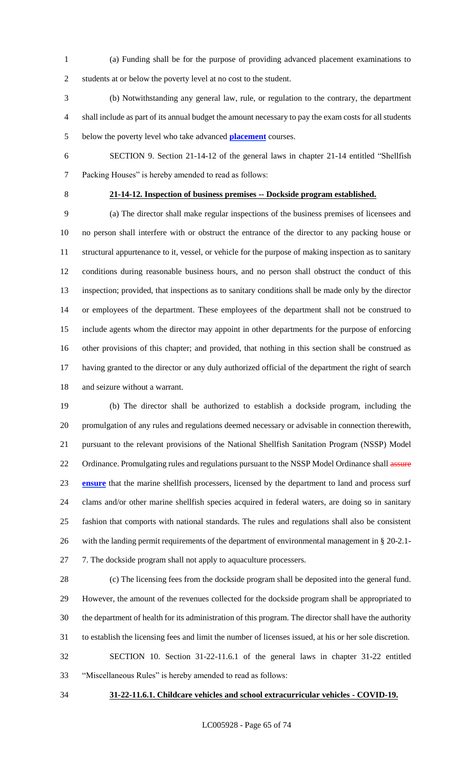(a) Funding shall be for the purpose of providing advanced placement examinations to students at or below the poverty level at no cost to the student.

(b) Notwithstanding any general law, rule, or regulation to the contrary, the department shall include as part of its annual budget the amount necessary to pay the exam costs for all students below the poverty level who take advanced **placement** courses.

SECTION 9. Section 21-14-12 of the general laws in chapter 21-14 entitled "Shellfish Packing Houses" is hereby amended to read as follows:

**21-14-12. Inspection of business premises -- Dockside program established.**

(a) The director shall make regular inspections of the business premises of licensees and no person shall interfere with or obstruct the entrance of the director to any packing house or structural appurtenance to it, vessel, or vehicle for the purpose of making inspection as to sanitary conditions during reasonable business hours, and no person shall obstruct the conduct of this inspection; provided, that inspections as to sanitary conditions shall be made only by the director or employees of the department. These employees of the department shall not be construed to include agents whom the director may appoint in other departments for the purpose of enforcing other provisions of this chapter; and provided, that nothing in this section shall be construed as having granted to the director or any duly authorized official of the department the right of search and seizure without a warrant.

(b) The director shall be authorized to establish a dockside program, including the promulgation of any rules and regulations deemed necessary or advisable in connection therewith, pursuant to the relevant provisions of the National Shellfish Sanitation Program (NSSP) Model Ordinance. Promulgating rules and regulations pursuant to the NSSP Model Ordinance shall ~~assure~~ **ensure** that the marine shellfish processers, licensed by the department to land and process surf clams and/or other marine shellfish species acquired in federal waters, are doing so in sanitary fashion that comports with national standards. The rules and regulations shall also be consistent with the landing permit requirements of the department of environmental management in § 20-2.1-7. The dockside program shall not apply to aquaculture processers.

(c) The licensing fees from the dockside program shall be deposited into the general fund. However, the amount of the revenues collected for the dockside program shall be appropriated to the department of health for its administration of this program. The director shall have the authority to establish the licensing fees and limit the number of licenses issued, at his or her sole discretion.

SECTION 10. Section 31-22-11.6.1 of the general laws in chapter 31-22 entitled "Miscellaneous Rules" is hereby amended to read as follows:

**31-22-11.6.1. Childcare vehicles and school extracurricular vehicles - COVID-19.**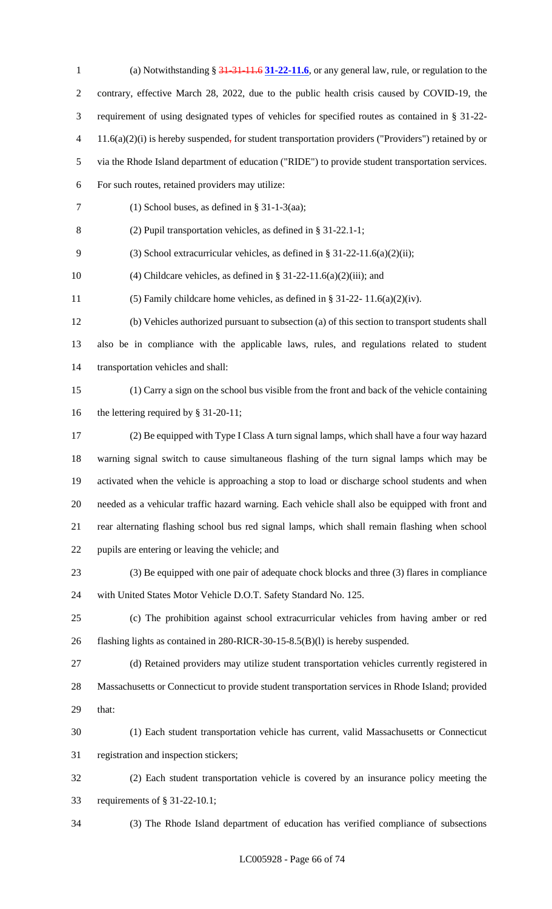(a) Notwithstanding § ~~31-31-11.6~~ **31-22-11.6**, or any general law, rule, or regulation to the contrary, effective March 28, 2022, due to the public health crisis caused by COVID-19, the requirement of using designated types of vehicles for specified routes as contained in § 31-22-11.6(a)(2)(i) is hereby suspended~~,~~ for student transportation providers ("Providers") retained by or via the Rhode Island department of education ("RIDE") to provide student transportation services. For such routes, retained providers may utilize:

(1) School buses, as defined in § 31-1-3(aa);

(2) Pupil transportation vehicles, as defined in § 31-22.1-1;

(3) School extracurricular vehicles, as defined in § 31-22-11.6(a)(2)(ii);

(4) Childcare vehicles, as defined in § 31-22-11.6(a)(2)(iii); and

(5) Family childcare home vehicles, as defined in § 31-22- 11.6(a)(2)(iv).

(b) Vehicles authorized pursuant to subsection (a) of this section to transport students shall also be in compliance with the applicable laws, rules, and regulations related to student transportation vehicles and shall:

(1) Carry a sign on the school bus visible from the front and back of the vehicle containing the lettering required by § 31-20-11;

(2) Be equipped with Type I Class A turn signal lamps, which shall have a four way hazard warning signal switch to cause simultaneous flashing of the turn signal lamps which may be activated when the vehicle is approaching a stop to load or discharge school students and when needed as a vehicular traffic hazard warning. Each vehicle shall also be equipped with front and rear alternating flashing school bus red signal lamps, which shall remain flashing when school pupils are entering or leaving the vehicle; and

(3) Be equipped with one pair of adequate chock blocks and three (3) flares in compliance with United States Motor Vehicle D.O.T. Safety Standard No. 125.

(c) The prohibition against school extracurricular vehicles from having amber or red flashing lights as contained in 280-RICR-30-15-8.5(B)(l) is hereby suspended.

(d) Retained providers may utilize student transportation vehicles currently registered in Massachusetts or Connecticut to provide student transportation services in Rhode Island; provided that:

(1) Each student transportation vehicle has current, valid Massachusetts or Connecticut registration and inspection stickers;

(2) Each student transportation vehicle is covered by an insurance policy meeting the requirements of § 31-22-10.1;

(3) The Rhode Island department of education has verified compliance of subsections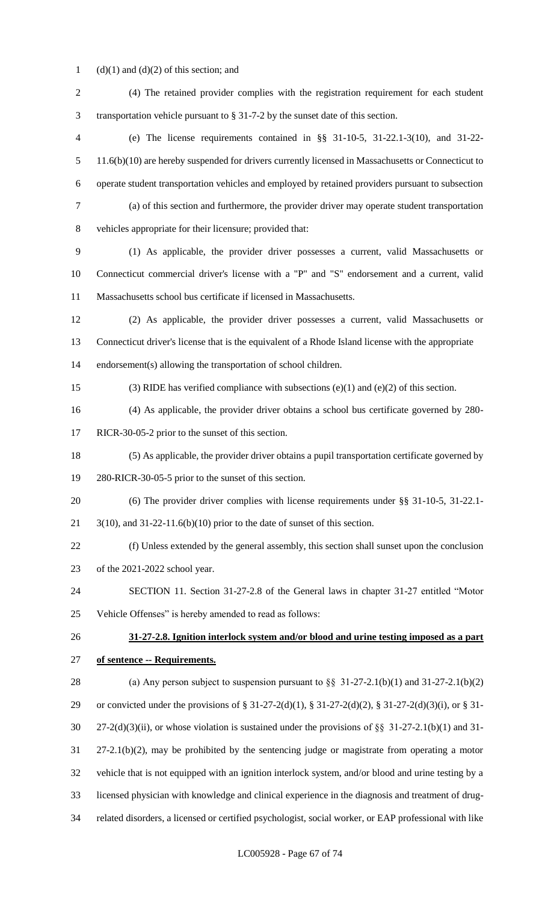(d)(1) and (d)(2) of this section; and

(4) The retained provider complies with the registration requirement for each student transportation vehicle pursuant to § 31-7-2 by the sunset date of this section.

(e) The license requirements contained in §§ 31-10-5, 31-22.1-3(10), and 31-22-11.6(b)(10) are hereby suspended for drivers currently licensed in Massachusetts or Connecticut to operate student transportation vehicles and employed by retained providers pursuant to subsection (a) of this section and furthermore, the provider driver may operate student transportation vehicles appropriate for their licensure; provided that:

(1) As applicable, the provider driver possesses a current, valid Massachusetts or Connecticut commercial driver's license with a "P" and "S" endorsement and a current, valid Massachusetts school bus certificate if licensed in Massachusetts.

(2) As applicable, the provider driver possesses a current, valid Massachusetts or Connecticut driver's license that is the equivalent of a Rhode Island license with the appropriate endorsement(s) allowing the transportation of school children.

(3) RIDE has verified compliance with subsections (e)(1) and (e)(2) of this section.

(4) As applicable, the provider driver obtains a school bus certificate governed by 280-RICR-30-05-2 prior to the sunset of this section.

(5) As applicable, the provider driver obtains a pupil transportation certificate governed by 280-RICR-30-05-5 prior to the sunset of this section.

(6) The provider driver complies with license requirements under §§ 31-10-5, 31-22.1-3(10), and 31-22-11.6(b)(10) prior to the date of sunset of this section.

(f) Unless extended by the general assembly, this section shall sunset upon the conclusion of the 2021-2022 school year.

SECTION 11. Section 31-27-2.8 of the General laws in chapter 31-27 entitled "Motor Vehicle Offenses" is hereby amended to read as follows:

**31-27-2.8. Ignition interlock system and/or blood and urine testing imposed as a part of sentence -- Requirements.**

(a) Any person subject to suspension pursuant to §§ 31-27-2.1(b)(1) and 31-27-2.1(b)(2) or convicted under the provisions of § 31-27-2(d)(1), § 31-27-2(d)(2), § 31-27-2(d)(3)(i), or § 31-27-2(d)(3)(ii), or whose violation is sustained under the provisions of §§ 31-27-2.1(b)(1) and 31-27-2.1(b)(2), may be prohibited by the sentencing judge or magistrate from operating a motor vehicle that is not equipped with an ignition interlock system, and/or blood and urine testing by a licensed physician with knowledge and clinical experience in the diagnosis and treatment of drug-related disorders, a licensed or certified psychologist, social worker, or EAP professional with like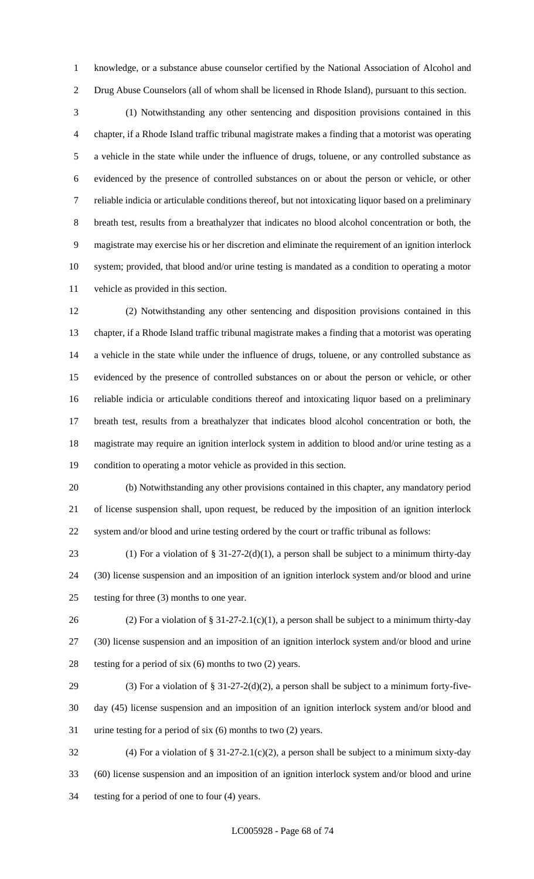knowledge, or a substance abuse counselor certified by the National Association of Alcohol and Drug Abuse Counselors (all of whom shall be licensed in Rhode Island), pursuant to this section.

(1) Notwithstanding any other sentencing and disposition provisions contained in this chapter, if a Rhode Island traffic tribunal magistrate makes a finding that a motorist was operating a vehicle in the state while under the influence of drugs, toluene, or any controlled substance as evidenced by the presence of controlled substances on or about the person or vehicle, or other reliable indicia or articulable conditions thereof, but not intoxicating liquor based on a preliminary breath test, results from a breathalyzer that indicates no blood alcohol concentration or both, the magistrate may exercise his or her discretion and eliminate the requirement of an ignition interlock system; provided, that blood and/or urine testing is mandated as a condition to operating a motor vehicle as provided in this section.

(2) Notwithstanding any other sentencing and disposition provisions contained in this chapter, if a Rhode Island traffic tribunal magistrate makes a finding that a motorist was operating a vehicle in the state while under the influence of drugs, toluene, or any controlled substance as evidenced by the presence of controlled substances on or about the person or vehicle, or other reliable indicia or articulable conditions thereof and intoxicating liquor based on a preliminary breath test, results from a breathalyzer that indicates blood alcohol concentration or both, the magistrate may require an ignition interlock system in addition to blood and/or urine testing as a condition to operating a motor vehicle as provided in this section.

(b) Notwithstanding any other provisions contained in this chapter, any mandatory period of license suspension shall, upon request, be reduced by the imposition of an ignition interlock system and/or blood and urine testing ordered by the court or traffic tribunal as follows:

(1) For a violation of § 31-27-2(d)(1), a person shall be subject to a minimum thirty-day (30) license suspension and an imposition of an ignition interlock system and/or blood and urine testing for three (3) months to one year.

(2) For a violation of § 31-27-2.1(c)(1), a person shall be subject to a minimum thirty-day (30) license suspension and an imposition of an ignition interlock system and/or blood and urine testing for a period of six (6) months to two (2) years.

(3) For a violation of § 31-27-2(d)(2), a person shall be subject to a minimum forty-five-day (45) license suspension and an imposition of an ignition interlock system and/or blood and urine testing for a period of six (6) months to two (2) years.

(4) For a violation of § 31-27-2.1(c)(2), a person shall be subject to a minimum sixty-day (60) license suspension and an imposition of an ignition interlock system and/or blood and urine testing for a period of one to four (4) years.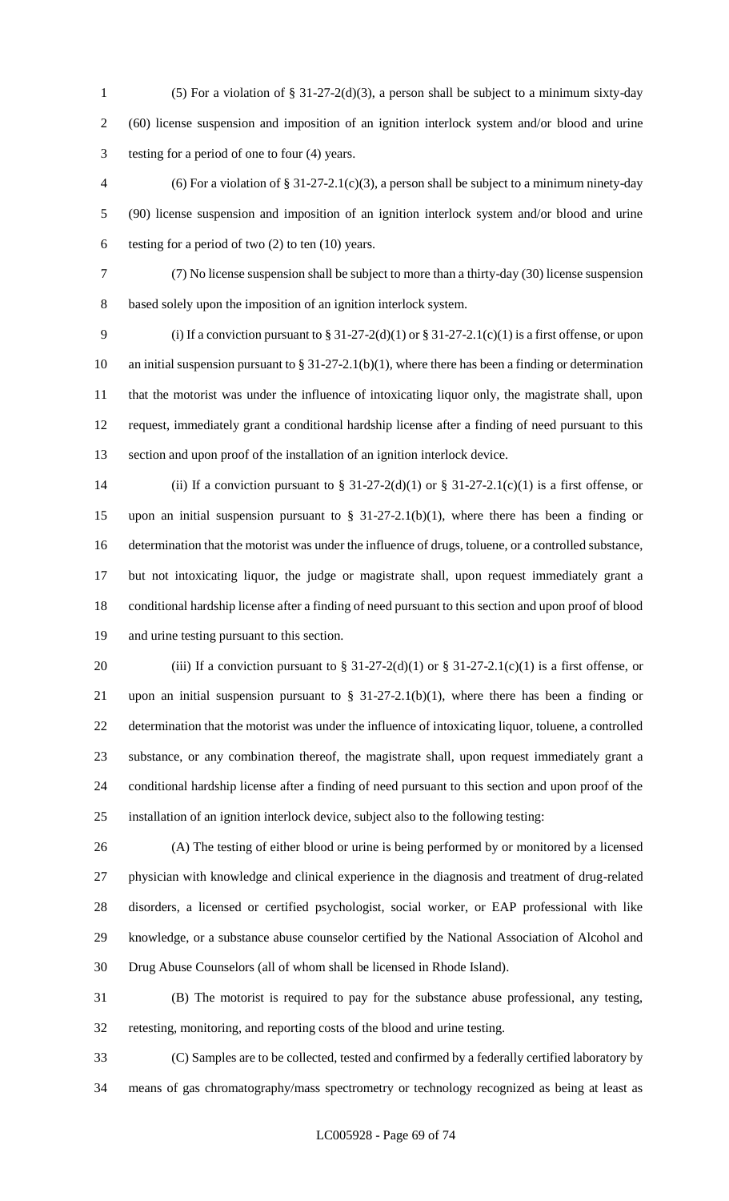(5) For a violation of § 31-27-2(d)(3), a person shall be subject to a minimum sixty-day (60) license suspension and imposition of an ignition interlock system and/or blood and urine testing for a period of one to four (4) years.

(6) For a violation of § 31-27-2.1(c)(3), a person shall be subject to a minimum ninety-day (90) license suspension and imposition of an ignition interlock system and/or blood and urine testing for a period of two (2) to ten (10) years.

(7) No license suspension shall be subject to more than a thirty-day (30) license suspension based solely upon the imposition of an ignition interlock system.

(i) If a conviction pursuant to § 31-27-2(d)(1) or § 31-27-2.1(c)(1) is a first offense, or upon an initial suspension pursuant to § 31-27-2.1(b)(1), where there has been a finding or determination that the motorist was under the influence of intoxicating liquor only, the magistrate shall, upon request, immediately grant a conditional hardship license after a finding of need pursuant to this section and upon proof of the installation of an ignition interlock device.

(ii) If a conviction pursuant to § 31-27-2(d)(1) or § 31-27-2.1(c)(1) is a first offense, or upon an initial suspension pursuant to § 31-27-2.1(b)(1), where there has been a finding or determination that the motorist was under the influence of drugs, toluene, or a controlled substance, but not intoxicating liquor, the judge or magistrate shall, upon request immediately grant a conditional hardship license after a finding of need pursuant to this section and upon proof of blood and urine testing pursuant to this section.

(iii) If a conviction pursuant to § 31-27-2(d)(1) or § 31-27-2.1(c)(1) is a first offense, or upon an initial suspension pursuant to § 31-27-2.1(b)(1), where there has been a finding or determination that the motorist was under the influence of intoxicating liquor, toluene, a controlled substance, or any combination thereof, the magistrate shall, upon request immediately grant a conditional hardship license after a finding of need pursuant to this section and upon proof of the installation of an ignition interlock device, subject also to the following testing:

(A) The testing of either blood or urine is being performed by or monitored by a licensed physician with knowledge and clinical experience in the diagnosis and treatment of drug-related disorders, a licensed or certified psychologist, social worker, or EAP professional with like knowledge, or a substance abuse counselor certified by the National Association of Alcohol and Drug Abuse Counselors (all of whom shall be licensed in Rhode Island).

(B) The motorist is required to pay for the substance abuse professional, any testing, retesting, monitoring, and reporting costs of the blood and urine testing.

(C) Samples are to be collected, tested and confirmed by a federally certified laboratory by means of gas chromatography/mass spectrometry or technology recognized as being at least as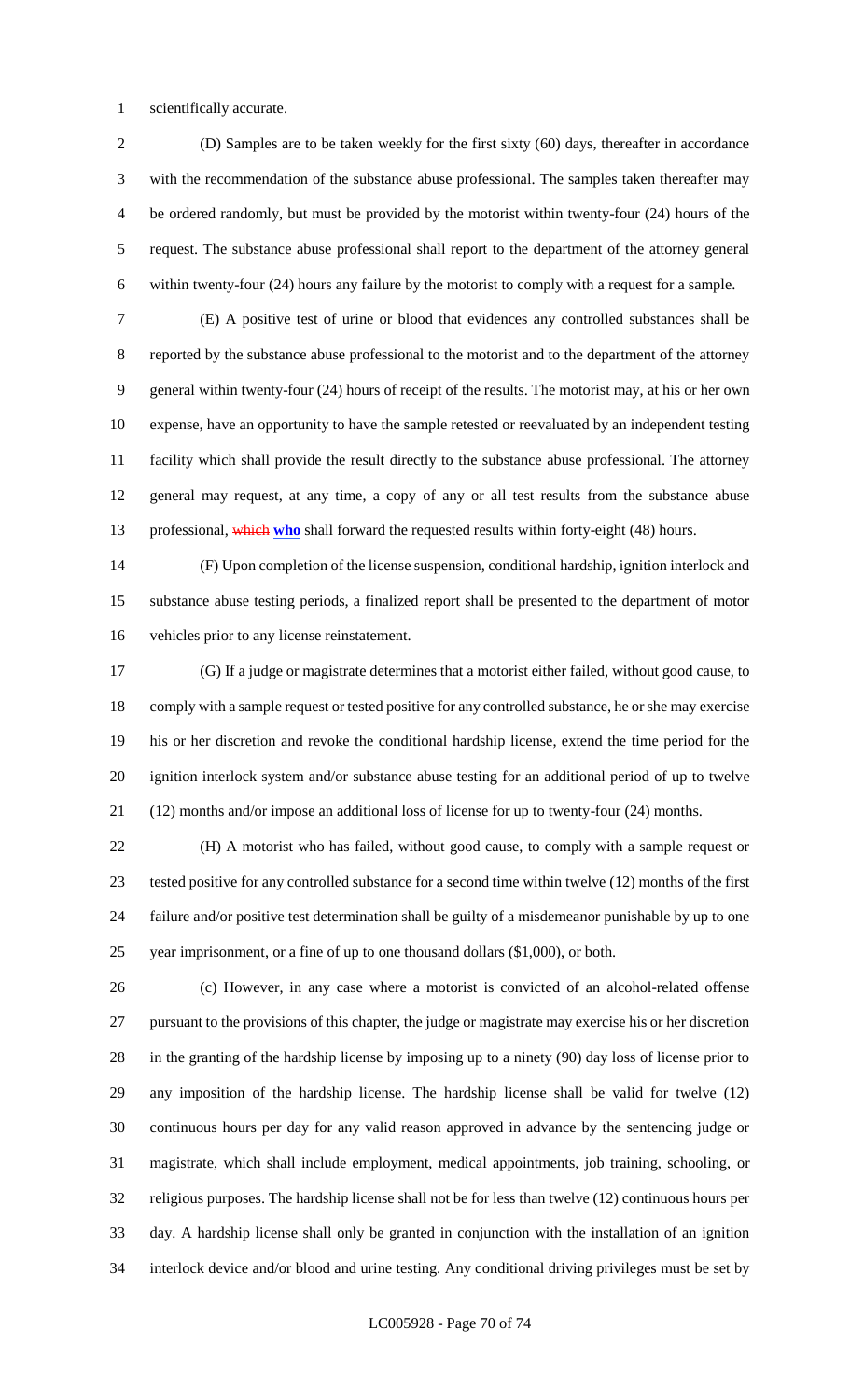scientifically accurate.

(D) Samples are to be taken weekly for the first sixty (60) days, thereafter in accordance with the recommendation of the substance abuse professional. The samples taken thereafter may be ordered randomly, but must be provided by the motorist within twenty-four (24) hours of the request. The substance abuse professional shall report to the department of the attorney general within twenty-four (24) hours any failure by the motorist to comply with a request for a sample.

(E) A positive test of urine or blood that evidences any controlled substances shall be reported by the substance abuse professional to the motorist and to the department of the attorney general within twenty-four (24) hours of receipt of the results. The motorist may, at his or her own expense, have an opportunity to have the sample retested or reevaluated by an independent testing facility which shall provide the result directly to the substance abuse professional. The attorney general may request, at any time, a copy of any or all test results from the substance abuse professional, ~~which~~ **who** shall forward the requested results within forty-eight (48) hours.

(F) Upon completion of the license suspension, conditional hardship, ignition interlock and substance abuse testing periods, a finalized report shall be presented to the department of motor vehicles prior to any license reinstatement.

(G) If a judge or magistrate determines that a motorist either failed, without good cause, to comply with a sample request or tested positive for any controlled substance, he or she may exercise his or her discretion and revoke the conditional hardship license, extend the time period for the ignition interlock system and/or substance abuse testing for an additional period of up to twelve (12) months and/or impose an additional loss of license for up to twenty-four (24) months.

(H) A motorist who has failed, without good cause, to comply with a sample request or tested positive for any controlled substance for a second time within twelve (12) months of the first failure and/or positive test determination shall be guilty of a misdemeanor punishable by up to one year imprisonment, or a fine of up to one thousand dollars ($1,000), or both.

(c) However, in any case where a motorist is convicted of an alcohol-related offense pursuant to the provisions of this chapter, the judge or magistrate may exercise his or her discretion in the granting of the hardship license by imposing up to a ninety (90) day loss of license prior to any imposition of the hardship license. The hardship license shall be valid for twelve (12) continuous hours per day for any valid reason approved in advance by the sentencing judge or magistrate, which shall include employment, medical appointments, job training, schooling, or religious purposes. The hardship license shall not be for less than twelve (12) continuous hours per day. A hardship license shall only be granted in conjunction with the installation of an ignition interlock device and/or blood and urine testing. Any conditional driving privileges must be set by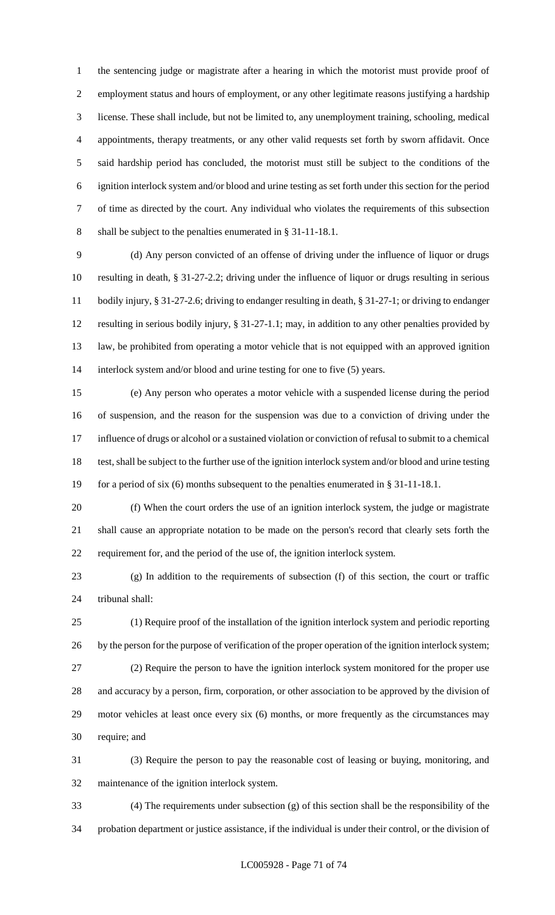the sentencing judge or magistrate after a hearing in which the motorist must provide proof of employment status and hours of employment, or any other legitimate reasons justifying a hardship license. These shall include, but not be limited to, any unemployment training, schooling, medical appointments, therapy treatments, or any other valid requests set forth by sworn affidavit. Once said hardship period has concluded, the motorist must still be subject to the conditions of the ignition interlock system and/or blood and urine testing as set forth under this section for the period of time as directed by the court. Any individual who violates the requirements of this subsection shall be subject to the penalties enumerated in § 31-11-18.1.

(d) Any person convicted of an offense of driving under the influence of liquor or drugs resulting in death, § 31-27-2.2; driving under the influence of liquor or drugs resulting in serious bodily injury, § 31-27-2.6; driving to endanger resulting in death, § 31-27-1; or driving to endanger resulting in serious bodily injury, § 31-27-1.1; may, in addition to any other penalties provided by law, be prohibited from operating a motor vehicle that is not equipped with an approved ignition interlock system and/or blood and urine testing for one to five (5) years.

(e) Any person who operates a motor vehicle with a suspended license during the period of suspension, and the reason for the suspension was due to a conviction of driving under the influence of drugs or alcohol or a sustained violation or conviction of refusal to submit to a chemical test, shall be subject to the further use of the ignition interlock system and/or blood and urine testing for a period of six (6) months subsequent to the penalties enumerated in § 31-11-18.1.

(f) When the court orders the use of an ignition interlock system, the judge or magistrate shall cause an appropriate notation to be made on the person's record that clearly sets forth the requirement for, and the period of the use of, the ignition interlock system.

(g) In addition to the requirements of subsection (f) of this section, the court or traffic tribunal shall:

(1) Require proof of the installation of the ignition interlock system and periodic reporting by the person for the purpose of verification of the proper operation of the ignition interlock system;

(2) Require the person to have the ignition interlock system monitored for the proper use and accuracy by a person, firm, corporation, or other association to be approved by the division of motor vehicles at least once every six (6) months, or more frequently as the circumstances may require; and

(3) Require the person to pay the reasonable cost of leasing or buying, monitoring, and maintenance of the ignition interlock system.

(4) The requirements under subsection (g) of this section shall be the responsibility of the probation department or justice assistance, if the individual is under their control, or the division of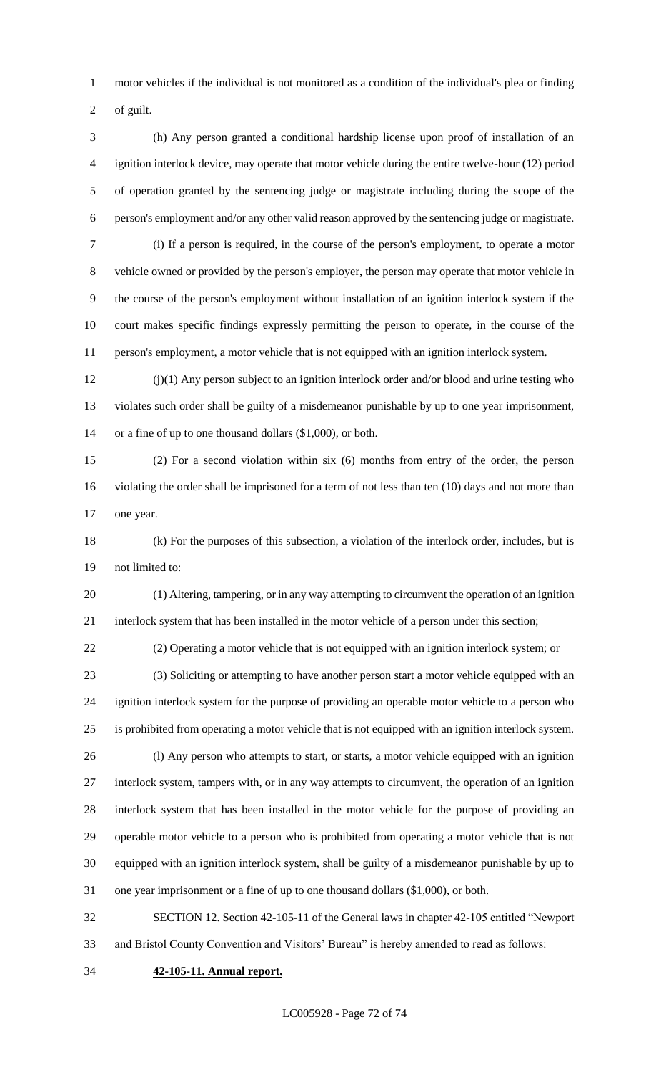motor vehicles if the individual is not monitored as a condition of the individual's plea or finding of guilt.

(h) Any person granted a conditional hardship license upon proof of installation of an ignition interlock device, may operate that motor vehicle during the entire twelve-hour (12) period of operation granted by the sentencing judge or magistrate including during the scope of the person's employment and/or any other valid reason approved by the sentencing judge or magistrate.

(i) If a person is required, in the course of the person's employment, to operate a motor vehicle owned or provided by the person's employer, the person may operate that motor vehicle in the course of the person's employment without installation of an ignition interlock system if the court makes specific findings expressly permitting the person to operate, in the course of the person's employment, a motor vehicle that is not equipped with an ignition interlock system.

(j)(1) Any person subject to an ignition interlock order and/or blood and urine testing who violates such order shall be guilty of a misdemeanor punishable by up to one year imprisonment, or a fine of up to one thousand dollars ($1,000), or both.

(2) For a second violation within six (6) months from entry of the order, the person violating the order shall be imprisoned for a term of not less than ten (10) days and not more than one year.

(k) For the purposes of this subsection, a violation of the interlock order, includes, but is not limited to:

(1) Altering, tampering, or in any way attempting to circumvent the operation of an ignition interlock system that has been installed in the motor vehicle of a person under this section;

(2) Operating a motor vehicle that is not equipped with an ignition interlock system; or

(3) Soliciting or attempting to have another person start a motor vehicle equipped with an ignition interlock system for the purpose of providing an operable motor vehicle to a person who is prohibited from operating a motor vehicle that is not equipped with an ignition interlock system.

(l) Any person who attempts to start, or starts, a motor vehicle equipped with an ignition interlock system, tampers with, or in any way attempts to circumvent, the operation of an ignition interlock system that has been installed in the motor vehicle for the purpose of providing an operable motor vehicle to a person who is prohibited from operating a motor vehicle that is not equipped with an ignition interlock system, shall be guilty of a misdemeanor punishable by up to one year imprisonment or a fine of up to one thousand dollars ($1,000), or both.

SECTION 12. Section 42-105-11 of the General laws in chapter 42-105 entitled "Newport and Bristol County Convention and Visitors' Bureau" is hereby amended to read as follows:

**42-105-11. Annual report.**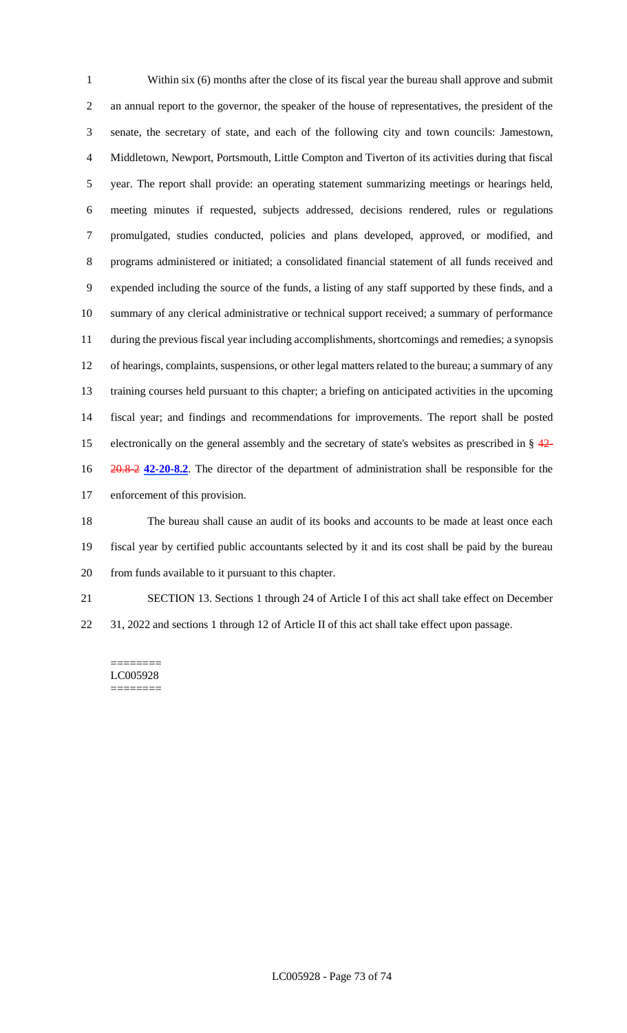Within six (6) months after the close of its fiscal year the bureau shall approve and submit an annual report to the governor, the speaker of the house of representatives, the president of the senate, the secretary of state, and each of the following city and town councils: Jamestown, Middletown, Newport, Portsmouth, Little Compton and Tiverton of its activities during that fiscal year. The report shall provide: an operating statement summarizing meetings or hearings held, meeting minutes if requested, subjects addressed, decisions rendered, rules or regulations promulgated, studies conducted, policies and plans developed, approved, or modified, and programs administered or initiated; a consolidated financial statement of all funds received and expended including the source of the funds, a listing of any staff supported by these finds, and a summary of any clerical administrative or technical support received; a summary of performance during the previous fiscal year including accomplishments, shortcomings and remedies; a synopsis of hearings, complaints, suspensions, or other legal matters related to the bureau; a summary of any training courses held pursuant to this chapter; a briefing on anticipated activities in the upcoming fiscal year; and findings and recommendations for improvements. The report shall be posted electronically on the general assembly and the secretary of state's websites as prescribed in § ~~42-20.8-2~~ **42-20-8.2**. The director of the department of administration shall be responsible for the enforcement of this provision.

The bureau shall cause an audit of its books and accounts to be made at least once each fiscal year by certified public accountants selected by it and its cost shall be paid by the bureau from funds available to it pursuant to this chapter.

SECTION 13. Sections 1 through 24 of Article I of this act shall take effect on December 31, 2022 and sections 1 through 12 of Article II of this act shall take effect upon passage.

========
LC005928
========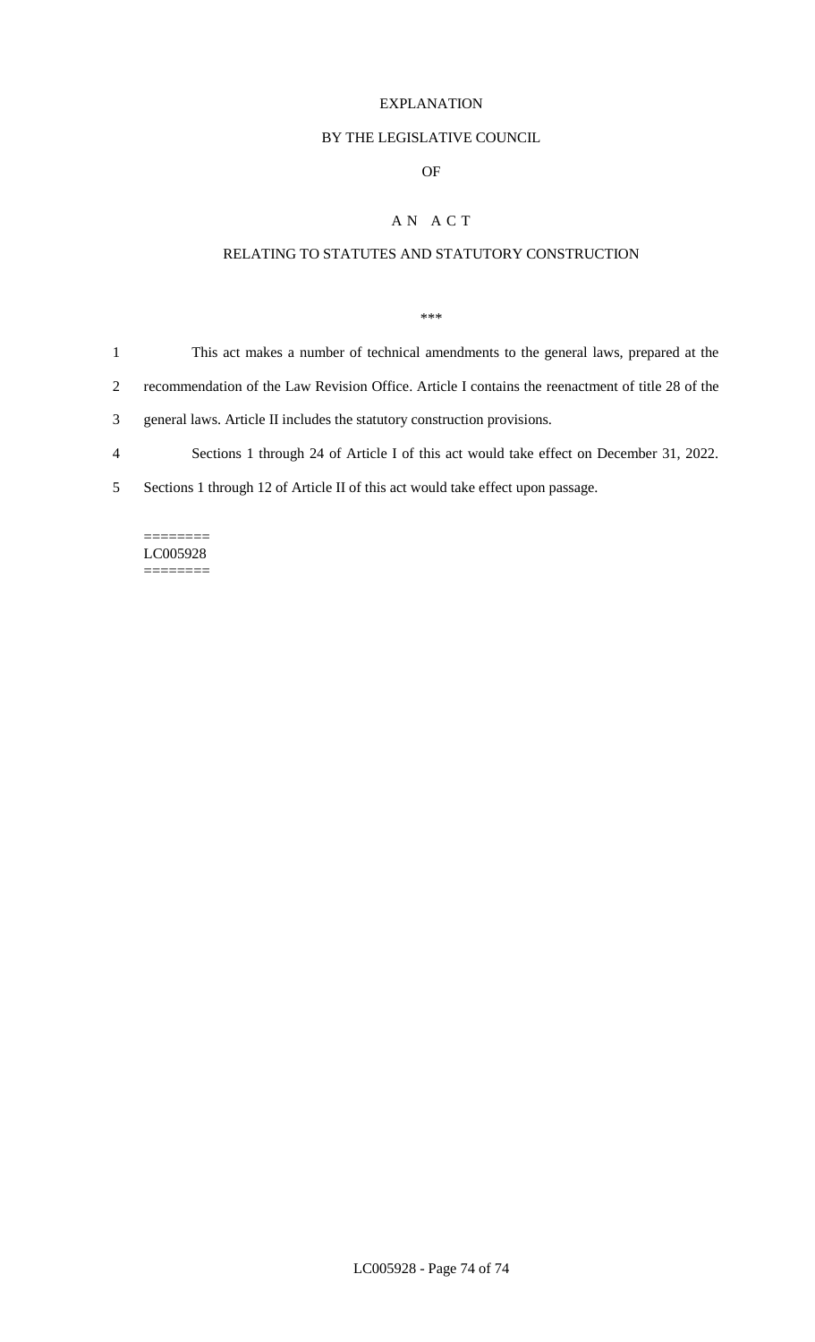EXPLANATION

BY THE LEGISLATIVE COUNCIL

OF

A N A C T

RELATING TO STATUTES AND STATUTORY CONSTRUCTION

\*\*\*

This act makes a number of technical amendments to the general laws, prepared at the recommendation of the Law Revision Office. Article I contains the reenactment of title 28 of the general laws. Article II includes the statutory construction provisions.

Sections 1 through 24 of Article I of this act would take effect on December 31, 2022. Sections 1 through 12 of Article II of this act would take effect upon passage.

========
LC005928
========